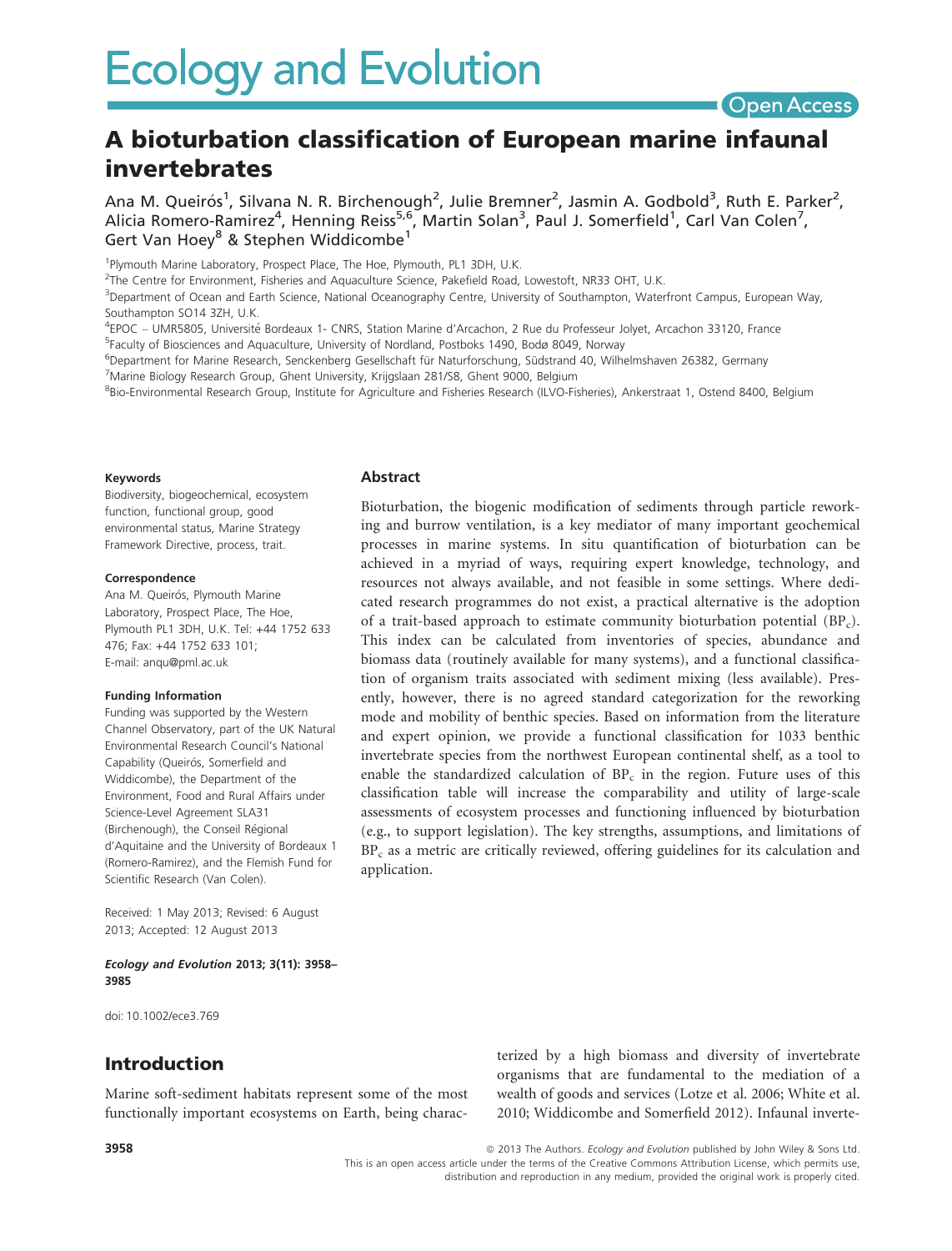# Ecology and Evolution

Open Access

## A bioturbation classification of European marine infaunal invertebrates

Ana M. Queirós[1], Silvana N. R. Birchenough[2], Julie Bremner[2], Jasmin A. Godbold[3], Ruth E. Parker[2], Alicia Romero-Ramirez[4], Henning Reiss[5,6], Martin Solan[3], Paul J. Somerfield[1], Carl Van Colen[7], Gert Van Hoey[8] & Stephen Widdicombe[1]

[1]Plymouth Marine Laboratory, Prospect Place, The Hoe, Plymouth, PL1 3DH, U.K.
[2]The Centre for Environment, Fisheries and Aquaculture Science, Pakefield Road, Lowestoft, NR33 OHT, U.K.
[3]Department of Ocean and Earth Science, National Oceanography Centre, University of Southampton, Waterfront Campus, European Way, Southampton SO14 3ZH, U.K.
[4]EPOC – UMR5805, Université Bordeaux 1- CNRS, Station Marine d'Arcachon, 2 Rue du Professeur Jolyet, Arcachon 33120, France
[5]Faculty of Biosciences and Aquaculture, University of Nordland, Postboks 1490, Bodø 8049, Norway
[6]Department for Marine Research, Senckenberg Gesellschaft für Naturforschung, Südstrand 40, Wilhelmshaven 26382, Germany
[7]Marine Biology Research Group, Ghent University, Krijgslaan 281/S8, Ghent 9000, Belgium
[8]Bio-Environmental Research Group, Institute for Agriculture and Fisheries Research (ILVO-Fisheries), Ankerstraat 1, Ostend 8400, Belgium

**Keywords**
Biodiversity, biogeochemical, ecosystem function, functional group, good environmental status, Marine Strategy Framework Directive, process, trait.

**Correspondence**
Ana M. Queirós, Plymouth Marine Laboratory, Prospect Place, The Hoe, Plymouth PL1 3DH, U.K. Tel: +44 1752 633 476; Fax: +44 1752 633 101; E-mail: anqu@pml.ac.uk

**Funding Information**
Funding was supported by the Western Channel Observatory, part of the UK Natural Environmental Research Council's National Capability (Queirós, Somerfield and Widdicombe), the Department of the Environment, Food and Rural Affairs under Science-Level Agreement SLA31 (Birchenough), the Conseil Régional d'Aquitaine and the University of Bordeaux 1 (Romero-Ramirez), and the Flemish Fund for Scientific Research (Van Colen).

Received: 1 May 2013; Revised: 6 August 2013; Accepted: 12 August 2013

***Ecology and Evolution* 2013; 3(11): 3958–3985**

doi: 10.1002/ece3.769

### Abstract

Bioturbation, the biogenic modification of sediments through particle reworking and burrow ventilation, is a key mediator of many important geochemical processes in marine systems. In situ quantification of bioturbation can be achieved in a myriad of ways, requiring expert knowledge, technology, and resources not always available, and not feasible in some settings. Where dedicated research programmes do not exist, a practical alternative is the adoption of a trait-based approach to estimate community bioturbation potential ($BP_c$). This index can be calculated from inventories of species, abundance and biomass data (routinely available for many systems), and a functional classification of organism traits associated with sediment mixing (less available). Presently, however, there is no agreed standard categorization for the reworking mode and mobility of benthic species. Based on information from the literature and expert opinion, we provide a functional classification for 1033 benthic invertebrate species from the northwest European continental shelf, as a tool to enable the standardized calculation of $BP_c$ in the region. Future uses of this classification table will increase the comparability and utility of large-scale assessments of ecosystem processes and functioning influenced by bioturbation (e.g., to support legislation). The key strengths, assumptions, and limitations of $BP_c$ as a metric are critically reviewed, offering guidelines for its calculation and application.

## Introduction

Marine soft-sediment habitats represent some of the most functionally important ecosystems on Earth, being characterized by a high biomass and diversity of invertebrate organisms that are fundamental to the mediation of a wealth of goods and services (Lotze et al. 2006; White et al. 2010; Widdicombe and Somerfield 2012). Infaunal inverte-

© 2013 The Authors. *Ecology and Evolution* published by John Wiley & Sons Ltd.
This is an open access article under the terms of the Creative Commons Attribution License, which permits use, distribution and reproduction in any medium, provided the original work is properly cited.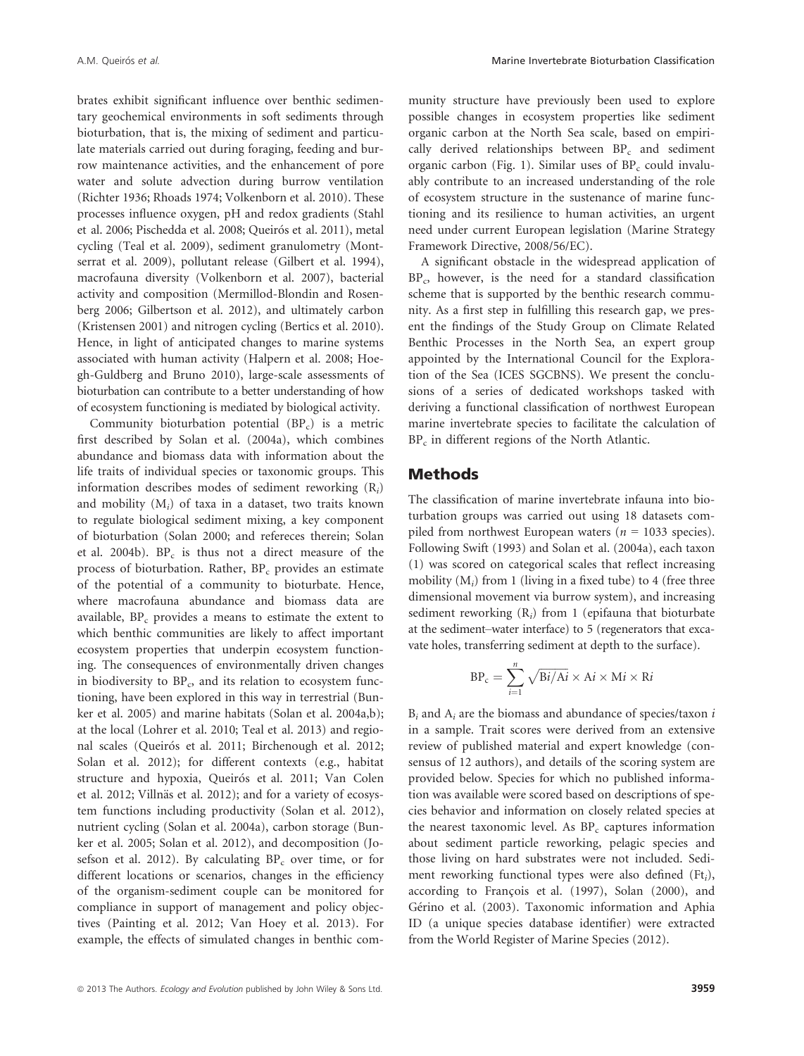brates exhibit significant influence over benthic sedimentary geochemical environments in soft sediments through bioturbation, that is, the mixing of sediment and particulate materials carried out during foraging, feeding and burrow maintenance activities, and the enhancement of pore water and solute advection during burrow ventilation (Richter 1936; Rhoads 1974; Volkenborn et al. 2010). These processes influence oxygen, pH and redox gradients (Stahl et al. 2006; Pischedda et al. 2008; Queirós et al. 2011), metal cycling (Teal et al. 2009), sediment granulometry (Montserrat et al. 2009), pollutant release (Gilbert et al. 1994), macrofauna diversity (Volkenborn et al. 2007), bacterial activity and composition (Mermillod-Blondin and Rosenberg 2006; Gilbertson et al. 2012), and ultimately carbon (Kristensen 2001) and nitrogen cycling (Bertics et al. 2010). Hence, in light of anticipated changes to marine systems associated with human activity (Halpern et al. 2008; Hoegh-Guldberg and Bruno 2010), large-scale assessments of bioturbation can contribute to a better understanding of how of ecosystem functioning is mediated by biological activity.

Community bioturbation potential ($BP_c$) is a metric first described by Solan et al. (2004a), which combines abundance and biomass data with information about the life traits of individual species or taxonomic groups. This information describes modes of sediment reworking ($R_i$) and mobility ($M_i$) of taxa in a dataset, two traits known to regulate biological sediment mixing, a key component of bioturbation (Solan 2000; and refereces therein; Solan et al. 2004b). $BP_c$ is thus not a direct measure of the process of bioturbation. Rather, $BP_c$ provides an estimate of the potential of a community to bioturbate. Hence, where macrofauna abundance and biomass data are available, $BP_c$ provides a means to estimate the extent to which benthic communities are likely to affect important ecosystem properties that underpin ecosystem functioning. The consequences of environmentally driven changes in biodiversity to $BP_c$, and its relation to ecosystem functioning, have been explored in this way in terrestrial (Bunker et al. 2005) and marine habitats (Solan et al. 2004a,b); at the local (Lohrer et al. 2010; Teal et al. 2013) and regional scales (Queirós et al. 2011; Birchenough et al. 2012; Solan et al. 2012); for different contexts (e.g., habitat structure and hypoxia, Queirós et al. 2011; Van Colen et al. 2012; Villnäs et al. 2012); and for a variety of ecosystem functions including productivity (Solan et al. 2012), nutrient cycling (Solan et al. 2004a), carbon storage (Bunker et al. 2005; Solan et al. 2012), and decomposition (Josefson et al. 2012). By calculating $BP_c$ over time, or for different locations or scenarios, changes in the efficiency of the organism-sediment couple can be monitored for compliance in support of management and policy objectives (Painting et al. 2012; Van Hoey et al. 2013). For example, the effects of simulated changes in benthic community structure have previously been used to explore possible changes in ecosystem properties like sediment organic carbon at the North Sea scale, based on empirically derived relationships between $BP_c$ and sediment organic carbon (Fig. 1). Similar uses of $BP_c$ could invaluably contribute to an increased understanding of the role of ecosystem structure in the sustenance of marine functioning and its resilience to human activities, an urgent need under current European legislation (Marine Strategy Framework Directive, 2008/56/EC).

A significant obstacle in the widespread application of $BP_c$, however, is the need for a standard classification scheme that is supported by the benthic research community. As a first step in fulfilling this research gap, we present the findings of the Study Group on Climate Related Benthic Processes in the North Sea, an expert group appointed by the International Council for the Exploration of the Sea (ICES SGCBNS). We present the conclusions of a series of dedicated workshops tasked with deriving a functional classification of northwest European marine invertebrate species to facilitate the calculation of $BP_c$ in different regions of the North Atlantic.

## Methods

The classification of marine invertebrate infauna into bioturbation groups was carried out using 18 datasets compiled from northwest European waters ($n = 1033$ species). Following Swift (1993) and Solan et al. (2004a), each taxon (1) was scored on categorical scales that reflect increasing mobility ($M_i$) from 1 (living in a fixed tube) to 4 (free three dimensional movement via burrow system), and increasing sediment reworking ($R_i$) from 1 (epifauna that bioturbate at the sediment–water interface) to 5 (regenerators that excavate holes, transferring sediment at depth to the surface).

$$BP_c = \sum_{i=1}^{n} \sqrt{Bi/Ai} \times Ai \times Mi \times Ri$$

$B_i$ and $A_i$ are the biomass and abundance of species/taxon $i$ in a sample. Trait scores were derived from an extensive review of published material and expert knowledge (consensus of 12 authors), and details of the scoring system are provided below. Species for which no published information was available were scored based on descriptions of species behavior and information on closely related species at the nearest taxonomic level. As $BP_c$ captures information about sediment particle reworking, pelagic species and those living on hard substrates were not included. Sediment reworking functional types were also defined ($Ft_i$), according to François et al. (1997), Solan (2000), and Gérino et al. (2003). Taxonomic information and Aphia ID (a unique species database identifier) were extracted from the World Register of Marine Species (2012).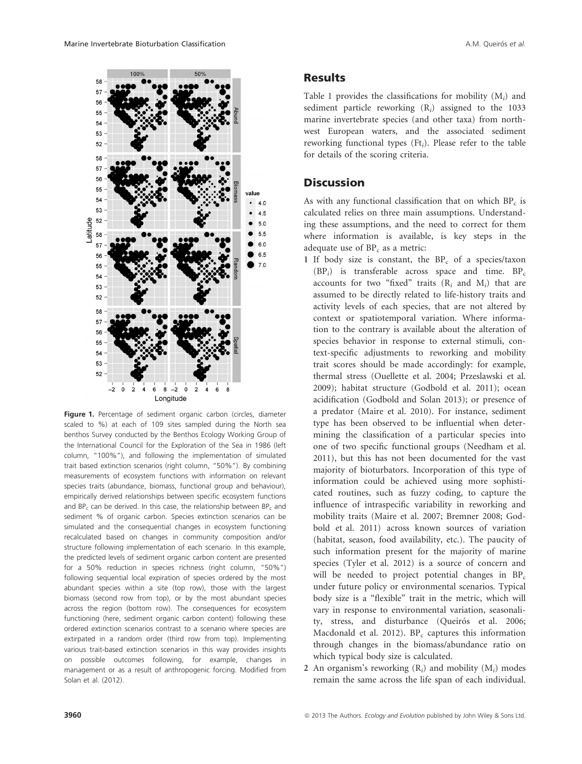100%
50%
58
57
56
55
54
53
52
Abund
Biomass
Random
Spatial
value
4.0
4.5
5.0
5.5
6.0
6.5
7.0
Latitude
−2 0 2 4 6 8 −2 0 2 4 6 8
Longitude

**Figure 1.** Percentage of sediment organic carbon (circles, diameter scaled to %) at each of 109 sites sampled during the North sea benthos Survey conducted by the Benthos Ecology Working Group of the International Council for the Exploration of the Sea in 1986 (left column, "100%"), and following the implementation of simulated trait based extinction scenarios (right column, "50%"). By combining measurements of ecosystem functions with information on relevant species traits (abundance, biomass, functional group and behaviour), empirically derived relationships between specific ecosystem functions and $BP_c$ can be derived. In this case, the relationship between $BP_c$ and sediment % of organic carbon. Species extinction scenarios can be simulated and the consequential changes in ecosystem functioning recalculated based on changes in community composition and/or structure following implementation of each scenario. In this example, the predicted levels of sediment organic carbon content are presented for a 50% reduction in species richness (right column, "50%") following sequential local expiration of species ordered by the most abundant species within a site (top row), those with the largest biomass (second row from top), or by the most abundant species across the region (bottom row). The consequences for ecosystem functioning (here, sediment organic carbon content) following these ordered extinction scenarios contrast to a scenario where species are extirpated in a random order (third row from top). Implementing various trait-based extinction scenarios in this way provides insights on possible outcomes following, for example, changes in management or as a result of anthropogenic forcing. Modified from Solan et al. (2012).

## Results

Table 1 provides the classifications for mobility ($M_i$) and sediment particle reworking ($R_i$) assigned to the 1033 marine invertebrate species (and other taxa) from northwest European waters, and the associated sediment reworking functional types ($Ft_i$). Please refer to the table for details of the scoring criteria.

## Discussion

As with any functional classification that on which $BP_c$ is calculated relies on three main assumptions. Understanding these assumptions, and the need to correct for them where information is available, is key steps in the adequate use of $BP_c$ as a metric:

1 If body size is constant, the $BP_c$ of a species/taxon ($BP_i$) is transferable across space and time. $BP_c$ accounts for two "fixed" traits ($R_i$ and $M_i$) that are assumed to be directly related to life-history traits and activity levels of each species, that are not altered by context or spatiotemporal variation. Where information to the contrary is available about the alteration of species behavior in response to external stimuli, context-specific adjustments to reworking and mobility trait scores should be made accordingly: for example, thermal stress (Ouellette et al. 2004; Przeslawski et al. 2009); habitat structure (Godbold et al. 2011); ocean acidification (Godbold and Solan 2013); or presence of a predator (Maire et al. 2010). For instance, sediment type has been observed to be influential when determining the classification of a particular species into one of two specific functional groups (Needham et al. 2011), but this has not been documented for the vast majority of bioturbators. Incorporation of this type of information could be achieved using more sophisticated routines, such as fuzzy coding, to capture the influence of intraspecific variability in reworking and mobility traits (Maire et al. 2007; Bremner 2008; Godbold et al. 2011) across known sources of variation (habitat, season, food availability, etc.). The paucity of such information present for the majority of marine species (Tyler et al. 2012) is a source of concern and will be needed to project potential changes in $BP_c$ under future policy or environmental scenarios. Typical body size is a "flexible" trait in the metric, which will vary in response to environmental variation, seasonality, stress, and disturbance (Queirós et al. 2006; Macdonald et al. 2012). $BP_c$ captures this information through changes in the biomass/abundance ratio on which typical body size is calculated.

2 An organism's reworking ($R_i$) and mobility ($M_i$) modes remain the same across the life span of each individual.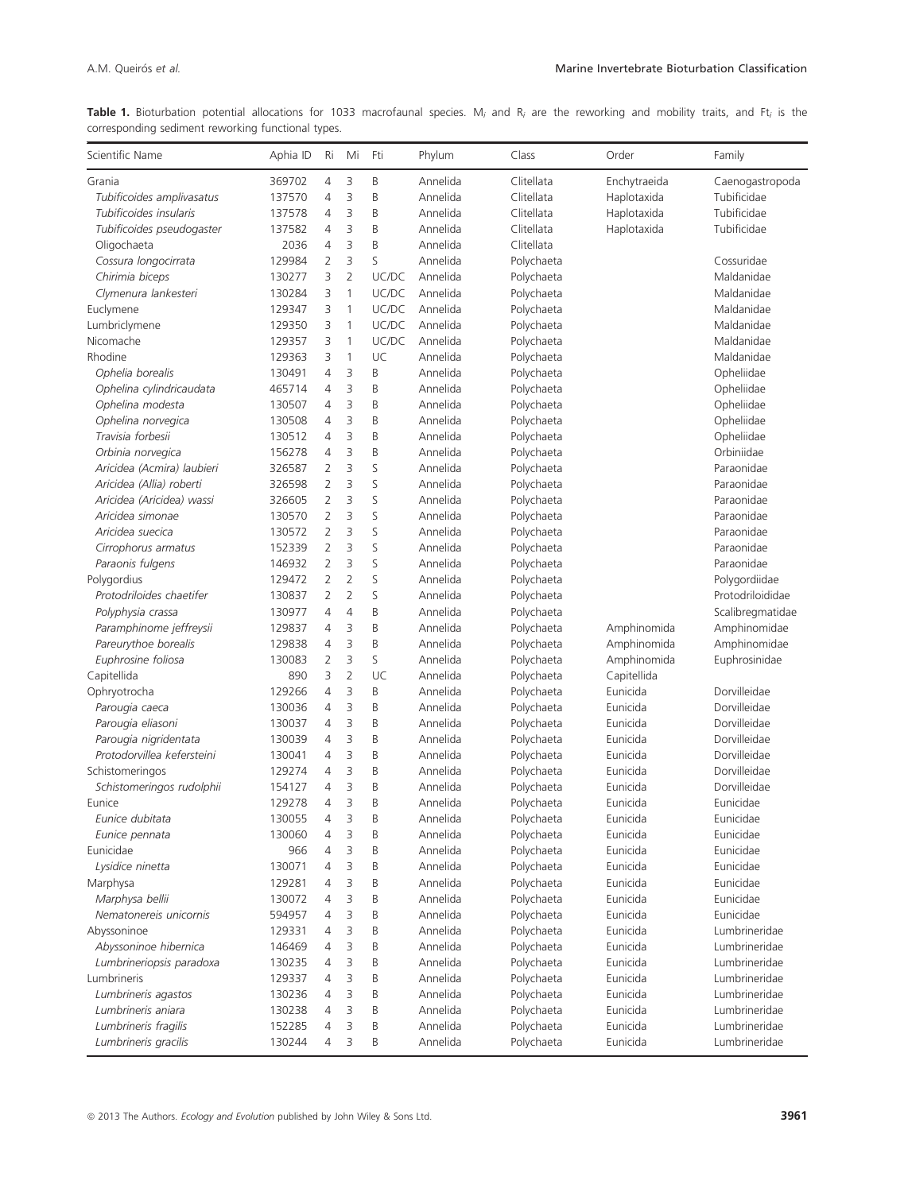**Table 1.** Bioturbation potential allocations for 1033 macrofaunal species. $M_i$ and $R_i$ are the reworking and mobility traits, and $Ft_i$ is the corresponding sediment reworking functional types.

| Scientific Name | Aphia ID | Ri | Mi | Fti | Phylum | Class | Order | Family |
|---|---|---|---|---|---|---|---|---|
| Grania | 369702 | 4 | 3 | B | Annelida | Clitellata | Enchytraeida | Caenogastropoda |
| *Tubificoides amplivasatus* | 137570 | 4 | 3 | B | Annelida | Clitellata | Haplotaxida | Tubificidae |
| *Tubificoides insularis* | 137578 | 4 | 3 | B | Annelida | Clitellata | Haplotaxida | Tubificidae |
| *Tubificoides pseudogaster* | 137582 | 4 | 3 | B | Annelida | Clitellata | Haplotaxida | Tubificidae |
| Oligochaeta | 2036 | 4 | 3 | B | Annelida | Clitellata | | |
| *Cossura longocirrata* | 129984 | 2 | 3 | S | Annelida | Polychaeta | | Cossuridae |
| *Chirimia biceps* | 130277 | 3 | 2 | UC/DC | Annelida | Polychaeta | | Maldanidae |
| *Clymenura lankesteri* | 130284 | 3 | 1 | UC/DC | Annelida | Polychaeta | | Maldanidae |
| Euclymene | 129347 | 3 | 1 | UC/DC | Annelida | Polychaeta | | Maldanidae |
| Lumbriclymene | 129350 | 3 | 1 | UC/DC | Annelida | Polychaeta | | Maldanidae |
| Nicomache | 129357 | 3 | 1 | UC/DC | Annelida | Polychaeta | | Maldanidae |
| Rhodine | 129363 | 3 | 1 | UC | Annelida | Polychaeta | | Maldanidae |
| *Ophelia borealis* | 130491 | 4 | 3 | B | Annelida | Polychaeta | | Opheliidae |
| *Ophelina cylindricaudata* | 465714 | 4 | 3 | B | Annelida | Polychaeta | | Opheliidae |
| *Ophelina modesta* | 130507 | 4 | 3 | B | Annelida | Polychaeta | | Opheliidae |
| *Ophelina norvegica* | 130508 | 4 | 3 | B | Annelida | Polychaeta | | Opheliidae |
| *Travisia forbesii* | 130512 | 4 | 3 | B | Annelida | Polychaeta | | Opheliidae |
| *Orbinia norvegica* | 156278 | 4 | 3 | B | Annelida | Polychaeta | | Orbiniidae |
| *Aricidea (Acmira) laubieri* | 326587 | 2 | 3 | S | Annelida | Polychaeta | | Paraonidae |
| *Aricidea (Allia) roberti* | 326598 | 2 | 3 | S | Annelida | Polychaeta | | Paraonidae |
| *Aricidea (Aricidea) wassi* | 326605 | 2 | 3 | S | Annelida | Polychaeta | | Paraonidae |
| *Aricidea simonae* | 130570 | 2 | 3 | S | Annelida | Polychaeta | | Paraonidae |
| *Aricidea suecica* | 130572 | 2 | 3 | S | Annelida | Polychaeta | | Paraonidae |
| *Cirrophorus armatus* | 152339 | 2 | 3 | S | Annelida | Polychaeta | | Paraonidae |
| *Paraonis fulgens* | 146932 | 2 | 3 | S | Annelida | Polychaeta | | Paraonidae |
| Polygordius | 129472 | 2 | 2 | S | Annelida | Polychaeta | | Polygordiidae |
| *Protodriloides chaetifer* | 130837 | 2 | 2 | S | Annelida | Polychaeta | | Protodriloididae |
| *Polyphysia crassa* | 130977 | 4 | 4 | B | Annelida | Polychaeta | | Scalibregmatidae |
| *Paramphinome jeffreysii* | 129837 | 4 | 3 | B | Annelida | Polychaeta | Amphinomida | Amphinomidae |
| *Pareurythoe borealis* | 129838 | 4 | 3 | B | Annelida | Polychaeta | Amphinomida | Amphinomidae |
| *Euphrosine foliosa* | 130083 | 2 | 3 | S | Annelida | Polychaeta | Amphinomida | Euphrosinidae |
| Capitellida | 890 | 3 | 2 | UC | Annelida | Polychaeta | Capitellida | |
| Ophryotrocha | 129266 | 4 | 3 | B | Annelida | Polychaeta | Eunicida | Dorvilleidae |
| *Parougia caeca* | 130036 | 4 | 3 | B | Annelida | Polychaeta | Eunicida | Dorvilleidae |
| *Parougia eliasoni* | 130037 | 4 | 3 | B | Annelida | Polychaeta | Eunicida | Dorvilleidae |
| *Parougia nigridentata* | 130039 | 4 | 3 | B | Annelida | Polychaeta | Eunicida | Dorvilleidae |
| *Protodorvillea kefersteini* | 130041 | 4 | 3 | B | Annelida | Polychaeta | Eunicida | Dorvilleidae |
| Schistomeringos | 129274 | 4 | 3 | B | Annelida | Polychaeta | Eunicida | Dorvilleidae |
| *Schistomeringos rudolphii* | 154127 | 4 | 3 | B | Annelida | Polychaeta | Eunicida | Dorvilleidae |
| Eunice | 129278 | 4 | 3 | B | Annelida | Polychaeta | Eunicida | Eunicidae |
| *Eunice dubitata* | 130055 | 4 | 3 | B | Annelida | Polychaeta | Eunicida | Eunicidae |
| *Eunice pennata* | 130060 | 4 | 3 | B | Annelida | Polychaeta | Eunicida | Eunicidae |
| Eunicidae | 966 | 4 | 3 | B | Annelida | Polychaeta | Eunicida | Eunicidae |
| *Lysidice ninetta* | 130071 | 4 | 3 | B | Annelida | Polychaeta | Eunicida | Eunicidae |
| Marphysa | 129281 | 4 | 3 | B | Annelida | Polychaeta | Eunicida | Eunicidae |
| *Marphysa bellii* | 130072 | 4 | 3 | B | Annelida | Polychaeta | Eunicida | Eunicidae |
| *Nematonereis unicornis* | 594957 | 4 | 3 | B | Annelida | Polychaeta | Eunicida | Eunicidae |
| Abyssoninoe | 129331 | 4 | 3 | B | Annelida | Polychaeta | Eunicida | Lumbrineridae |
| *Abyssoninoe hibernica* | 146469 | 4 | 3 | B | Annelida | Polychaeta | Eunicida | Lumbrineridae |
| *Lumbrineriopsis paradoxa* | 130235 | 4 | 3 | B | Annelida | Polychaeta | Eunicida | Lumbrineridae |
| Lumbrineris | 129337 | 4 | 3 | B | Annelida | Polychaeta | Eunicida | Lumbrineridae |
| *Lumbrineris agastos* | 130236 | 4 | 3 | B | Annelida | Polychaeta | Eunicida | Lumbrineridae |
| *Lumbrineris aniara* | 130238 | 4 | 3 | B | Annelida | Polychaeta | Eunicida | Lumbrineridae |
| *Lumbrineris fragilis* | 152285 | 4 | 3 | B | Annelida | Polychaeta | Eunicida | Lumbrineridae |
| *Lumbrineris gracilis* | 130244 | 4 | 3 | B | Annelida | Polychaeta | Eunicida | Lumbrineridae |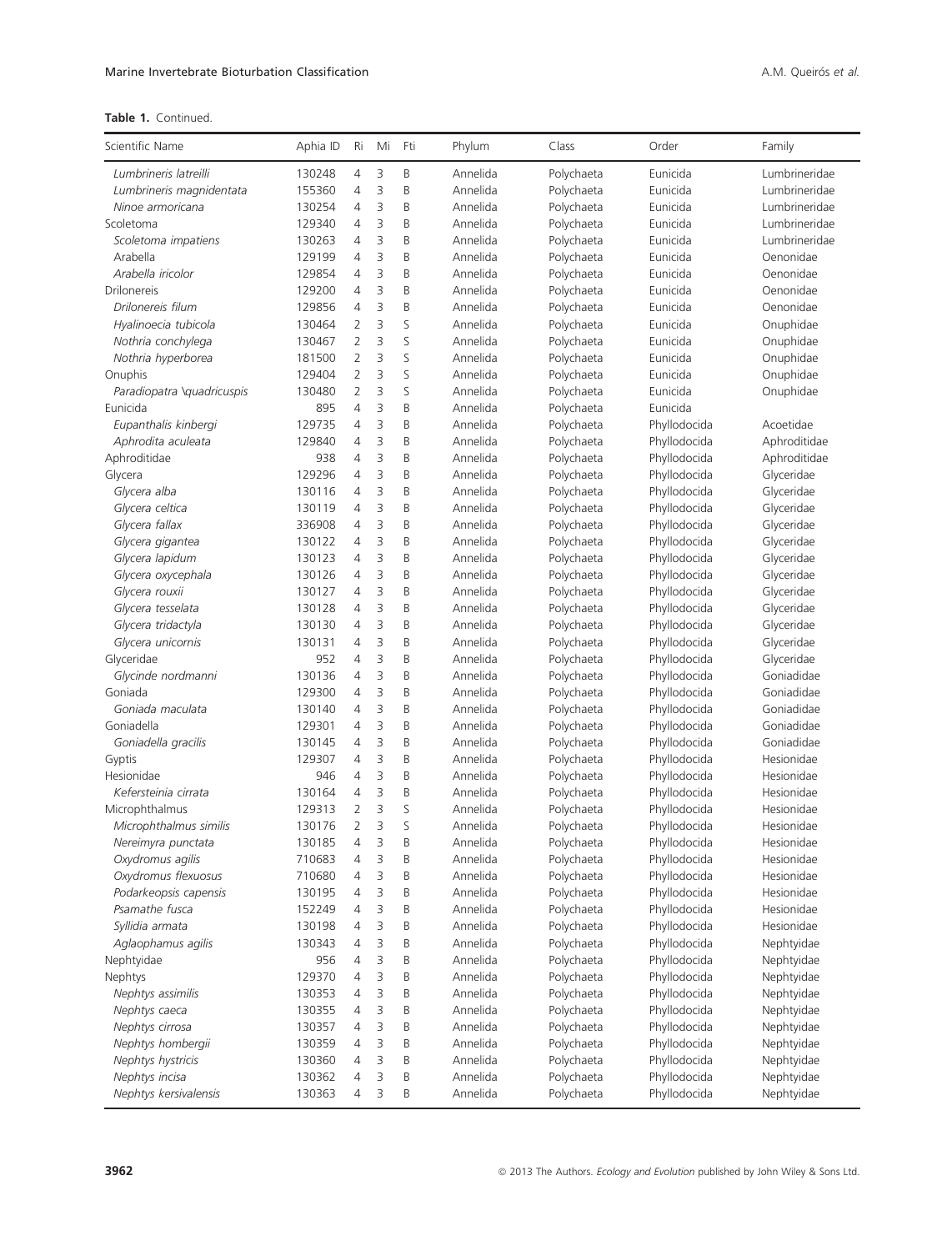**Table 1.** Continued.

| Scientific Name | Aphia ID | Ri | Mi | Fti | Phylum | Class | Order | Family |
|---|---|---|---|---|---|---|---|---|
| *Lumbrineris latreilli* | 130248 | 4 | 3 | B | Annelida | Polychaeta | Eunicida | Lumbrineridae |
| *Lumbrineris magnidentata* | 155360 | 4 | 3 | B | Annelida | Polychaeta | Eunicida | Lumbrineridae |
| *Ninoe armoricana* | 130254 | 4 | 3 | B | Annelida | Polychaeta | Eunicida | Lumbrineridae |
| Scoletoma | 129340 | 4 | 3 | B | Annelida | Polychaeta | Eunicida | Lumbrineridae |
| *Scoletoma impatiens* | 130263 | 4 | 3 | B | Annelida | Polychaeta | Eunicida | Lumbrineridae |
| Arabella | 129199 | 4 | 3 | B | Annelida | Polychaeta | Eunicida | Oenonidae |
| *Arabella iricolor* | 129854 | 4 | 3 | B | Annelida | Polychaeta | Eunicida | Oenonidae |
| Drilonereis | 129200 | 4 | 3 | B | Annelida | Polychaeta | Eunicida | Oenonidae |
| *Drilonereis filum* | 129856 | 4 | 3 | B | Annelida | Polychaeta | Eunicida | Oenonidae |
| *Hyalinoecia tubicola* | 130464 | 2 | 3 | S | Annelida | Polychaeta | Eunicida | Onuphidae |
| *Nothria conchylega* | 130467 | 2 | 3 | S | Annelida | Polychaeta | Eunicida | Onuphidae |
| *Nothria hyperborea* | 181500 | 2 | 3 | S | Annelida | Polychaeta | Eunicida | Onuphidae |
| Onuphis | 129404 | 2 | 3 | S | Annelida | Polychaeta | Eunicida | Onuphidae |
| *Paradiopatra \quadricuspis* | 130480 | 2 | 3 | S | Annelida | Polychaeta | Eunicida | Onuphidae |
| Eunicida | 895 | 4 | 3 | B | Annelida | Polychaeta | Eunicida | |
| *Eupanthalis kinbergi* | 129735 | 4 | 3 | B | Annelida | Polychaeta | Phyllodocida | Acoetidae |
| *Aphrodita aculeata* | 129840 | 4 | 3 | B | Annelida | Polychaeta | Phyllodocida | Aphroditidae |
| Aphroditidae | 938 | 4 | 3 | B | Annelida | Polychaeta | Phyllodocida | Aphroditidae |
| Glycera | 129296 | 4 | 3 | B | Annelida | Polychaeta | Phyllodocida | Glyceridae |
| *Glycera alba* | 130116 | 4 | 3 | B | Annelida | Polychaeta | Phyllodocida | Glyceridae |
| *Glycera celtica* | 130119 | 4 | 3 | B | Annelida | Polychaeta | Phyllodocida | Glyceridae |
| *Glycera fallax* | 336908 | 4 | 3 | B | Annelida | Polychaeta | Phyllodocida | Glyceridae |
| *Glycera gigantea* | 130122 | 4 | 3 | B | Annelida | Polychaeta | Phyllodocida | Glyceridae |
| *Glycera lapidum* | 130123 | 4 | 3 | B | Annelida | Polychaeta | Phyllodocida | Glyceridae |
| *Glycera oxycephala* | 130126 | 4 | 3 | B | Annelida | Polychaeta | Phyllodocida | Glyceridae |
| *Glycera rouxii* | 130127 | 4 | 3 | B | Annelida | Polychaeta | Phyllodocida | Glyceridae |
| *Glycera tesselata* | 130128 | 4 | 3 | B | Annelida | Polychaeta | Phyllodocida | Glyceridae |
| *Glycera tridactyla* | 130130 | 4 | 3 | B | Annelida | Polychaeta | Phyllodocida | Glyceridae |
| *Glycera unicornis* | 130131 | 4 | 3 | B | Annelida | Polychaeta | Phyllodocida | Glyceridae |
| Glyceridae | 952 | 4 | 3 | B | Annelida | Polychaeta | Phyllodocida | Glyceridae |
| *Glycinde nordmanni* | 130136 | 4 | 3 | B | Annelida | Polychaeta | Phyllodocida | Goniadidae |
| Goniada | 129300 | 4 | 3 | B | Annelida | Polychaeta | Phyllodocida | Goniadidae |
| *Goniada maculata* | 130140 | 4 | 3 | B | Annelida | Polychaeta | Phyllodocida | Goniadidae |
| Goniadella | 129301 | 4 | 3 | B | Annelida | Polychaeta | Phyllodocida | Goniadidae |
| *Goniadella gracilis* | 130145 | 4 | 3 | B | Annelida | Polychaeta | Phyllodocida | Goniadidae |
| Gyptis | 129307 | 4 | 3 | B | Annelida | Polychaeta | Phyllodocida | Hesionidae |
| Hesionidae | 946 | 4 | 3 | B | Annelida | Polychaeta | Phyllodocida | Hesionidae |
| *Kefersteinia cirrata* | 130164 | 4 | 3 | B | Annelida | Polychaeta | Phyllodocida | Hesionidae |
| Microphthalmus | 129313 | 2 | 3 | S | Annelida | Polychaeta | Phyllodocida | Hesionidae |
| *Microphthalmus similis* | 130176 | 2 | 3 | S | Annelida | Polychaeta | Phyllodocida | Hesionidae |
| *Nereimyra punctata* | 130185 | 4 | 3 | B | Annelida | Polychaeta | Phyllodocida | Hesionidae |
| *Oxydromus agilis* | 710683 | 4 | 3 | B | Annelida | Polychaeta | Phyllodocida | Hesionidae |
| *Oxydromus flexuosus* | 710680 | 4 | 3 | B | Annelida | Polychaeta | Phyllodocida | Hesionidae |
| *Podarkeopsis capensis* | 130195 | 4 | 3 | B | Annelida | Polychaeta | Phyllodocida | Hesionidae |
| *Psamathe fusca* | 152249 | 4 | 3 | B | Annelida | Polychaeta | Phyllodocida | Hesionidae |
| *Syllidia armata* | 130198 | 4 | 3 | B | Annelida | Polychaeta | Phyllodocida | Hesionidae |
| *Aglaophamus agilis* | 130343 | 4 | 3 | B | Annelida | Polychaeta | Phyllodocida | Nephtyidae |
| Nephtyidae | 956 | 4 | 3 | B | Annelida | Polychaeta | Phyllodocida | Nephtyidae |
| Nephtys | 129370 | 4 | 3 | B | Annelida | Polychaeta | Phyllodocida | Nephtyidae |
| *Nephtys assimilis* | 130353 | 4 | 3 | B | Annelida | Polychaeta | Phyllodocida | Nephtyidae |
| *Nephtys caeca* | 130355 | 4 | 3 | B | Annelida | Polychaeta | Phyllodocida | Nephtyidae |
| *Nephtys cirrosa* | 130357 | 4 | 3 | B | Annelida | Polychaeta | Phyllodocida | Nephtyidae |
| *Nephtys hombergii* | 130359 | 4 | 3 | B | Annelida | Polychaeta | Phyllodocida | Nephtyidae |
| *Nephtys hystricis* | 130360 | 4 | 3 | B | Annelida | Polychaeta | Phyllodocida | Nephtyidae |
| *Nephtys incisa* | 130362 | 4 | 3 | B | Annelida | Polychaeta | Phyllodocida | Nephtyidae |
| *Nephtys kersivalensis* | 130363 | 4 | 3 | B | Annelida | Polychaeta | Phyllodocida | Nephtyidae |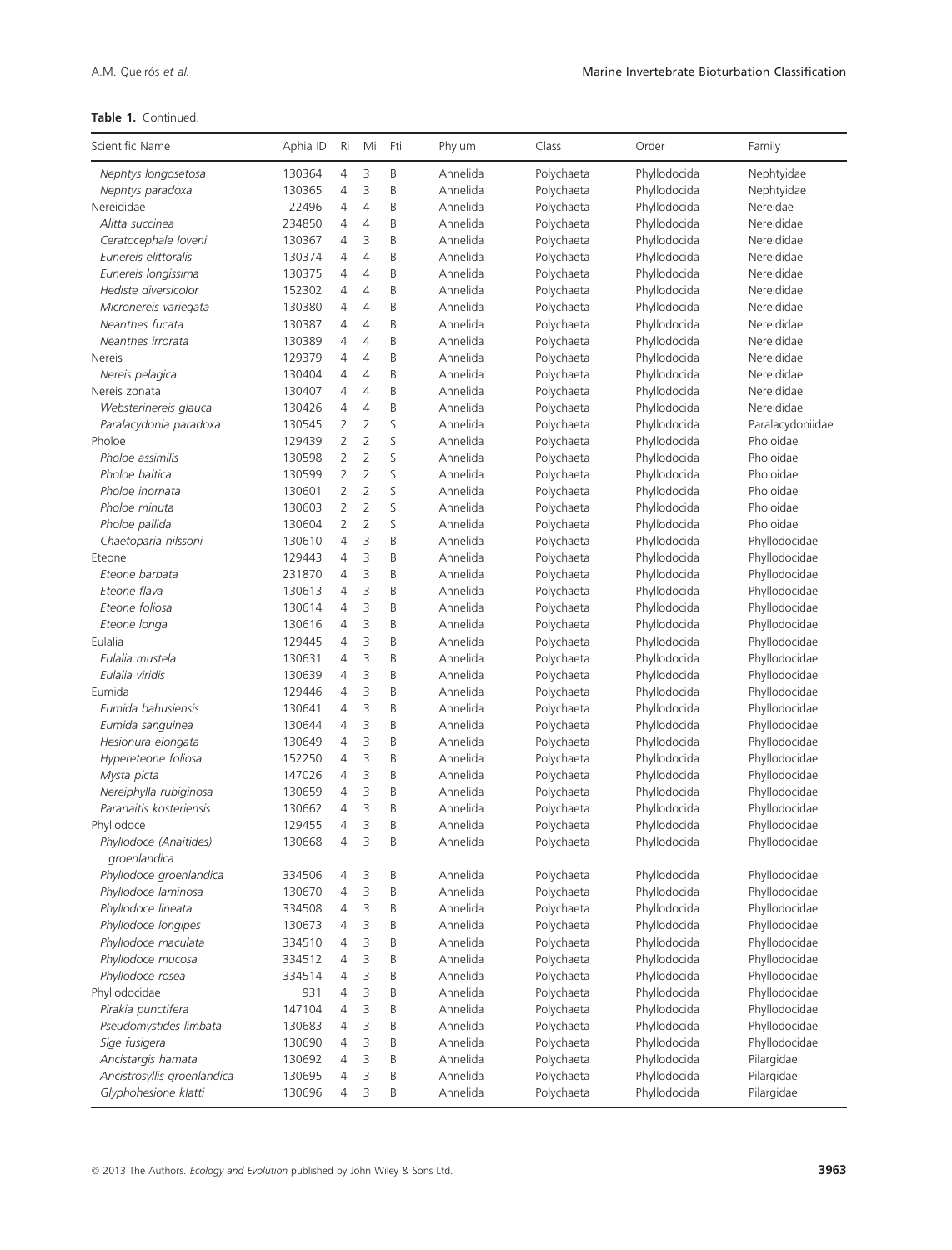**Table 1.** Continued.

| Scientific Name | Aphia ID | Ri | Mi | Fti | Phylum | Class | Order | Family |
|---|---|---|---|---|---|---|---|---|
| *Nephtys longosetosa* | 130364 | 4 | 3 | B | Annelida | Polychaeta | Phyllodocida | Nephtyidae |
| *Nephtys paradoxa* | 130365 | 4 | 3 | B | Annelida | Polychaeta | Phyllodocida | Nephtyidae |
| Nereididae | 22496 | 4 | 4 | B | Annelida | Polychaeta | Phyllodocida | Nereidae |
| *Alitta succinea* | 234850 | 4 | 4 | B | Annelida | Polychaeta | Phyllodocida | Nereididae |
| *Ceratocephale loveni* | 130367 | 4 | 3 | B | Annelida | Polychaeta | Phyllodocida | Nereididae |
| *Eunereis elittoralis* | 130374 | 4 | 4 | B | Annelida | Polychaeta | Phyllodocida | Nereididae |
| *Eunereis longissima* | 130375 | 4 | 4 | B | Annelida | Polychaeta | Phyllodocida | Nereididae |
| *Hediste diversicolor* | 152302 | 4 | 4 | B | Annelida | Polychaeta | Phyllodocida | Nereididae |
| *Micronereis variegata* | 130380 | 4 | 4 | B | Annelida | Polychaeta | Phyllodocida | Nereididae |
| *Neanthes fucata* | 130387 | 4 | 4 | B | Annelida | Polychaeta | Phyllodocida | Nereididae |
| *Neanthes irrorata* | 130389 | 4 | 4 | B | Annelida | Polychaeta | Phyllodocida | Nereididae |
| Nereis | 129379 | 4 | 4 | B | Annelida | Polychaeta | Phyllodocida | Nereididae |
| *Nereis pelagica* | 130404 | 4 | 4 | B | Annelida | Polychaeta | Phyllodocida | Nereididae |
| Nereis zonata | 130407 | 4 | 4 | B | Annelida | Polychaeta | Phyllodocida | Nereididae |
| *Websterinereis glauca* | 130426 | 4 | 4 | B | Annelida | Polychaeta | Phyllodocida | Nereididae |
| *Paralacydonia paradoxa* | 130545 | 2 | 2 | S | Annelida | Polychaeta | Phyllodocida | Paralacydoniidae |
| Pholoe | 129439 | 2 | 2 | S | Annelida | Polychaeta | Phyllodocida | Pholoidae |
| *Pholoe assimilis* | 130598 | 2 | 2 | S | Annelida | Polychaeta | Phyllodocida | Pholoidae |
| *Pholoe baltica* | 130599 | 2 | 2 | S | Annelida | Polychaeta | Phyllodocida | Pholoidae |
| *Pholoe inornata* | 130601 | 2 | 2 | S | Annelida | Polychaeta | Phyllodocida | Pholoidae |
| *Pholoe minuta* | 130603 | 2 | 2 | S | Annelida | Polychaeta | Phyllodocida | Pholoidae |
| *Pholoe pallida* | 130604 | 2 | 2 | S | Annelida | Polychaeta | Phyllodocida | Pholoidae |
| *Chaetoparia nilssoni* | 130610 | 4 | 3 | B | Annelida | Polychaeta | Phyllodocida | Phyllodocidae |
| Eteone | 129443 | 4 | 3 | B | Annelida | Polychaeta | Phyllodocida | Phyllodocidae |
| *Eteone barbata* | 231870 | 4 | 3 | B | Annelida | Polychaeta | Phyllodocida | Phyllodocidae |
| *Eteone flava* | 130613 | 4 | 3 | B | Annelida | Polychaeta | Phyllodocida | Phyllodocidae |
| *Eteone foliosa* | 130614 | 4 | 3 | B | Annelida | Polychaeta | Phyllodocida | Phyllodocidae |
| *Eteone longa* | 130616 | 4 | 3 | B | Annelida | Polychaeta | Phyllodocida | Phyllodocidae |
| Eulalia | 129445 | 4 | 3 | B | Annelida | Polychaeta | Phyllodocida | Phyllodocidae |
| *Eulalia mustela* | 130631 | 4 | 3 | B | Annelida | Polychaeta | Phyllodocida | Phyllodocidae |
| *Eulalia viridis* | 130639 | 4 | 3 | B | Annelida | Polychaeta | Phyllodocida | Phyllodocidae |
| Eumida | 129446 | 4 | 3 | B | Annelida | Polychaeta | Phyllodocida | Phyllodocidae |
| *Eumida bahusiensis* | 130641 | 4 | 3 | B | Annelida | Polychaeta | Phyllodocida | Phyllodocidae |
| *Eumida sanguinea* | 130644 | 4 | 3 | B | Annelida | Polychaeta | Phyllodocida | Phyllodocidae |
| *Hesionura elongata* | 130649 | 4 | 3 | B | Annelida | Polychaeta | Phyllodocida | Phyllodocidae |
| *Hypereteone foliosa* | 152250 | 4 | 3 | B | Annelida | Polychaeta | Phyllodocida | Phyllodocidae |
| *Mysta picta* | 147026 | 4 | 3 | B | Annelida | Polychaeta | Phyllodocida | Phyllodocidae |
| *Nereiphylla rubiginosa* | 130659 | 4 | 3 | B | Annelida | Polychaeta | Phyllodocida | Phyllodocidae |
| *Paranaitis kosteriensis* | 130662 | 4 | 3 | B | Annelida | Polychaeta | Phyllodocida | Phyllodocidae |
| Phyllodoce | 129455 | 4 | 3 | B | Annelida | Polychaeta | Phyllodocida | Phyllodocidae |
| *Phyllodoce (Anaitides) groenlandica* | 130668 | 4 | 3 | B | Annelida | Polychaeta | Phyllodocida | Phyllodocidae |
| *Phyllodoce groenlandica* | 334506 | 4 | 3 | B | Annelida | Polychaeta | Phyllodocida | Phyllodocidae |
| *Phyllodoce laminosa* | 130670 | 4 | 3 | B | Annelida | Polychaeta | Phyllodocida | Phyllodocidae |
| *Phyllodoce lineata* | 334508 | 4 | 3 | B | Annelida | Polychaeta | Phyllodocida | Phyllodocidae |
| *Phyllodoce longipes* | 130673 | 4 | 3 | B | Annelida | Polychaeta | Phyllodocida | Phyllodocidae |
| *Phyllodoce maculata* | 334510 | 4 | 3 | B | Annelida | Polychaeta | Phyllodocida | Phyllodocidae |
| *Phyllodoce mucosa* | 334512 | 4 | 3 | B | Annelida | Polychaeta | Phyllodocida | Phyllodocidae |
| *Phyllodoce rosea* | 334514 | 4 | 3 | B | Annelida | Polychaeta | Phyllodocida | Phyllodocidae |
| Phyllodocidae | 931 | 4 | 3 | B | Annelida | Polychaeta | Phyllodocida | Phyllodocidae |
| *Pirakia punctifera* | 147104 | 4 | 3 | B | Annelida | Polychaeta | Phyllodocida | Phyllodocidae |
| *Pseudomystides limbata* | 130683 | 4 | 3 | B | Annelida | Polychaeta | Phyllodocida | Phyllodocidae |
| *Sige fusigera* | 130690 | 4 | 3 | B | Annelida | Polychaeta | Phyllodocida | Phyllodocidae |
| *Ancistargis hamata* | 130692 | 4 | 3 | B | Annelida | Polychaeta | Phyllodocida | Pilargidae |
| *Ancistrosyllis groenlandica* | 130695 | 4 | 3 | B | Annelida | Polychaeta | Phyllodocida | Pilargidae |
| *Glyphohesione klatti* | 130696 | 4 | 3 | B | Annelida | Polychaeta | Phyllodocida | Pilargidae |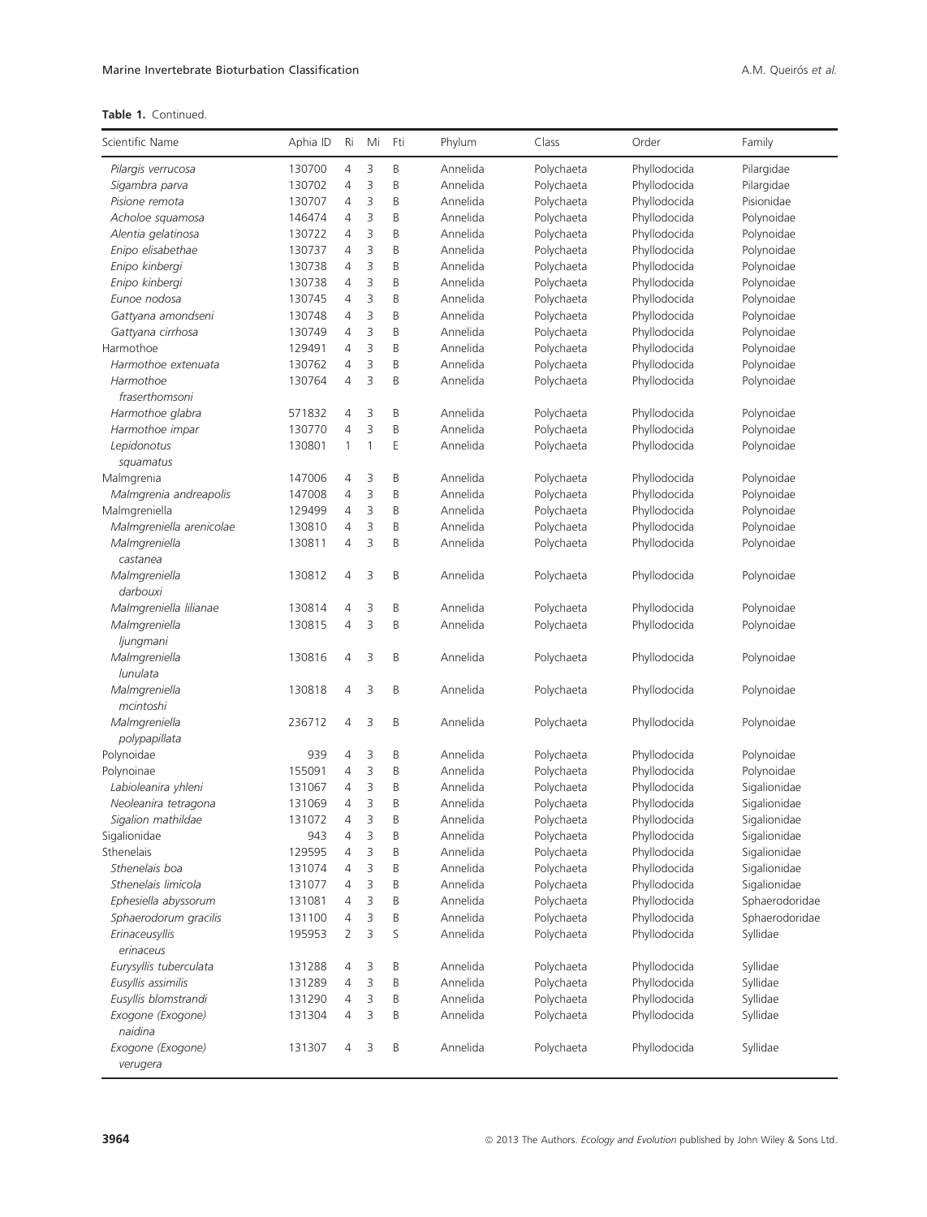**Table 1.** Continued.

| Scientific Name | Aphia ID | Ri | Mi | Fti | Phylum | Class | Order | Family |
|---|---|---|---|---|---|---|---|---|
| *Pilargis verrucosa* | 130700 | 4 | 3 | B | Annelida | Polychaeta | Phyllodocida | Pilargidae |
| *Sigambra parva* | 130702 | 4 | 3 | B | Annelida | Polychaeta | Phyllodocida | Pilargidae |
| *Pisione remota* | 130707 | 4 | 3 | B | Annelida | Polychaeta | Phyllodocida | Pisionidae |
| *Acholoe squamosa* | 146474 | 4 | 3 | B | Annelida | Polychaeta | Phyllodocida | Polynoidae |
| *Alentia gelatinosa* | 130722 | 4 | 3 | B | Annelida | Polychaeta | Phyllodocida | Polynoidae |
| *Enipo elisabethae* | 130737 | 4 | 3 | B | Annelida | Polychaeta | Phyllodocida | Polynoidae |
| *Enipo kinbergi* | 130738 | 4 | 3 | B | Annelida | Polychaeta | Phyllodocida | Polynoidae |
| *Enipo kinbergi* | 130738 | 4 | 3 | B | Annelida | Polychaeta | Phyllodocida | Polynoidae |
| *Eunoe nodosa* | 130745 | 4 | 3 | B | Annelida | Polychaeta | Phyllodocida | Polynoidae |
| *Gattyana amondseni* | 130748 | 4 | 3 | B | Annelida | Polychaeta | Phyllodocida | Polynoidae |
| *Gattyana cirrhosa* | 130749 | 4 | 3 | B | Annelida | Polychaeta | Phyllodocida | Polynoidae |
| Harmothoe | 129491 | 4 | 3 | B | Annelida | Polychaeta | Phyllodocida | Polynoidae |
| *Harmothoe extenuata* | 130762 | 4 | 3 | B | Annelida | Polychaeta | Phyllodocida | Polynoidae |
| *Harmothoe fraserthomsoni* | 130764 | 4 | 3 | B | Annelida | Polychaeta | Phyllodocida | Polynoidae |
| *Harmothoe glabra* | 571832 | 4 | 3 | B | Annelida | Polychaeta | Phyllodocida | Polynoidae |
| *Harmothoe impar* | 130770 | 4 | 3 | B | Annelida | Polychaeta | Phyllodocida | Polynoidae |
| *Lepidonotus squamatus* | 130801 | 1 | 1 | E | Annelida | Polychaeta | Phyllodocida | Polynoidae |
| Malmgrenia | 147006 | 4 | 3 | B | Annelida | Polychaeta | Phyllodocida | Polynoidae |
| *Malmgrenia andreapolis* | 147008 | 4 | 3 | B | Annelida | Polychaeta | Phyllodocida | Polynoidae |
| Malmgreniella | 129499 | 4 | 3 | B | Annelida | Polychaeta | Phyllodocida | Polynoidae |
| *Malmgreniella arenicolae* | 130810 | 4 | 3 | B | Annelida | Polychaeta | Phyllodocida | Polynoidae |
| *Malmgreniella castanea* | 130811 | 4 | 3 | B | Annelida | Polychaeta | Phyllodocida | Polynoidae |
| *Malmgreniella darbouxi* | 130812 | 4 | 3 | B | Annelida | Polychaeta | Phyllodocida | Polynoidae |
| *Malmgreniella lilianae* | 130814 | 4 | 3 | B | Annelida | Polychaeta | Phyllodocida | Polynoidae |
| *Malmgreniella ljungmani* | 130815 | 4 | 3 | B | Annelida | Polychaeta | Phyllodocida | Polynoidae |
| *Malmgreniella lunulata* | 130816 | 4 | 3 | B | Annelida | Polychaeta | Phyllodocida | Polynoidae |
| *Malmgreniella mcintoshi* | 130818 | 4 | 3 | B | Annelida | Polychaeta | Phyllodocida | Polynoidae |
| *Malmgreniella polypapillata* | 236712 | 4 | 3 | B | Annelida | Polychaeta | Phyllodocida | Polynoidae |
| Polynoidae | 939 | 4 | 3 | B | Annelida | Polychaeta | Phyllodocida | Polynoidae |
| Polynoinae | 155091 | 4 | 3 | B | Annelida | Polychaeta | Phyllodocida | Polynoidae |
| *Labioleanira yhleni* | 131067 | 4 | 3 | B | Annelida | Polychaeta | Phyllodocida | Sigalionidae |
| *Neoleanira tetragona* | 131069 | 4 | 3 | B | Annelida | Polychaeta | Phyllodocida | Sigalionidae |
| *Sigalion mathildae* | 131072 | 4 | 3 | B | Annelida | Polychaeta | Phyllodocida | Sigalionidae |
| Sigalionidae | 943 | 4 | 3 | B | Annelida | Polychaeta | Phyllodocida | Sigalionidae |
| Sthenelais | 129595 | 4 | 3 | B | Annelida | Polychaeta | Phyllodocida | Sigalionidae |
| *Sthenelais boa* | 131074 | 4 | 3 | B | Annelida | Polychaeta | Phyllodocida | Sigalionidae |
| *Sthenelais limicola* | 131077 | 4 | 3 | B | Annelida | Polychaeta | Phyllodocida | Sigalionidae |
| *Ephesiella abyssorum* | 131081 | 4 | 3 | B | Annelida | Polychaeta | Phyllodocida | Sphaerodoridae |
| *Sphaerodorum gracilis* | 131100 | 4 | 3 | B | Annelida | Polychaeta | Phyllodocida | Sphaerodoridae |
| *Erinaceusyllis erinaceus* | 195953 | 2 | 3 | S | Annelida | Polychaeta | Phyllodocida | Syllidae |
| *Eurysyllis tuberculata* | 131288 | 4 | 3 | B | Annelida | Polychaeta | Phyllodocida | Syllidae |
| *Eusyllis assimilis* | 131289 | 4 | 3 | B | Annelida | Polychaeta | Phyllodocida | Syllidae |
| *Eusyllis blomstrandi* | 131290 | 4 | 3 | B | Annelida | Polychaeta | Phyllodocida | Syllidae |
| *Exogone (Exogone) naidina* | 131304 | 4 | 3 | B | Annelida | Polychaeta | Phyllodocida | Syllidae |
| *Exogone (Exogone) verugera* | 131307 | 4 | 3 | B | Annelida | Polychaeta | Phyllodocida | Syllidae |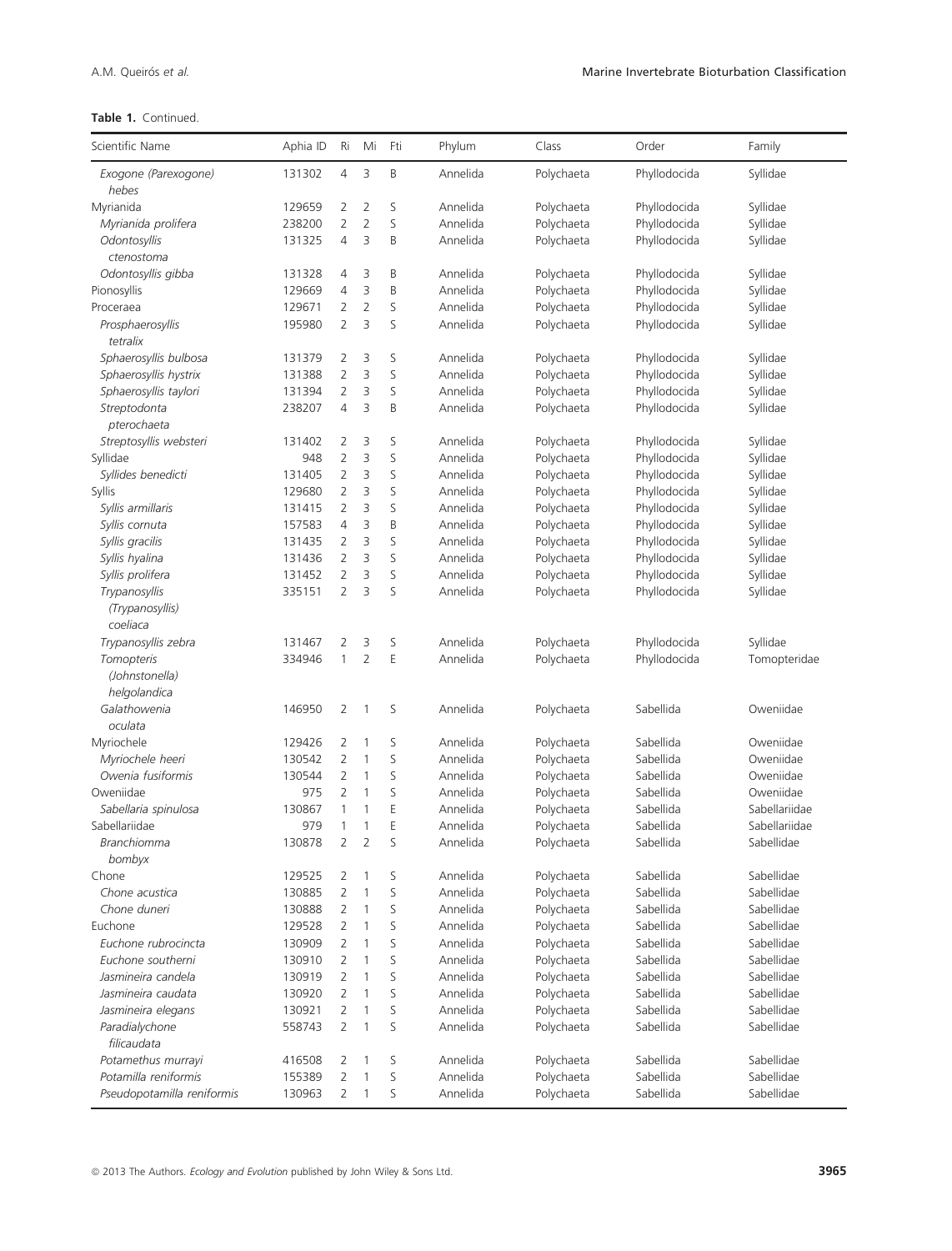**Table 1.** Continued.

| Scientific Name | Aphia ID | Ri | Mi | Fti | Phylum | Class | Order | Family |
|---|---|---|---|---|---|---|---|---|
| *Exogone (Parexogone) hebes* | 131302 | 4 | 3 | B | Annelida | Polychaeta | Phyllodocida | Syllidae |
| Myrianida | 129659 | 2 | 2 | S | Annelida | Polychaeta | Phyllodocida | Syllidae |
| *Myrianida prolifera* | 238200 | 2 | 2 | S | Annelida | Polychaeta | Phyllodocida | Syllidae |
| *Odontosyllis ctenostoma* | 131325 | 4 | 3 | B | Annelida | Polychaeta | Phyllodocida | Syllidae |
| *Odontosyllis gibba* | 131328 | 4 | 3 | B | Annelida | Polychaeta | Phyllodocida | Syllidae |
| Pionosyllis | 129669 | 4 | 3 | B | Annelida | Polychaeta | Phyllodocida | Syllidae |
| Proceraea | 129671 | 2 | 2 | S | Annelida | Polychaeta | Phyllodocida | Syllidae |
| *Prosphaerosyllis tetralix* | 195980 | 2 | 3 | S | Annelida | Polychaeta | Phyllodocida | Syllidae |
| *Sphaerosyllis bulbosa* | 131379 | 2 | 3 | S | Annelida | Polychaeta | Phyllodocida | Syllidae |
| *Sphaerosyllis hystrix* | 131388 | 2 | 3 | S | Annelida | Polychaeta | Phyllodocida | Syllidae |
| *Sphaerosyllis taylori* | 131394 | 2 | 3 | S | Annelida | Polychaeta | Phyllodocida | Syllidae |
| *Streptodonta pterochaeta* | 238207 | 4 | 3 | B | Annelida | Polychaeta | Phyllodocida | Syllidae |
| *Streptosyllis websteri* | 131402 | 2 | 3 | S | Annelida | Polychaeta | Phyllodocida | Syllidae |
| Syllidae | 948 | 2 | 3 | S | Annelida | Polychaeta | Phyllodocida | Syllidae |
| *Syllides benedicti* | 131405 | 2 | 3 | S | Annelida | Polychaeta | Phyllodocida | Syllidae |
| Syllis | 129680 | 2 | 3 | S | Annelida | Polychaeta | Phyllodocida | Syllidae |
| *Syllis armillaris* | 131415 | 2 | 3 | S | Annelida | Polychaeta | Phyllodocida | Syllidae |
| *Syllis cornuta* | 157583 | 4 | 3 | B | Annelida | Polychaeta | Phyllodocida | Syllidae |
| *Syllis gracilis* | 131435 | 2 | 3 | S | Annelida | Polychaeta | Phyllodocida | Syllidae |
| *Syllis hyalina* | 131436 | 2 | 3 | S | Annelida | Polychaeta | Phyllodocida | Syllidae |
| *Syllis prolifera* | 131452 | 2 | 3 | S | Annelida | Polychaeta | Phyllodocida | Syllidae |
| *Trypanosyllis (Trypanosyllis) coeliaca* | 335151 | 2 | 3 | S | Annelida | Polychaeta | Phyllodocida | Syllidae |
| *Trypanosyllis zebra* | 131467 | 2 | 3 | S | Annelida | Polychaeta | Phyllodocida | Syllidae |
| *Tomopteris (Johnstonella) helgolandica* | 334946 | 1 | 2 | E | Annelida | Polychaeta | Phyllodocida | Tomopteridae |
| *Galathowenia oculata* | 146950 | 2 | 1 | S | Annelida | Polychaeta | Sabellida | Oweniidae |
| Myriochele | 129426 | 2 | 1 | S | Annelida | Polychaeta | Sabellida | Oweniidae |
| *Myriochele heeri* | 130542 | 2 | 1 | S | Annelida | Polychaeta | Sabellida | Oweniidae |
| *Owenia fusiformis* | 130544 | 2 | 1 | S | Annelida | Polychaeta | Sabellida | Oweniidae |
| Oweniidae | 975 | 2 | 1 | S | Annelida | Polychaeta | Sabellida | Oweniidae |
| *Sabellaria spinulosa* | 130867 | 1 | 1 | E | Annelida | Polychaeta | Sabellida | Sabellariidae |
| Sabellariidae | 979 | 1 | 1 | E | Annelida | Polychaeta | Sabellida | Sabellariidae |
| *Branchiomma bombyx* | 130878 | 2 | 2 | S | Annelida | Polychaeta | Sabellida | Sabellidae |
| Chone | 129525 | 2 | 1 | S | Annelida | Polychaeta | Sabellida | Sabellidae |
| *Chone acustica* | 130885 | 2 | 1 | S | Annelida | Polychaeta | Sabellida | Sabellidae |
| *Chone duneri* | 130888 | 2 | 1 | S | Annelida | Polychaeta | Sabellida | Sabellidae |
| Euchone | 129528 | 2 | 1 | S | Annelida | Polychaeta | Sabellida | Sabellidae |
| *Euchone rubrocincta* | 130909 | 2 | 1 | S | Annelida | Polychaeta | Sabellida | Sabellidae |
| *Euchone southerni* | 130910 | 2 | 1 | S | Annelida | Polychaeta | Sabellida | Sabellidae |
| *Jasmineira candela* | 130919 | 2 | 1 | S | Annelida | Polychaeta | Sabellida | Sabellidae |
| *Jasmineira caudata* | 130920 | 2 | 1 | S | Annelida | Polychaeta | Sabellida | Sabellidae |
| *Jasmineira elegans* | 130921 | 2 | 1 | S | Annelida | Polychaeta | Sabellida | Sabellidae |
| *Paradialychone filicaudata* | 558743 | 2 | 1 | S | Annelida | Polychaeta | Sabellida | Sabellidae |
| *Potamethus murrayi* | 416508 | 2 | 1 | S | Annelida | Polychaeta | Sabellida | Sabellidae |
| *Potamilla reniformis* | 155389 | 2 | 1 | S | Annelida | Polychaeta | Sabellida | Sabellidae |
| *Pseudopotamilla reniformis* | 130963 | 2 | 1 | S | Annelida | Polychaeta | Sabellida | Sabellidae |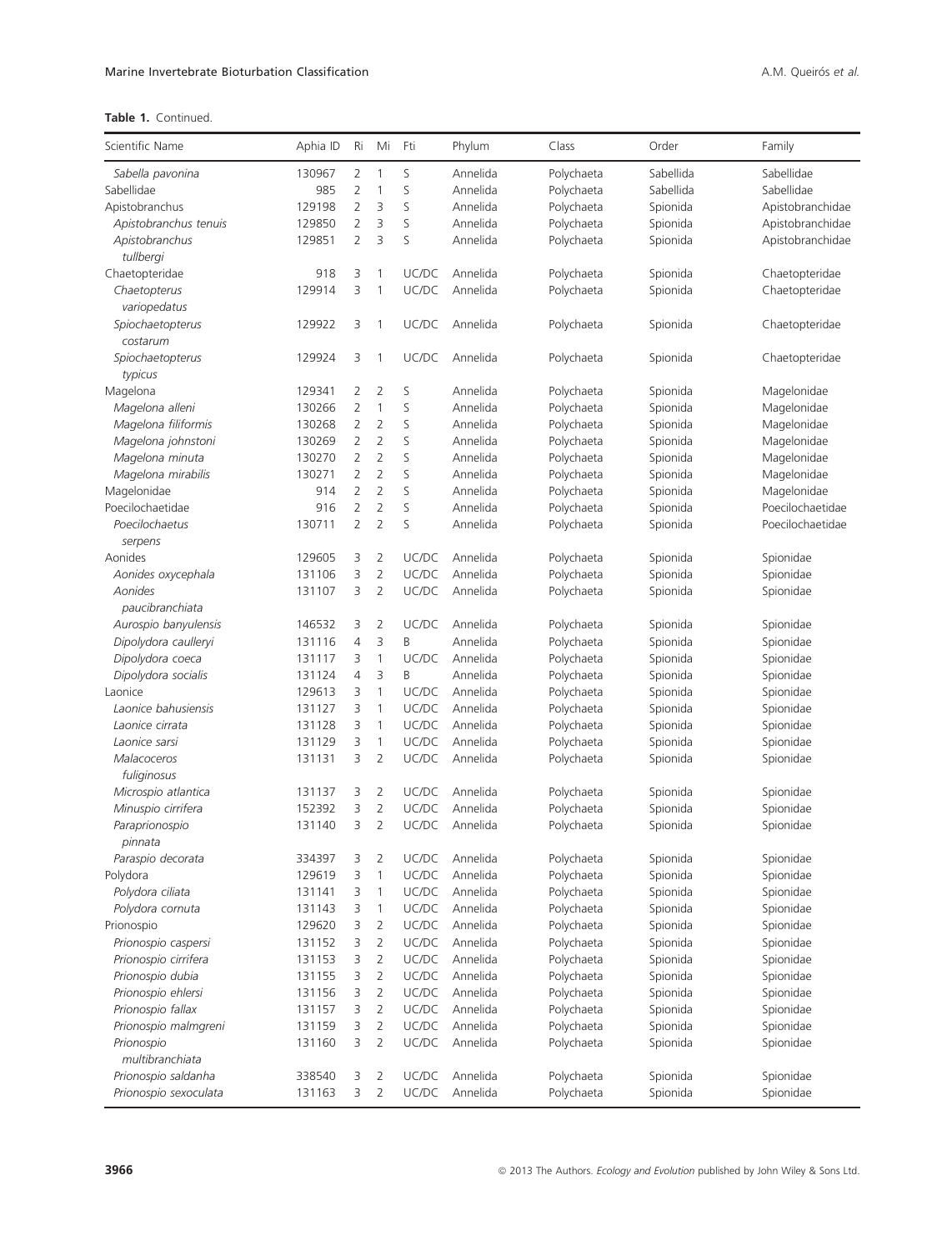**Table 1.** Continued.

| Scientific Name | Aphia ID | Ri | Mi | Fti | Phylum | Class | Order | Family |
|---|---|---|---|---|---|---|---|---|
| *Sabella pavonina* | 130967 | 2 | 1 | S | Annelida | Polychaeta | Sabellida | Sabellidae |
| Sabellidae | 985 | 2 | 1 | S | Annelida | Polychaeta | Sabellida | Sabellidae |
| Apistobranchus | 129198 | 2 | 3 | S | Annelida | Polychaeta | Spionida | Apistobranchidae |
| *Apistobranchus tenuis* | 129850 | 2 | 3 | S | Annelida | Polychaeta | Spionida | Apistobranchidae |
| *Apistobranchus tullbergi* | 129851 | 2 | 3 | S | Annelida | Polychaeta | Spionida | Apistobranchidae |
| Chaetopteridae | 918 | 3 | 1 | UC/DC | Annelida | Polychaeta | Spionida | Chaetopteridae |
| *Chaetopterus variopedatus* | 129914 | 3 | 1 | UC/DC | Annelida | Polychaeta | Spionida | Chaetopteridae |
| *Spiochaetopterus costarum* | 129922 | 3 | 1 | UC/DC | Annelida | Polychaeta | Spionida | Chaetopteridae |
| *Spiochaetopterus typicus* | 129924 | 3 | 1 | UC/DC | Annelida | Polychaeta | Spionida | Chaetopteridae |
| Magelona | 129341 | 2 | 2 | S | Annelida | Polychaeta | Spionida | Magelonidae |
| *Magelona alleni* | 130266 | 2 | 1 | S | Annelida | Polychaeta | Spionida | Magelonidae |
| *Magelona filiformis* | 130268 | 2 | 2 | S | Annelida | Polychaeta | Spionida | Magelonidae |
| *Magelona johnstoni* | 130269 | 2 | 2 | S | Annelida | Polychaeta | Spionida | Magelonidae |
| *Magelona minuta* | 130270 | 2 | 2 | S | Annelida | Polychaeta | Spionida | Magelonidae |
| *Magelona mirabilis* | 130271 | 2 | 2 | S | Annelida | Polychaeta | Spionida | Magelonidae |
| Magelonidae | 914 | 2 | 2 | S | Annelida | Polychaeta | Spionida | Magelonidae |
| Poecilochaetidae | 916 | 2 | 2 | S | Annelida | Polychaeta | Spionida | Poecilochaetidae |
| *Poecilochaetus serpens* | 130711 | 2 | 2 | S | Annelida | Polychaeta | Spionida | Poecilochaetidae |
| Aonides | 129605 | 3 | 2 | UC/DC | Annelida | Polychaeta | Spionida | Spionidae |
| *Aonides oxycephala* | 131106 | 3 | 2 | UC/DC | Annelida | Polychaeta | Spionida | Spionidae |
| *Aonides paucibranchiata* | 131107 | 3 | 2 | UC/DC | Annelida | Polychaeta | Spionida | Spionidae |
| *Aurospio banyulensis* | 146532 | 3 | 2 | UC/DC | Annelida | Polychaeta | Spionida | Spionidae |
| *Dipolydora caulleryi* | 131116 | 4 | 3 | B | Annelida | Polychaeta | Spionida | Spionidae |
| *Dipolydora coeca* | 131117 | 3 | 1 | UC/DC | Annelida | Polychaeta | Spionida | Spionidae |
| *Dipolydora socialis* | 131124 | 4 | 3 | B | Annelida | Polychaeta | Spionida | Spionidae |
| Laonice | 129613 | 3 | 1 | UC/DC | Annelida | Polychaeta | Spionida | Spionidae |
| *Laonice bahusiensis* | 131127 | 3 | 1 | UC/DC | Annelida | Polychaeta | Spionida | Spionidae |
| *Laonice cirrata* | 131128 | 3 | 1 | UC/DC | Annelida | Polychaeta | Spionida | Spionidae |
| *Laonice sarsi* | 131129 | 3 | 1 | UC/DC | Annelida | Polychaeta | Spionida | Spionidae |
| *Malacoceros fuliginosus* | 131131 | 3 | 2 | UC/DC | Annelida | Polychaeta | Spionida | Spionidae |
| *Microspio atlantica* | 131137 | 3 | 2 | UC/DC | Annelida | Polychaeta | Spionida | Spionidae |
| *Minuspio cirrifera* | 152392 | 3 | 2 | UC/DC | Annelida | Polychaeta | Spionida | Spionidae |
| *Paraprionospio pinnata* | 131140 | 3 | 2 | UC/DC | Annelida | Polychaeta | Spionida | Spionidae |
| *Paraspio decorata* | 334397 | 3 | 2 | UC/DC | Annelida | Polychaeta | Spionida | Spionidae |
| Polydora | 129619 | 3 | 1 | UC/DC | Annelida | Polychaeta | Spionida | Spionidae |
| *Polydora ciliata* | 131141 | 3 | 1 | UC/DC | Annelida | Polychaeta | Spionida | Spionidae |
| *Polydora cornuta* | 131143 | 3 | 1 | UC/DC | Annelida | Polychaeta | Spionida | Spionidae |
| Prionospio | 129620 | 3 | 2 | UC/DC | Annelida | Polychaeta | Spionida | Spionidae |
| *Prionospio caspersi* | 131152 | 3 | 2 | UC/DC | Annelida | Polychaeta | Spionida | Spionidae |
| *Prionospio cirrifera* | 131153 | 3 | 2 | UC/DC | Annelida | Polychaeta | Spionida | Spionidae |
| *Prionospio dubia* | 131155 | 3 | 2 | UC/DC | Annelida | Polychaeta | Spionida | Spionidae |
| *Prionospio ehlersi* | 131156 | 3 | 2 | UC/DC | Annelida | Polychaeta | Spionida | Spionidae |
| *Prionospio fallax* | 131157 | 3 | 2 | UC/DC | Annelida | Polychaeta | Spionida | Spionidae |
| *Prionospio malmgreni* | 131159 | 3 | 2 | UC/DC | Annelida | Polychaeta | Spionida | Spionidae |
| *Prionospio multibranchiata* | 131160 | 3 | 2 | UC/DC | Annelida | Polychaeta | Spionida | Spionidae |
| *Prionospio saldanha* | 338540 | 3 | 2 | UC/DC | Annelida | Polychaeta | Spionida | Spionidae |
| *Prionospio sexoculata* | 131163 | 3 | 2 | UC/DC | Annelida | Polychaeta | Spionida | Spionidae |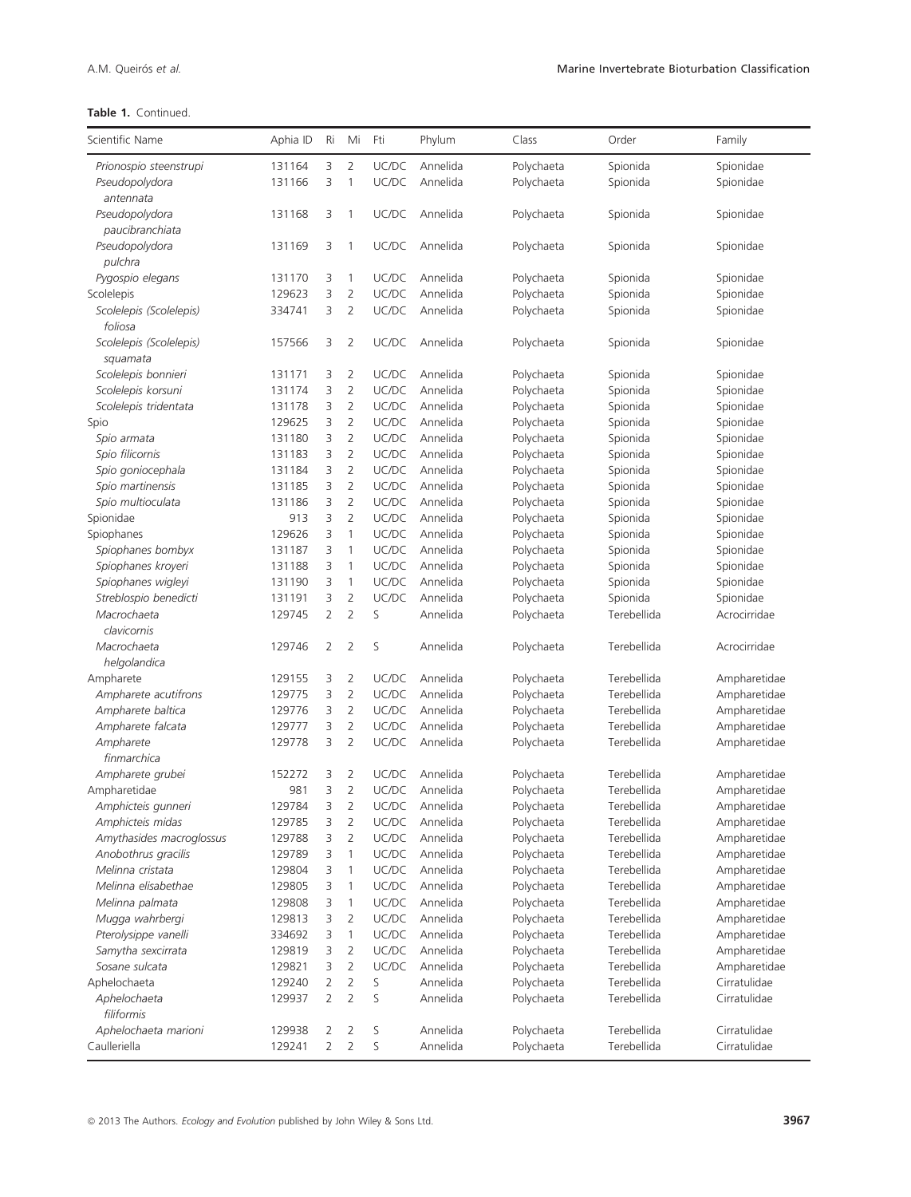**Table 1.** Continued.

| Scientific Name | Aphia ID | Ri | Mi | Fti | Phylum | Class | Order | Family |
|---|---|---|---|---|---|---|---|---|
| *Prionospio steenstrupi* | 131164 | 3 | 2 | UC/DC | Annelida | Polychaeta | Spionida | Spionidae |
| *Pseudopolydora antennata* | 131166 | 3 | 1 | UC/DC | Annelida | Polychaeta | Spionida | Spionidae |
| *Pseudopolydora paucibranchiata* | 131168 | 3 | 1 | UC/DC | Annelida | Polychaeta | Spionida | Spionidae |
| *Pseudopolydora pulchra* | 131169 | 3 | 1 | UC/DC | Annelida | Polychaeta | Spionida | Spionidae |
| *Pygospio elegans* | 131170 | 3 | 1 | UC/DC | Annelida | Polychaeta | Spionida | Spionidae |
| Scolelepis | 129623 | 3 | 2 | UC/DC | Annelida | Polychaeta | Spionida | Spionidae |
| *Scolelepis (Scolelepis) foliosa* | 334741 | 3 | 2 | UC/DC | Annelida | Polychaeta | Spionida | Spionidae |
| *Scolelepis (Scolelepis) squamata* | 157566 | 3 | 2 | UC/DC | Annelida | Polychaeta | Spionida | Spionidae |
| *Scolelepis bonnieri* | 131171 | 3 | 2 | UC/DC | Annelida | Polychaeta | Spionida | Spionidae |
| *Scolelepis korsuni* | 131174 | 3 | 2 | UC/DC | Annelida | Polychaeta | Spionida | Spionidae |
| *Scolelepis tridentata* | 131178 | 3 | 2 | UC/DC | Annelida | Polychaeta | Spionida | Spionidae |
| Spio | 129625 | 3 | 2 | UC/DC | Annelida | Polychaeta | Spionida | Spionidae |
| *Spio armata* | 131180 | 3 | 2 | UC/DC | Annelida | Polychaeta | Spionida | Spionidae |
| *Spio filicornis* | 131183 | 3 | 2 | UC/DC | Annelida | Polychaeta | Spionida | Spionidae |
| *Spio goniocephala* | 131184 | 3 | 2 | UC/DC | Annelida | Polychaeta | Spionida | Spionidae |
| *Spio martinensis* | 131185 | 3 | 2 | UC/DC | Annelida | Polychaeta | Spionida | Spionidae |
| *Spio multioculata* | 131186 | 3 | 2 | UC/DC | Annelida | Polychaeta | Spionida | Spionidae |
| Spionidae | 913 | 3 | 2 | UC/DC | Annelida | Polychaeta | Spionida | Spionidae |
| Spiophanes | 129626 | 3 | 1 | UC/DC | Annelida | Polychaeta | Spionida | Spionidae |
| *Spiophanes bombyx* | 131187 | 3 | 1 | UC/DC | Annelida | Polychaeta | Spionida | Spionidae |
| *Spiophanes kroyeri* | 131188 | 3 | 1 | UC/DC | Annelida | Polychaeta | Spionida | Spionidae |
| *Spiophanes wigleyi* | 131190 | 3 | 1 | UC/DC | Annelida | Polychaeta | Spionida | Spionidae |
| *Streblospio benedicti* | 131191 | 3 | 2 | UC/DC | Annelida | Polychaeta | Spionida | Spionidae |
| *Macrochaeta clavicornis* | 129745 | 2 | 2 | S | Annelida | Polychaeta | Terebellida | Acrocirridae |
| *Macrochaeta helgolandica* | 129746 | 2 | 2 | S | Annelida | Polychaeta | Terebellida | Acrocirridae |
| Ampharete | 129155 | 3 | 2 | UC/DC | Annelida | Polychaeta | Terebellida | Ampharetidae |
| *Ampharete acutifrons* | 129775 | 3 | 2 | UC/DC | Annelida | Polychaeta | Terebellida | Ampharetidae |
| *Ampharete baltica* | 129776 | 3 | 2 | UC/DC | Annelida | Polychaeta | Terebellida | Ampharetidae |
| *Ampharete falcata* | 129777 | 3 | 2 | UC/DC | Annelida | Polychaeta | Terebellida | Ampharetidae |
| *Ampharete finmarchica* | 129778 | 3 | 2 | UC/DC | Annelida | Polychaeta | Terebellida | Ampharetidae |
| *Ampharete grubei* | 152272 | 3 | 2 | UC/DC | Annelida | Polychaeta | Terebellida | Ampharetidae |
| Ampharetidae | 981 | 3 | 2 | UC/DC | Annelida | Polychaeta | Terebellida | Ampharetidae |
| *Amphicteis gunneri* | 129784 | 3 | 2 | UC/DC | Annelida | Polychaeta | Terebellida | Ampharetidae |
| *Amphicteis midas* | 129785 | 3 | 2 | UC/DC | Annelida | Polychaeta | Terebellida | Ampharetidae |
| *Amythasides macroglossus* | 129788 | 3 | 2 | UC/DC | Annelida | Polychaeta | Terebellida | Ampharetidae |
| *Anobothrus gracilis* | 129789 | 3 | 1 | UC/DC | Annelida | Polychaeta | Terebellida | Ampharetidae |
| *Melinna cristata* | 129804 | 3 | 1 | UC/DC | Annelida | Polychaeta | Terebellida | Ampharetidae |
| *Melinna elisabethae* | 129805 | 3 | 1 | UC/DC | Annelida | Polychaeta | Terebellida | Ampharetidae |
| *Melinna palmata* | 129808 | 3 | 1 | UC/DC | Annelida | Polychaeta | Terebellida | Ampharetidae |
| *Mugga wahrbergi* | 129813 | 3 | 2 | UC/DC | Annelida | Polychaeta | Terebellida | Ampharetidae |
| *Pterolysippe vanelli* | 334692 | 3 | 1 | UC/DC | Annelida | Polychaeta | Terebellida | Ampharetidae |
| *Samytha sexcirrata* | 129819 | 3 | 2 | UC/DC | Annelida | Polychaeta | Terebellida | Ampharetidae |
| *Sosane sulcata* | 129821 | 3 | 2 | UC/DC | Annelida | Polychaeta | Terebellida | Ampharetidae |
| Aphelochaeta | 129240 | 2 | 2 | S | Annelida | Polychaeta | Terebellida | Cirratulidae |
| *Aphelochaeta filiformis* | 129937 | 2 | 2 | S | Annelida | Polychaeta | Terebellida | Cirratulidae |
| *Aphelochaeta marioni* | 129938 | 2 | 2 | S | Annelida | Polychaeta | Terebellida | Cirratulidae |
| Caulleriella | 129241 | 2 | 2 | S | Annelida | Polychaeta | Terebellida | Cirratulidae |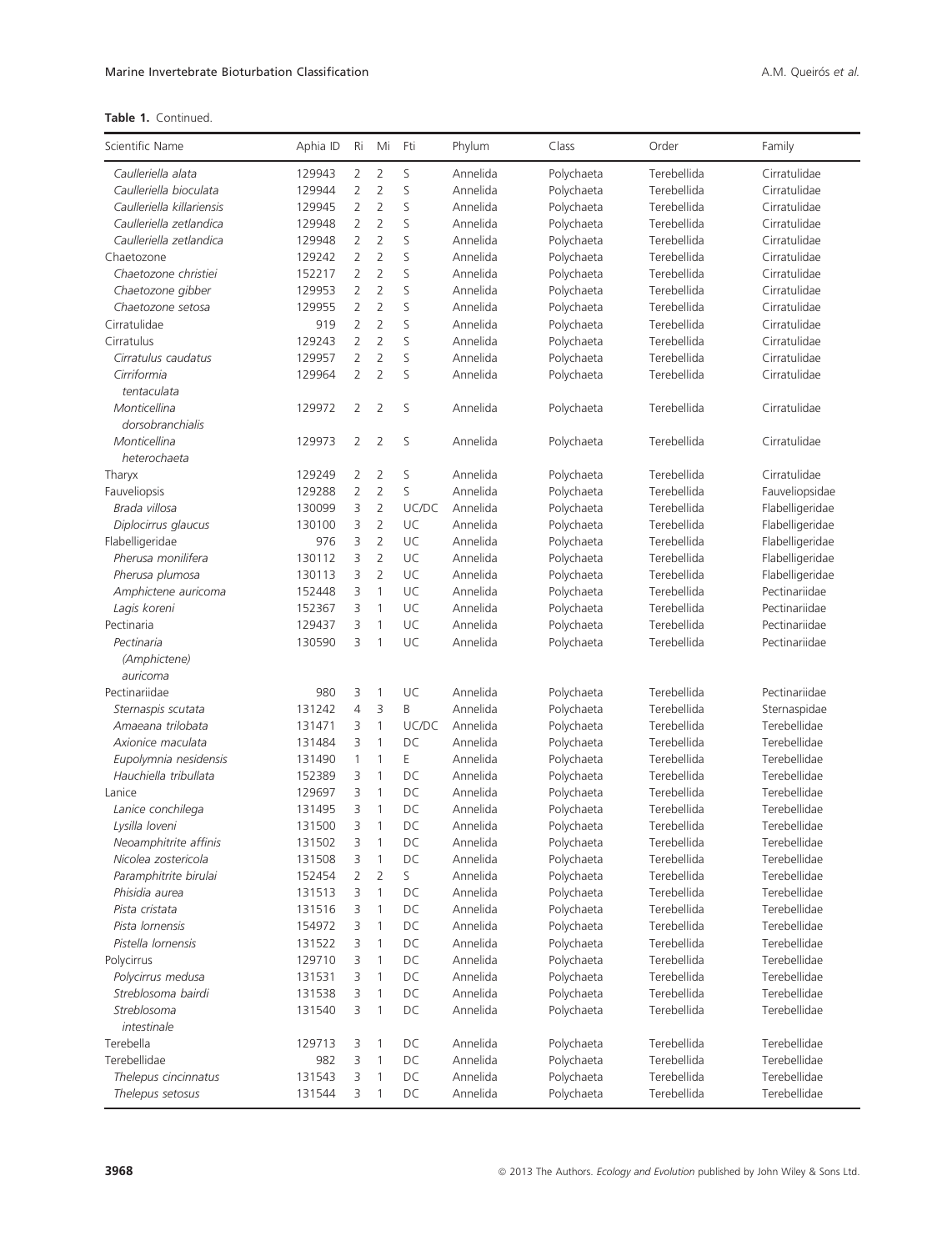**Table 1.** Continued.

| Scientific Name | Aphia ID | Ri | Mi | Fti | Phylum | Class | Order | Family |
|---|---|---|---|---|---|---|---|---|
| *Caulleriella alata* | 129943 | 2 | 2 | S | Annelida | Polychaeta | Terebellida | Cirratulidae |
| *Caulleriella bioculata* | 129944 | 2 | 2 | S | Annelida | Polychaeta | Terebellida | Cirratulidae |
| *Caulleriella killariensis* | 129945 | 2 | 2 | S | Annelida | Polychaeta | Terebellida | Cirratulidae |
| *Caulleriella zetlandica* | 129948 | 2 | 2 | S | Annelida | Polychaeta | Terebellida | Cirratulidae |
| *Caulleriella zetlandica* | 129948 | 2 | 2 | S | Annelida | Polychaeta | Terebellida | Cirratulidae |
| Chaetozone | 129242 | 2 | 2 | S | Annelida | Polychaeta | Terebellida | Cirratulidae |
| *Chaetozone christiei* | 152217 | 2 | 2 | S | Annelida | Polychaeta | Terebellida | Cirratulidae |
| *Chaetozone gibber* | 129953 | 2 | 2 | S | Annelida | Polychaeta | Terebellida | Cirratulidae |
| *Chaetozone setosa* | 129955 | 2 | 2 | S | Annelida | Polychaeta | Terebellida | Cirratulidae |
| Cirratulidae | 919 | 2 | 2 | S | Annelida | Polychaeta | Terebellida | Cirratulidae |
| Cirratulus | 129243 | 2 | 2 | S | Annelida | Polychaeta | Terebellida | Cirratulidae |
| *Cirratulus caudatus* | 129957 | 2 | 2 | S | Annelida | Polychaeta | Terebellida | Cirratulidae |
| *Cirriformia tentaculata* | 129964 | 2 | 2 | S | Annelida | Polychaeta | Terebellida | Cirratulidae |
| *Monticellina dorsobranchialis* | 129972 | 2 | 2 | S | Annelida | Polychaeta | Terebellida | Cirratulidae |
| *Monticellina heterochaeta* | 129973 | 2 | 2 | S | Annelida | Polychaeta | Terebellida | Cirratulidae |
| Tharyx | 129249 | 2 | 2 | S | Annelida | Polychaeta | Terebellida | Cirratulidae |
| Fauveliopsis | 129288 | 2 | 2 | S | Annelida | Polychaeta | Terebellida | Fauveliopsidae |
| *Brada villosa* | 130099 | 3 | 2 | UC/DC | Annelida | Polychaeta | Terebellida | Flabelligeridae |
| *Diplocirrus glaucus* | 130100 | 3 | 2 | UC | Annelida | Polychaeta | Terebellida | Flabelligeridae |
| Flabelligeridae | 976 | 3 | 2 | UC | Annelida | Polychaeta | Terebellida | Flabelligeridae |
| *Pherusa monilifera* | 130112 | 3 | 2 | UC | Annelida | Polychaeta | Terebellida | Flabelligeridae |
| *Pherusa plumosa* | 130113 | 3 | 2 | UC | Annelida | Polychaeta | Terebellida | Flabelligeridae |
| *Amphictene auricoma* | 152448 | 3 | 1 | UC | Annelida | Polychaeta | Terebellida | Pectinariidae |
| *Lagis koreni* | 152367 | 3 | 1 | UC | Annelida | Polychaeta | Terebellida | Pectinariidae |
| Pectinaria | 129437 | 3 | 1 | UC | Annelida | Polychaeta | Terebellida | Pectinariidae |
| *Pectinaria (Amphictene) auricoma* | 130590 | 3 | 1 | UC | Annelida | Polychaeta | Terebellida | Pectinariidae |
| Pectinariidae | 980 | 3 | 1 | UC | Annelida | Polychaeta | Terebellida | Pectinariidae |
| *Sternaspis scutata* | 131242 | 4 | 3 | B | Annelida | Polychaeta | Terebellida | Sternaspidae |
| *Amaeana trilobata* | 131471 | 3 | 1 | UC/DC | Annelida | Polychaeta | Terebellida | Terebellidae |
| *Axionice maculata* | 131484 | 3 | 1 | DC | Annelida | Polychaeta | Terebellida | Terebellidae |
| *Eupolymnia nesidensis* | 131490 | 1 | 1 | E | Annelida | Polychaeta | Terebellida | Terebellidae |
| *Hauchiella tribullata* | 152389 | 3 | 1 | DC | Annelida | Polychaeta | Terebellida | Terebellidae |
| Lanice | 129697 | 3 | 1 | DC | Annelida | Polychaeta | Terebellida | Terebellidae |
| *Lanice conchilega* | 131495 | 3 | 1 | DC | Annelida | Polychaeta | Terebellida | Terebellidae |
| *Lysilla loveni* | 131500 | 3 | 1 | DC | Annelida | Polychaeta | Terebellida | Terebellidae |
| *Neoamphitrite affinis* | 131502 | 3 | 1 | DC | Annelida | Polychaeta | Terebellida | Terebellidae |
| *Nicolea zostericola* | 131508 | 3 | 1 | DC | Annelida | Polychaeta | Terebellida | Terebellidae |
| *Paramphitrite birulai* | 152454 | 2 | 2 | S | Annelida | Polychaeta | Terebellida | Terebellidae |
| *Phisidia aurea* | 131513 | 3 | 1 | DC | Annelida | Polychaeta | Terebellida | Terebellidae |
| *Pista cristata* | 131516 | 3 | 1 | DC | Annelida | Polychaeta | Terebellida | Terebellidae |
| *Pista lornensis* | 154972 | 3 | 1 | DC | Annelida | Polychaeta | Terebellida | Terebellidae |
| *Pistella lornensis* | 131522 | 3 | 1 | DC | Annelida | Polychaeta | Terebellida | Terebellidae |
| Polycirrus | 129710 | 3 | 1 | DC | Annelida | Polychaeta | Terebellida | Terebellidae |
| *Polycirrus medusa* | 131531 | 3 | 1 | DC | Annelida | Polychaeta | Terebellida | Terebellidae |
| *Streblosoma bairdi* | 131538 | 3 | 1 | DC | Annelida | Polychaeta | Terebellida | Terebellidae |
| *Streblosoma intestinale* | 131540 | 3 | 1 | DC | Annelida | Polychaeta | Terebellida | Terebellidae |
| Terebella | 129713 | 3 | 1 | DC | Annelida | Polychaeta | Terebellida | Terebellidae |
| Terebellidae | 982 | 3 | 1 | DC | Annelida | Polychaeta | Terebellida | Terebellidae |
| *Thelepus cincinnatus* | 131543 | 3 | 1 | DC | Annelida | Polychaeta | Terebellida | Terebellidae |
| *Thelepus setosus* | 131544 | 3 | 1 | DC | Annelida | Polychaeta | Terebellida | Terebellidae |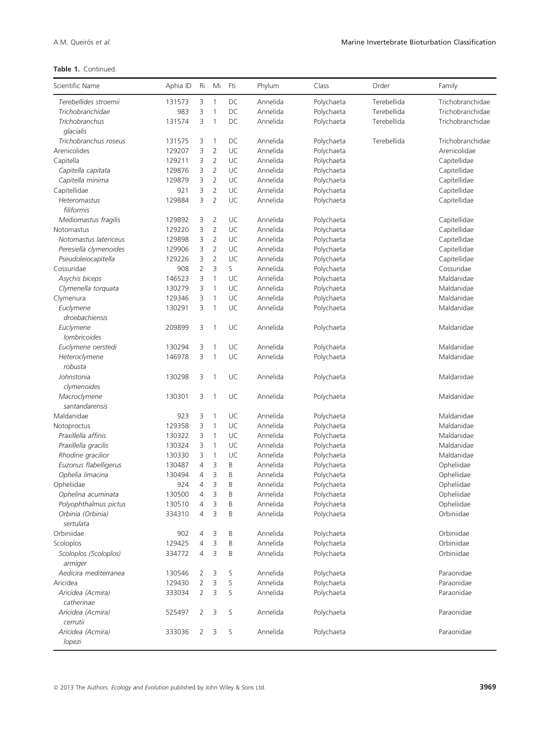**Table 1.** Continued.

| Scientific Name | Aphia ID | Ri | Mi | Fti | Phylum | Class | Order | Family |
|---|---|---|---|---|---|---|---|---|
| *Terebellides stroemii* | 131573 | 3 | 1 | DC | Annelida | Polychaeta | Terebellida | Trichobranchidae |
| Trichobranchidae | 983 | 3 | 1 | DC | Annelida | Polychaeta | Terebellida | Trichobranchidae |
| *Trichobranchus glacialis* | 131574 | 3 | 1 | DC | Annelida | Polychaeta | Terebellida | Trichobranchidae |
| *Trichobranchus roseus* | 131575 | 3 | 1 | DC | Annelida | Polychaeta | Terebellida | Trichobranchidae |
| Arenicolides | 129207 | 3 | 2 | UC | Annelida | Polychaeta | | Arenicolidae |
| Capitella | 129211 | 3 | 2 | UC | Annelida | Polychaeta | | Capitellidae |
| *Capitella capitata* | 129876 | 3 | 2 | UC | Annelida | Polychaeta | | Capitellidae |
| *Capitella minima* | 129879 | 3 | 2 | UC | Annelida | Polychaeta | | Capitellidae |
| Capitellidae | 921 | 3 | 2 | UC | Annelida | Polychaeta | | Capitellidae |
| *Heteromastus filiformis* | 129884 | 3 | 2 | UC | Annelida | Polychaeta | | Capitellidae |
| *Mediomastus fragilis* | 129892 | 3 | 2 | UC | Annelida | Polychaeta | | Capitellidae |
| Notomastus | 129220 | 3 | 2 | UC | Annelida | Polychaeta | | Capitellidae |
| *Notomastus latericeus* | 129898 | 3 | 2 | UC | Annelida | Polychaeta | | Capitellidae |
| *Peresiella clymenoides* | 129906 | 3 | 2 | UC | Annelida | Polychaeta | | Capitellidae |
| *Pseudoleiocapitella* | 129226 | 3 | 2 | UC | Annelida | Polychaeta | | Capitellidae |
| Cossuridae | 908 | 2 | 3 | S | Annelida | Polychaeta | | Cossuridae |
| *Asychis biceps* | 146523 | 3 | 1 | UC | Annelida | Polychaeta | | Maldanidae |
| *Clymenella torquata* | 130279 | 3 | 1 | UC | Annelida | Polychaeta | | Maldanidae |
| Clymenura | 129346 | 3 | 1 | UC | Annelida | Polychaeta | | Maldanidae |
| *Euclymene droebachiensis* | 130291 | 3 | 1 | UC | Annelida | Polychaeta | | Maldanidae |
| *Euclymene lombricoides* | 209899 | 3 | 1 | UC | Annelida | Polychaeta | | Maldanidae |
| *Euclymene oerstedi* | 130294 | 3 | 1 | UC | Annelida | Polychaeta | | Maldanidae |
| *Heteroclymene robusta* | 146978 | 3 | 1 | UC | Annelida | Polychaeta | | Maldanidae |
| *Johnstonia clymenoides* | 130298 | 3 | 1 | UC | Annelida | Polychaeta | | Maldanidae |
| *Macroclymene santandarensis* | 130301 | 3 | 1 | UC | Annelida | Polychaeta | | Maldanidae |
| Maldanidae | 923 | 3 | 1 | UC | Annelida | Polychaeta | | Maldanidae |
| Notoproctus | 129358 | 3 | 1 | UC | Annelida | Polychaeta | | Maldanidae |
| *Praxillella affinis* | 130322 | 3 | 1 | UC | Annelida | Polychaeta | | Maldanidae |
| *Praxillella gracilis* | 130324 | 3 | 1 | UC | Annelida | Polychaeta | | Maldanidae |
| *Rhodine gracilior* | 130330 | 3 | 1 | UC | Annelida | Polychaeta | | Maldanidae |
| *Euzonus flabelligerus* | 130487 | 4 | 3 | B | Annelida | Polychaeta | | Opheliidae |
| *Ophelia limacina* | 130494 | 4 | 3 | B | Annelida | Polychaeta | | Opheliidae |
| Opheliidae | 924 | 4 | 3 | B | Annelida | Polychaeta | | Opheliidae |
| *Ophelina acuminata* | 130500 | 4 | 3 | B | Annelida | Polychaeta | | Opheliidae |
| *Polyophthalmus pictus* | 130510 | 4 | 3 | B | Annelida | Polychaeta | | Opheliidae |
| *Orbinia (Orbinia) sertulata* | 334310 | 4 | 3 | B | Annelida | Polychaeta | | Orbiniidae |
| Orbiniidae | 902 | 4 | 3 | B | Annelida | Polychaeta | | Orbiniidae |
| Scoloplos | 129425 | 4 | 3 | B | Annelida | Polychaeta | | Orbiniidae |
| *Scoloplos (Scoloplos) armiger* | 334772 | 4 | 3 | B | Annelida | Polychaeta | | Orbiniidae |
| *Aedicira mediterranea* | 130546 | 2 | 3 | S | Annelida | Polychaeta | | Paraonidae |
| Aricidea | 129430 | 2 | 3 | S | Annelida | Polychaeta | | Paraonidae |
| *Aricidea (Acmira) catherinae* | 333034 | 2 | 3 | S | Annelida | Polychaeta | | Paraonidae |
| *Aricidea (Acmira) cerrutii* | 525497 | 2 | 3 | S | Annelida | Polychaeta | | Paraonidae |
| *Aricidea (Acmira) lopezi* | 333036 | 2 | 3 | S | Annelida | Polychaeta | | Paraonidae |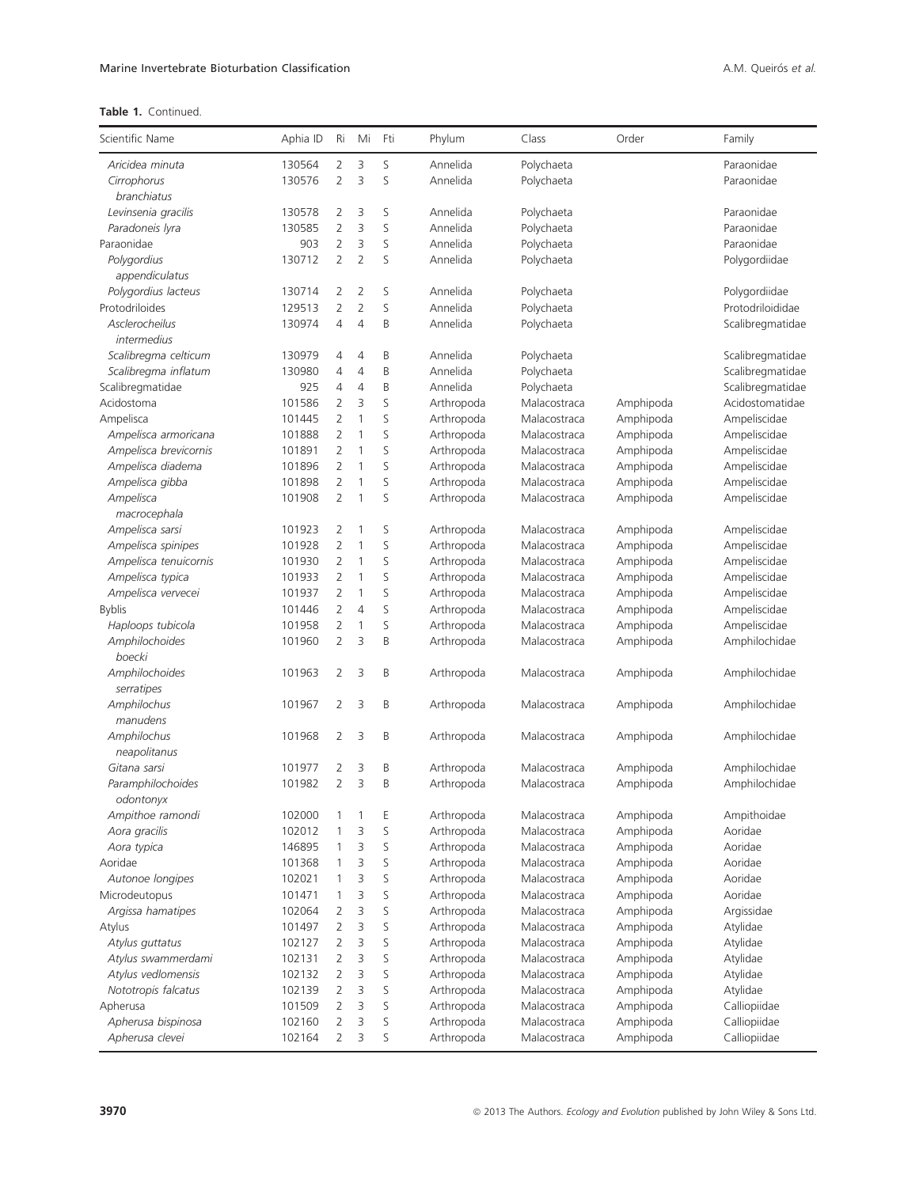**Table 1.** Continued.

| Scientific Name | Aphia ID | Ri | Mi | Fti | Phylum | Class | Order | Family |
|---|---|---|---|---|---|---|---|---|
| *Aricidea minuta* | 130564 | 2 | 3 | S | Annelida | Polychaeta | | Paraonidae |
| *Cirrophorus branchiatus* | 130576 | 2 | 3 | S | Annelida | Polychaeta | | Paraonidae |
| *Levinsenia gracilis* | 130578 | 2 | 3 | S | Annelida | Polychaeta | | Paraonidae |
| *Paradoneis lyra* | 130585 | 2 | 3 | S | Annelida | Polychaeta | | Paraonidae |
| Paraonidae | 903 | 2 | 3 | S | Annelida | Polychaeta | | Paraonidae |
| *Polygordius appendiculatus* | 130712 | 2 | 2 | S | Annelida | Polychaeta | | Polygordiidae |
| *Polygordius lacteus* | 130714 | 2 | 2 | S | Annelida | Polychaeta | | Polygordiidae |
| Protodriloides | 129513 | 2 | 2 | S | Annelida | Polychaeta | | Protodriloididae |
| *Asclerocheilus intermedius* | 130974 | 4 | 4 | B | Annelida | Polychaeta | | Scalibregmatidae |
| *Scalibregma celticum* | 130979 | 4 | 4 | B | Annelida | Polychaeta | | Scalibregmatidae |
| *Scalibregma inflatum* | 130980 | 4 | 4 | B | Annelida | Polychaeta | | Scalibregmatidae |
| Scalibregmatidae | 925 | 4 | 4 | B | Annelida | Polychaeta | | Scalibregmatidae |
| Acidostoma | 101586 | 2 | 3 | S | Arthropoda | Malacostraca | Amphipoda | Acidostomatidae |
| Ampelisca | 101445 | 2 | 1 | S | Arthropoda | Malacostraca | Amphipoda | Ampeliscidae |
| *Ampelisca armoricana* | 101888 | 2 | 1 | S | Arthropoda | Malacostraca | Amphipoda | Ampeliscidae |
| *Ampelisca brevicornis* | 101891 | 2 | 1 | S | Arthropoda | Malacostraca | Amphipoda | Ampeliscidae |
| *Ampelisca diadema* | 101896 | 2 | 1 | S | Arthropoda | Malacostraca | Amphipoda | Ampeliscidae |
| *Ampelisca gibba* | 101898 | 2 | 1 | S | Arthropoda | Malacostraca | Amphipoda | Ampeliscidae |
| *Ampelisca macrocephala* | 101908 | 2 | 1 | S | Arthropoda | Malacostraca | Amphipoda | Ampeliscidae |
| *Ampelisca sarsi* | 101923 | 2 | 1 | S | Arthropoda | Malacostraca | Amphipoda | Ampeliscidae |
| *Ampelisca spinipes* | 101928 | 2 | 1 | S | Arthropoda | Malacostraca | Amphipoda | Ampeliscidae |
| *Ampelisca tenuicornis* | 101930 | 2 | 1 | S | Arthropoda | Malacostraca | Amphipoda | Ampeliscidae |
| *Ampelisca typica* | 101933 | 2 | 1 | S | Arthropoda | Malacostraca | Amphipoda | Ampeliscidae |
| *Ampelisca vervecei* | 101937 | 2 | 1 | S | Arthropoda | Malacostraca | Amphipoda | Ampeliscidae |
| Byblis | 101446 | 2 | 4 | S | Arthropoda | Malacostraca | Amphipoda | Ampeliscidae |
| *Haploops tubicola* | 101958 | 2 | 1 | S | Arthropoda | Malacostraca | Amphipoda | Ampeliscidae |
| *Amphilochoides boecki* | 101960 | 2 | 3 | B | Arthropoda | Malacostraca | Amphipoda | Amphilochidae |
| *Amphilochoides serratipes* | 101963 | 2 | 3 | B | Arthropoda | Malacostraca | Amphipoda | Amphilochidae |
| *Amphilochus manudens* | 101967 | 2 | 3 | B | Arthropoda | Malacostraca | Amphipoda | Amphilochidae |
| *Amphilochus neapolitanus* | 101968 | 2 | 3 | B | Arthropoda | Malacostraca | Amphipoda | Amphilochidae |
| *Gitana sarsi* | 101977 | 2 | 3 | B | Arthropoda | Malacostraca | Amphipoda | Amphilochidae |
| *Paramphilochoides odontonyx* | 101982 | 2 | 3 | B | Arthropoda | Malacostraca | Amphipoda | Amphilochidae |
| *Ampithoe ramondi* | 102000 | 1 | 1 | E | Arthropoda | Malacostraca | Amphipoda | Ampithoidae |
| *Aora gracilis* | 102012 | 1 | 3 | S | Arthropoda | Malacostraca | Amphipoda | Aoridae |
| *Aora typica* | 146895 | 1 | 3 | S | Arthropoda | Malacostraca | Amphipoda | Aoridae |
| Aoridae | 101368 | 1 | 3 | S | Arthropoda | Malacostraca | Amphipoda | Aoridae |
| *Autonoe longipes* | 102021 | 1 | 3 | S | Arthropoda | Malacostraca | Amphipoda | Aoridae |
| Microdeutopus | 101471 | 1 | 3 | S | Arthropoda | Malacostraca | Amphipoda | Aoridae |
| *Argissa hamatipes* | 102064 | 2 | 3 | S | Arthropoda | Malacostraca | Amphipoda | Argissidae |
| Atylus | 101497 | 2 | 3 | S | Arthropoda | Malacostraca | Amphipoda | Atylidae |
| *Atylus guttatus* | 102127 | 2 | 3 | S | Arthropoda | Malacostraca | Amphipoda | Atylidae |
| *Atylus swammerdami* | 102131 | 2 | 3 | S | Arthropoda | Malacostraca | Amphipoda | Atylidae |
| *Atylus vedlomensis* | 102132 | 2 | 3 | S | Arthropoda | Malacostraca | Amphipoda | Atylidae |
| *Nototropis falcatus* | 102139 | 2 | 3 | S | Arthropoda | Malacostraca | Amphipoda | Atylidae |
| Apherusa | 101509 | 2 | 3 | S | Arthropoda | Malacostraca | Amphipoda | Calliopiidae |
| *Apherusa bispinosa* | 102160 | 2 | 3 | S | Arthropoda | Malacostraca | Amphipoda | Calliopiidae |
| *Apherusa clevei* | 102164 | 2 | 3 | S | Arthropoda | Malacostraca | Amphipoda | Calliopiidae |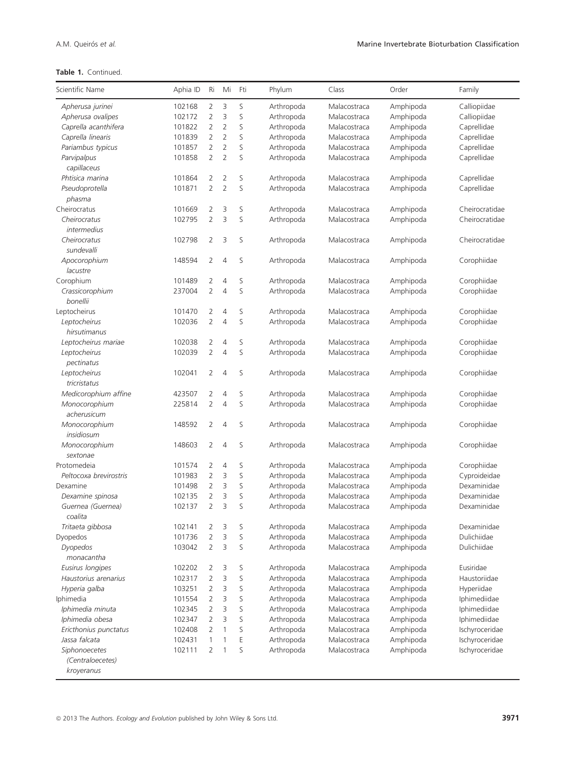**Table 1.** Continued.

| Scientific Name | Aphia ID | Ri | Mi | Fti | Phylum | Class | Order | Family |
|---|---|---|---|---|---|---|---|---|
| *Apherusa jurinei* | 102168 | 2 | 3 | S | Arthropoda | Malacostraca | Amphipoda | Calliopiidae |
| *Apherusa ovalipes* | 102172 | 2 | 3 | S | Arthropoda | Malacostraca | Amphipoda | Calliopiidae |
| *Caprella acanthifera* | 101822 | 2 | 2 | S | Arthropoda | Malacostraca | Amphipoda | Caprellidae |
| *Caprella linearis* | 101839 | 2 | 2 | S | Arthropoda | Malacostraca | Amphipoda | Caprellidae |
| *Pariambus typicus* | 101857 | 2 | 2 | S | Arthropoda | Malacostraca | Amphipoda | Caprellidae |
| *Parvipalpus capillaceus* | 101858 | 2 | 2 | S | Arthropoda | Malacostraca | Amphipoda | Caprellidae |
| *Phtisica marina* | 101864 | 2 | 2 | S | Arthropoda | Malacostraca | Amphipoda | Caprellidae |
| *Pseudoprotella phasma* | 101871 | 2 | 2 | S | Arthropoda | Malacostraca | Amphipoda | Caprellidae |
| Cheirocratus | 101669 | 2 | 3 | S | Arthropoda | Malacostraca | Amphipoda | Cheirocratidae |
| *Cheirocratus intermedius* | 102795 | 2 | 3 | S | Arthropoda | Malacostraca | Amphipoda | Cheirocratidae |
| *Cheirocratus sundevalli* | 102798 | 2 | 3 | S | Arthropoda | Malacostraca | Amphipoda | Cheirocratidae |
| *Apocorophium lacustre* | 148594 | 2 | 4 | S | Arthropoda | Malacostraca | Amphipoda | Corophiidae |
| Corophium | 101489 | 2 | 4 | S | Arthropoda | Malacostraca | Amphipoda | Corophiidae |
| *Crassicorophium bonellii* | 237004 | 2 | 4 | S | Arthropoda | Malacostraca | Amphipoda | Corophiidae |
| Leptocheirus | 101470 | 2 | 4 | S | Arthropoda | Malacostraca | Amphipoda | Corophiidae |
| *Leptocheirus hirsutimanus* | 102036 | 2 | 4 | S | Arthropoda | Malacostraca | Amphipoda | Corophiidae |
| *Leptocheirus mariae* | 102038 | 2 | 4 | S | Arthropoda | Malacostraca | Amphipoda | Corophiidae |
| *Leptocheirus pectinatus* | 102039 | 2 | 4 | S | Arthropoda | Malacostraca | Amphipoda | Corophiidae |
| *Leptocheirus tricristatus* | 102041 | 2 | 4 | S | Arthropoda | Malacostraca | Amphipoda | Corophiidae |
| *Medicorophium affine* | 423507 | 2 | 4 | S | Arthropoda | Malacostraca | Amphipoda | Corophiidae |
| *Monocorophium acherusicum* | 225814 | 2 | 4 | S | Arthropoda | Malacostraca | Amphipoda | Corophiidae |
| *Monocorophium insidiosum* | 148592 | 2 | 4 | S | Arthropoda | Malacostraca | Amphipoda | Corophiidae |
| *Monocorophium sextonae* | 148603 | 2 | 4 | S | Arthropoda | Malacostraca | Amphipoda | Corophiidae |
| Protomedeia | 101574 | 2 | 4 | S | Arthropoda | Malacostraca | Amphipoda | Corophiidae |
| *Peltocoxa brevirostris* | 101983 | 2 | 3 | S | Arthropoda | Malacostraca | Amphipoda | Cyproideidae |
| Dexamine | 101498 | 2 | 3 | S | Arthropoda | Malacostraca | Amphipoda | Dexaminidae |
| *Dexamine spinosa* | 102135 | 2 | 3 | S | Arthropoda | Malacostraca | Amphipoda | Dexaminidae |
| *Guernea (Guernea) coalita* | 102137 | 2 | 3 | S | Arthropoda | Malacostraca | Amphipoda | Dexaminidae |
| *Tritaeta gibbosa* | 102141 | 2 | 3 | S | Arthropoda | Malacostraca | Amphipoda | Dexaminidae |
| Dyopedos | 101736 | 2 | 3 | S | Arthropoda | Malacostraca | Amphipoda | Dulichiidae |
| *Dyopedos monacantha* | 103042 | 2 | 3 | S | Arthropoda | Malacostraca | Amphipoda | Dulichiidae |
| *Eusirus longipes* | 102202 | 2 | 3 | S | Arthropoda | Malacostraca | Amphipoda | Eusiridae |
| *Haustorius arenarius* | 102317 | 2 | 3 | S | Arthropoda | Malacostraca | Amphipoda | Haustoriidae |
| *Hyperia galba* | 103251 | 2 | 3 | S | Arthropoda | Malacostraca | Amphipoda | Hyperiidae |
| Iphimedia | 101554 | 2 | 3 | S | Arthropoda | Malacostraca | Amphipoda | Iphimediidae |
| *Iphimedia minuta* | 102345 | 2 | 3 | S | Arthropoda | Malacostraca | Amphipoda | Iphimediidae |
| *Iphimedia obesa* | 102347 | 2 | 3 | S | Arthropoda | Malacostraca | Amphipoda | Iphimediidae |
| *Ericthonius punctatus* | 102408 | 2 | 1 | S | Arthropoda | Malacostraca | Amphipoda | Ischyroceridae |
| *Jassa falcata* | 102431 | 1 | 1 | E | Arthropoda | Malacostraca | Amphipoda | Ischyroceridae |
| *Siphonoecetes (Centraloecetes) kroyeranus* | 102111 | 2 | 1 | S | Arthropoda | Malacostraca | Amphipoda | Ischyroceridae |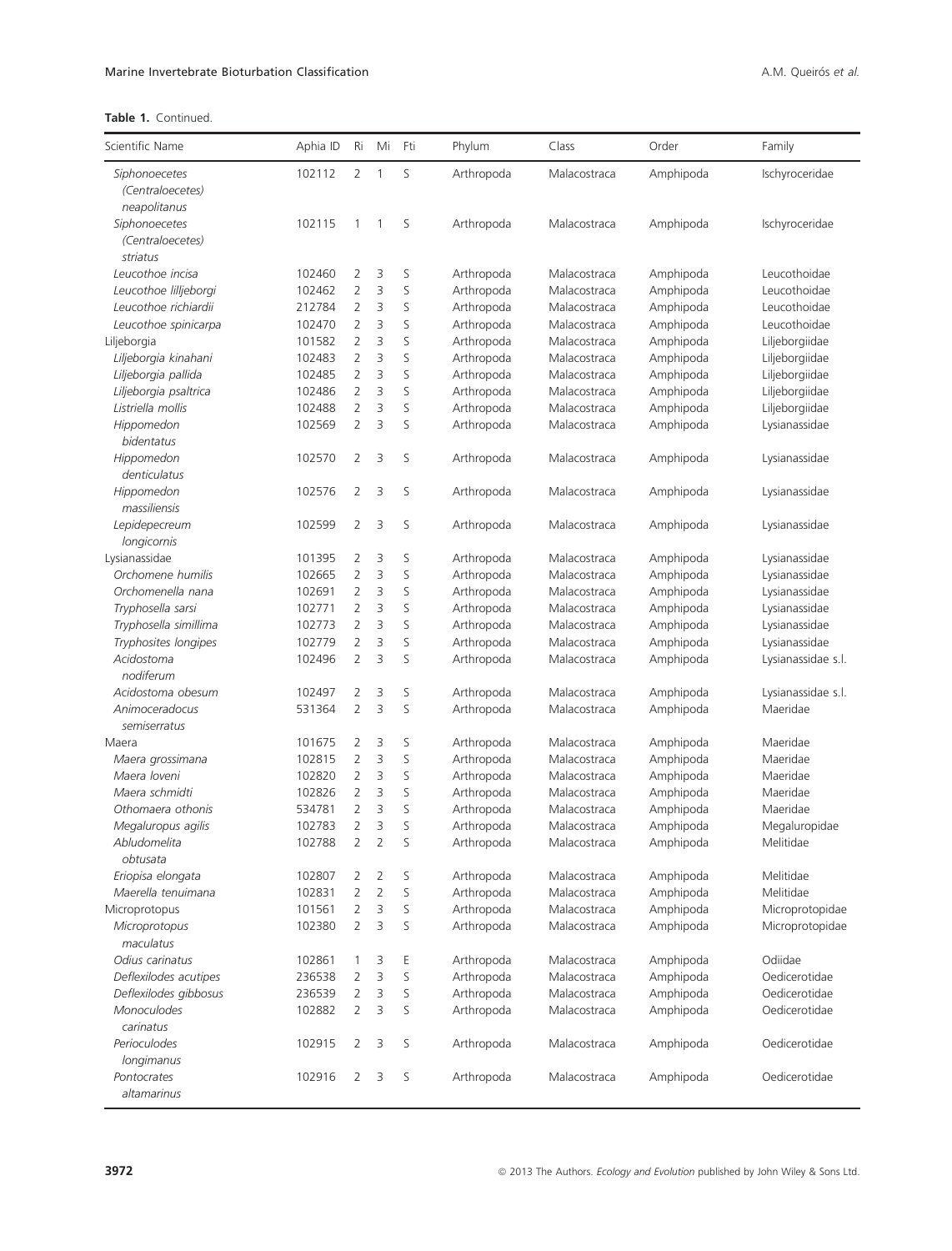**Table 1.** Continued.

| Scientific Name | Aphia ID | Ri | Mi | Fti | Phylum | Class | Order | Family |
|---|---|---|---|---|---|---|---|---|
| *Siphonoecetes (Centraloecetes) neapolitanus* | 102112 | 2 | 1 | S | Arthropoda | Malacostraca | Amphipoda | Ischyroceridae |
| *Siphonoecetes (Centraloecetes) striatus* | 102115 | 1 | 1 | S | Arthropoda | Malacostraca | Amphipoda | Ischyroceridae |
| *Leucothoe incisa* | 102460 | 2 | 3 | S | Arthropoda | Malacostraca | Amphipoda | Leucothoidae |
| *Leucothoe lilljeborgi* | 102462 | 2 | 3 | S | Arthropoda | Malacostraca | Amphipoda | Leucothoidae |
| *Leucothoe richiardii* | 212784 | 2 | 3 | S | Arthropoda | Malacostraca | Amphipoda | Leucothoidae |
| *Leucothoe spinicarpa* | 102470 | 2 | 3 | S | Arthropoda | Malacostraca | Amphipoda | Leucothoidae |
| Liljeborgia | 101582 | 2 | 3 | S | Arthropoda | Malacostraca | Amphipoda | Liljeborgiidae |
| *Liljeborgia kinahani* | 102483 | 2 | 3 | S | Arthropoda | Malacostraca | Amphipoda | Liljeborgiidae |
| *Liljeborgia pallida* | 102485 | 2 | 3 | S | Arthropoda | Malacostraca | Amphipoda | Liljeborgiidae |
| *Liljeborgia psaltrica* | 102486 | 2 | 3 | S | Arthropoda | Malacostraca | Amphipoda | Liljeborgiidae |
| *Listriella mollis* | 102488 | 2 | 3 | S | Arthropoda | Malacostraca | Amphipoda | Liljeborgiidae |
| *Hippomedon bidentatus* | 102569 | 2 | 3 | S | Arthropoda | Malacostraca | Amphipoda | Lysianassidae |
| *Hippomedon denticulatus* | 102570 | 2 | 3 | S | Arthropoda | Malacostraca | Amphipoda | Lysianassidae |
| *Hippomedon massiliensis* | 102576 | 2 | 3 | S | Arthropoda | Malacostraca | Amphipoda | Lysianassidae |
| *Lepidepecreum longicornis* | 102599 | 2 | 3 | S | Arthropoda | Malacostraca | Amphipoda | Lysianassidae |
| Lysianassidae | 101395 | 2 | 3 | S | Arthropoda | Malacostraca | Amphipoda | Lysianassidae |
| *Orchomene humilis* | 102665 | 2 | 3 | S | Arthropoda | Malacostraca | Amphipoda | Lysianassidae |
| *Orchomenella nana* | 102691 | 2 | 3 | S | Arthropoda | Malacostraca | Amphipoda | Lysianassidae |
| *Tryphosella sarsi* | 102771 | 2 | 3 | S | Arthropoda | Malacostraca | Amphipoda | Lysianassidae |
| *Tryphosella simillima* | 102773 | 2 | 3 | S | Arthropoda | Malacostraca | Amphipoda | Lysianassidae |
| *Tryphosites longipes* | 102779 | 2 | 3 | S | Arthropoda | Malacostraca | Amphipoda | Lysianassidae |
| *Acidostoma nodiferum* | 102496 | 2 | 3 | S | Arthropoda | Malacostraca | Amphipoda | Lysianassidae s.l. |
| *Acidostoma obesum* | 102497 | 2 | 3 | S | Arthropoda | Malacostraca | Amphipoda | Lysianassidae s.l. |
| *Animoceradocus semiserratus* | 531364 | 2 | 3 | S | Arthropoda | Malacostraca | Amphipoda | Maeridae |
| Maera | 101675 | 2 | 3 | S | Arthropoda | Malacostraca | Amphipoda | Maeridae |
| *Maera grossimana* | 102815 | 2 | 3 | S | Arthropoda | Malacostraca | Amphipoda | Maeridae |
| *Maera loveni* | 102820 | 2 | 3 | S | Arthropoda | Malacostraca | Amphipoda | Maeridae |
| *Maera schmidti* | 102826 | 2 | 3 | S | Arthropoda | Malacostraca | Amphipoda | Maeridae |
| *Othomaera othonis* | 534781 | 2 | 3 | S | Arthropoda | Malacostraca | Amphipoda | Maeridae |
| *Megaluropus agilis* | 102783 | 2 | 3 | S | Arthropoda | Malacostraca | Amphipoda | Megaluropidae |
| *Abludomelita obtusata* | 102788 | 2 | 2 | S | Arthropoda | Malacostraca | Amphipoda | Melitidae |
| *Eriopisa elongata* | 102807 | 2 | 2 | S | Arthropoda | Malacostraca | Amphipoda | Melitidae |
| *Maerella tenuimana* | 102831 | 2 | 2 | S | Arthropoda | Malacostraca | Amphipoda | Melitidae |
| Microprotopus | 101561 | 2 | 3 | S | Arthropoda | Malacostraca | Amphipoda | Microprotopidae |
| *Microprotopus maculatus* | 102380 | 2 | 3 | S | Arthropoda | Malacostraca | Amphipoda | Microprotopidae |
| *Odius carinatus* | 102861 | 1 | 3 | E | Arthropoda | Malacostraca | Amphipoda | Odiidae |
| *Deflexilodes acutipes* | 236538 | 2 | 3 | S | Arthropoda | Malacostraca | Amphipoda | Oedicerotidae |
| *Deflexilodes gibbosus* | 236539 | 2 | 3 | S | Arthropoda | Malacostraca | Amphipoda | Oedicerotidae |
| *Monoculodes carinatus* | 102882 | 2 | 3 | S | Arthropoda | Malacostraca | Amphipoda | Oedicerotidae |
| *Perioculodes longimanus* | 102915 | 2 | 3 | S | Arthropoda | Malacostraca | Amphipoda | Oedicerotidae |
| *Pontocrates altamarinus* | 102916 | 2 | 3 | S | Arthropoda | Malacostraca | Amphipoda | Oedicerotidae |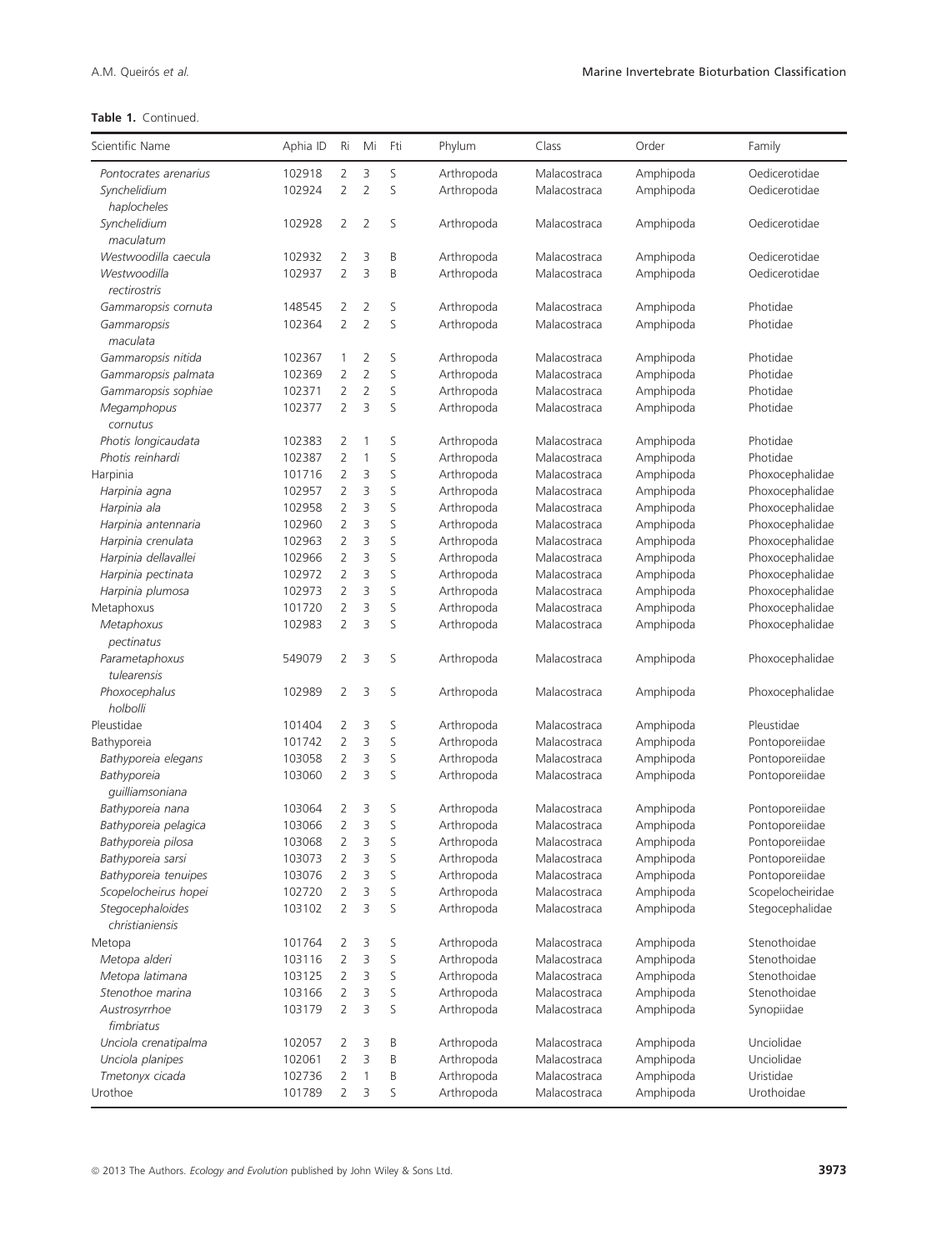**Table 1.** Continued.

| Scientific Name | Aphia ID | Ri | Mi | Fti | Phylum | Class | Order | Family |
|---|---|---|---|---|---|---|---|---|
| *Pontocrates arenarius* | 102918 | 2 | 3 | S | Arthropoda | Malacostraca | Amphipoda | Oedicerotidae |
| *Synchelidium haplocheles* | 102924 | 2 | 2 | S | Arthropoda | Malacostraca | Amphipoda | Oedicerotidae |
| *Synchelidium maculatum* | 102928 | 2 | 2 | S | Arthropoda | Malacostraca | Amphipoda | Oedicerotidae |
| *Westwoodilla caecula* | 102932 | 2 | 3 | B | Arthropoda | Malacostraca | Amphipoda | Oedicerotidae |
| *Westwoodilla rectirostris* | 102937 | 2 | 3 | B | Arthropoda | Malacostraca | Amphipoda | Oedicerotidae |
| *Gammaropsis cornuta* | 148545 | 2 | 2 | S | Arthropoda | Malacostraca | Amphipoda | Photidae |
| *Gammaropsis maculata* | 102364 | 2 | 2 | S | Arthropoda | Malacostraca | Amphipoda | Photidae |
| *Gammaropsis nitida* | 102367 | 1 | 2 | S | Arthropoda | Malacostraca | Amphipoda | Photidae |
| *Gammaropsis palmata* | 102369 | 2 | 2 | S | Arthropoda | Malacostraca | Amphipoda | Photidae |
| *Gammaropsis sophiae* | 102371 | 2 | 2 | S | Arthropoda | Malacostraca | Amphipoda | Photidae |
| *Megamphopus cornutus* | 102377 | 2 | 3 | S | Arthropoda | Malacostraca | Amphipoda | Photidae |
| *Photis longicaudata* | 102383 | 2 | 1 | S | Arthropoda | Malacostraca | Amphipoda | Photidae |
| *Photis reinhardi* | 102387 | 2 | 1 | S | Arthropoda | Malacostraca | Amphipoda | Photidae |
| Harpinia | 101716 | 2 | 3 | S | Arthropoda | Malacostraca | Amphipoda | Phoxocephalidae |
| *Harpinia agna* | 102957 | 2 | 3 | S | Arthropoda | Malacostraca | Amphipoda | Phoxocephalidae |
| *Harpinia ala* | 102958 | 2 | 3 | S | Arthropoda | Malacostraca | Amphipoda | Phoxocephalidae |
| *Harpinia antennaria* | 102960 | 2 | 3 | S | Arthropoda | Malacostraca | Amphipoda | Phoxocephalidae |
| *Harpinia crenulata* | 102963 | 2 | 3 | S | Arthropoda | Malacostraca | Amphipoda | Phoxocephalidae |
| *Harpinia dellavallei* | 102966 | 2 | 3 | S | Arthropoda | Malacostraca | Amphipoda | Phoxocephalidae |
| *Harpinia pectinata* | 102972 | 2 | 3 | S | Arthropoda | Malacostraca | Amphipoda | Phoxocephalidae |
| *Harpinia plumosa* | 102973 | 2 | 3 | S | Arthropoda | Malacostraca | Amphipoda | Phoxocephalidae |
| Metaphoxus | 101720 | 2 | 3 | S | Arthropoda | Malacostraca | Amphipoda | Phoxocephalidae |
| *Metaphoxus pectinatus* | 102983 | 2 | 3 | S | Arthropoda | Malacostraca | Amphipoda | Phoxocephalidae |
| *Parametaphoxus tulearensis* | 549079 | 2 | 3 | S | Arthropoda | Malacostraca | Amphipoda | Phoxocephalidae |
| *Phoxocephalus holbolli* | 102989 | 2 | 3 | S | Arthropoda | Malacostraca | Amphipoda | Phoxocephalidae |
| Pleustidae | 101404 | 2 | 3 | S | Arthropoda | Malacostraca | Amphipoda | Pleustidae |
| Bathyporeia | 101742 | 2 | 3 | S | Arthropoda | Malacostraca | Amphipoda | Pontoporeiidae |
| *Bathyporeia elegans* | 103058 | 2 | 3 | S | Arthropoda | Malacostraca | Amphipoda | Pontoporeiidae |
| *Bathyporeia guilliamsoniana* | 103060 | 2 | 3 | S | Arthropoda | Malacostraca | Amphipoda | Pontoporeiidae |
| *Bathyporeia nana* | 103064 | 2 | 3 | S | Arthropoda | Malacostraca | Amphipoda | Pontoporeiidae |
| *Bathyporeia pelagica* | 103066 | 2 | 3 | S | Arthropoda | Malacostraca | Amphipoda | Pontoporeiidae |
| *Bathyporeia pilosa* | 103068 | 2 | 3 | S | Arthropoda | Malacostraca | Amphipoda | Pontoporeiidae |
| *Bathyporeia sarsi* | 103073 | 2 | 3 | S | Arthropoda | Malacostraca | Amphipoda | Pontoporeiidae |
| *Bathyporeia tenuipes* | 103076 | 2 | 3 | S | Arthropoda | Malacostraca | Amphipoda | Pontoporeiidae |
| *Scopelocheirus hopei* | 102720 | 2 | 3 | S | Arthropoda | Malacostraca | Amphipoda | Scopelocheiridae |
| *Stegocephaloides christianiensis* | 103102 | 2 | 3 | S | Arthropoda | Malacostraca | Amphipoda | Stegocephalidae |
| Metopa | 101764 | 2 | 3 | S | Arthropoda | Malacostraca | Amphipoda | Stenothoidae |
| *Metopa alderi* | 103116 | 2 | 3 | S | Arthropoda | Malacostraca | Amphipoda | Stenothoidae |
| *Metopa latimana* | 103125 | 2 | 3 | S | Arthropoda | Malacostraca | Amphipoda | Stenothoidae |
| *Stenothoe marina* | 103166 | 2 | 3 | S | Arthropoda | Malacostraca | Amphipoda | Stenothoidae |
| *Austrosyrrhoe fimbriatus* | 103179 | 2 | 3 | S | Arthropoda | Malacostraca | Amphipoda | Synopiidae |
| *Unciola crenatipalma* | 102057 | 2 | 3 | B | Arthropoda | Malacostraca | Amphipoda | Unciolidae |
| *Unciola planipes* | 102061 | 2 | 3 | B | Arthropoda | Malacostraca | Amphipoda | Unciolidae |
| *Tmetonyx cicada* | 102736 | 2 | 1 | B | Arthropoda | Malacostraca | Amphipoda | Uristidae |
| Urothoe | 101789 | 2 | 3 | S | Arthropoda | Malacostraca | Amphipoda | Urothoidae |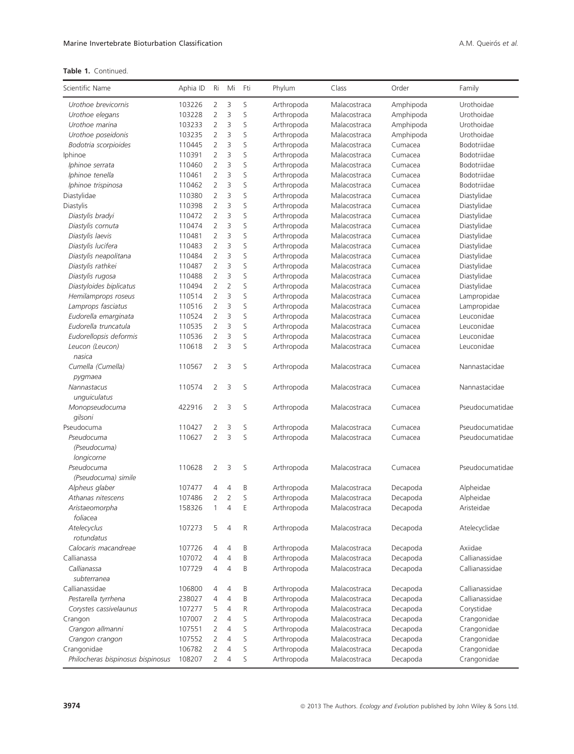**Table 1.** Continued.

| Scientific Name | Aphia ID | Ri | Mi | Fti | Phylum | Class | Order | Family |
|---|---|---|---|---|---|---|---|---|
| *Urothoe brevicornis* | 103226 | 2 | 3 | S | Arthropoda | Malacostraca | Amphipoda | Urothoidae |
| *Urothoe elegans* | 103228 | 2 | 3 | S | Arthropoda | Malacostraca | Amphipoda | Urothoidae |
| *Urothoe marina* | 103233 | 2 | 3 | S | Arthropoda | Malacostraca | Amphipoda | Urothoidae |
| *Urothoe poseidonis* | 103235 | 2 | 3 | S | Arthropoda | Malacostraca | Amphipoda | Urothoidae |
| *Bodotria scorpioides* | 110445 | 2 | 3 | S | Arthropoda | Malacostraca | Cumacea | Bodotriidae |
| Iphinoe | 110391 | 2 | 3 | S | Arthropoda | Malacostraca | Cumacea | Bodotriidae |
| *Iphinoe serrata* | 110460 | 2 | 3 | S | Arthropoda | Malacostraca | Cumacea | Bodotriidae |
| *Iphinoe tenella* | 110461 | 2 | 3 | S | Arthropoda | Malacostraca | Cumacea | Bodotriidae |
| *Iphinoe trispinosa* | 110462 | 2 | 3 | S | Arthropoda | Malacostraca | Cumacea | Bodotriidae |
| Diastylidae | 110380 | 2 | 3 | S | Arthropoda | Malacostraca | Cumacea | Diastylidae |
| Diastylis | 110398 | 2 | 3 | S | Arthropoda | Malacostraca | Cumacea | Diastylidae |
| *Diastylis bradyi* | 110472 | 2 | 3 | S | Arthropoda | Malacostraca | Cumacea | Diastylidae |
| *Diastylis cornuta* | 110474 | 2 | 3 | S | Arthropoda | Malacostraca | Cumacea | Diastylidae |
| *Diastylis laevis* | 110481 | 2 | 3 | S | Arthropoda | Malacostraca | Cumacea | Diastylidae |
| *Diastylis lucifera* | 110483 | 2 | 3 | S | Arthropoda | Malacostraca | Cumacea | Diastylidae |
| *Diastylis neapolitana* | 110484 | 2 | 3 | S | Arthropoda | Malacostraca | Cumacea | Diastylidae |
| *Diastylis rathkei* | 110487 | 2 | 3 | S | Arthropoda | Malacostraca | Cumacea | Diastylidae |
| *Diastylis rugosa* | 110488 | 2 | 3 | S | Arthropoda | Malacostraca | Cumacea | Diastylidae |
| *Diastyloides biplicatus* | 110494 | 2 | 2 | S | Arthropoda | Malacostraca | Cumacea | Diastylidae |
| *Hemilamprops roseus* | 110514 | 2 | 3 | S | Arthropoda | Malacostraca | Cumacea | Lampropidae |
| *Lamprops fasciatus* | 110516 | 2 | 3 | S | Arthropoda | Malacostraca | Cumacea | Lampropidae |
| *Eudorella emarginata* | 110524 | 2 | 3 | S | Arthropoda | Malacostraca | Cumacea | Leuconidae |
| *Eudorella truncatula* | 110535 | 2 | 3 | S | Arthropoda | Malacostraca | Cumacea | Leuconidae |
| *Eudorellopsis deformis* | 110536 | 2 | 3 | S | Arthropoda | Malacostraca | Cumacea | Leuconidae |
| *Leucon (Leucon) nasica* | 110618 | 2 | 3 | S | Arthropoda | Malacostraca | Cumacea | Leuconidae |
| *Cumella (Cumella) pygmaea* | 110567 | 2 | 3 | S | Arthropoda | Malacostraca | Cumacea | Nannastacidae |
| *Nannastacus unguiculatus* | 110574 | 2 | 3 | S | Arthropoda | Malacostraca | Cumacea | Nannastacidae |
| *Monopseudocuma gilsoni* | 422916 | 2 | 3 | S | Arthropoda | Malacostraca | Cumacea | Pseudocumatidae |
| Pseudocuma | 110427 | 2 | 3 | S | Arthropoda | Malacostraca | Cumacea | Pseudocumatidae |
| *Pseudocuma (Pseudocuma) longicorne* | 110627 | 2 | 3 | S | Arthropoda | Malacostraca | Cumacea | Pseudocumatidae |
| *Pseudocuma (Pseudocuma) simile* | 110628 | 2 | 3 | S | Arthropoda | Malacostraca | Cumacea | Pseudocumatidae |
| *Alpheus glaber* | 107477 | 4 | 4 | B | Arthropoda | Malacostraca | Decapoda | Alpheidae |
| *Athanas nitescens* | 107486 | 2 | 2 | S | Arthropoda | Malacostraca | Decapoda | Alpheidae |
| *Aristaeomorpha foliacea* | 158326 | 1 | 4 | E | Arthropoda | Malacostraca | Decapoda | Aristeidae |
| *Atelecyclus rotundatus* | 107273 | 5 | 4 | R | Arthropoda | Malacostraca | Decapoda | Atelecyclidae |
| *Calocaris macandreae* | 107726 | 4 | 4 | B | Arthropoda | Malacostraca | Decapoda | Axiidae |
| Callianassa | 107072 | 4 | 4 | B | Arthropoda | Malacostraca | Decapoda | Callianassidae |
| *Callianassa subterranea* | 107729 | 4 | 4 | B | Arthropoda | Malacostraca | Decapoda | Callianassidae |
| Callianassidae | 106800 | 4 | 4 | B | Arthropoda | Malacostraca | Decapoda | Callianassidae |
| *Pestarella tyrrhena* | 238027 | 4 | 4 | B | Arthropoda | Malacostraca | Decapoda | Callianassidae |
| *Corystes cassivelaunus* | 107277 | 5 | 4 | R | Arthropoda | Malacostraca | Decapoda | Corystidae |
| Crangon | 107007 | 2 | 4 | S | Arthropoda | Malacostraca | Decapoda | Crangonidae |
| *Crangon allmanni* | 107551 | 2 | 4 | S | Arthropoda | Malacostraca | Decapoda | Crangonidae |
| *Crangon crangon* | 107552 | 2 | 4 | S | Arthropoda | Malacostraca | Decapoda | Crangonidae |
| Crangonidae | 106782 | 2 | 4 | S | Arthropoda | Malacostraca | Decapoda | Crangonidae |
| *Philocheras bispinosus bispinosus* | 108207 | 2 | 4 | S | Arthropoda | Malacostraca | Decapoda | Crangonidae |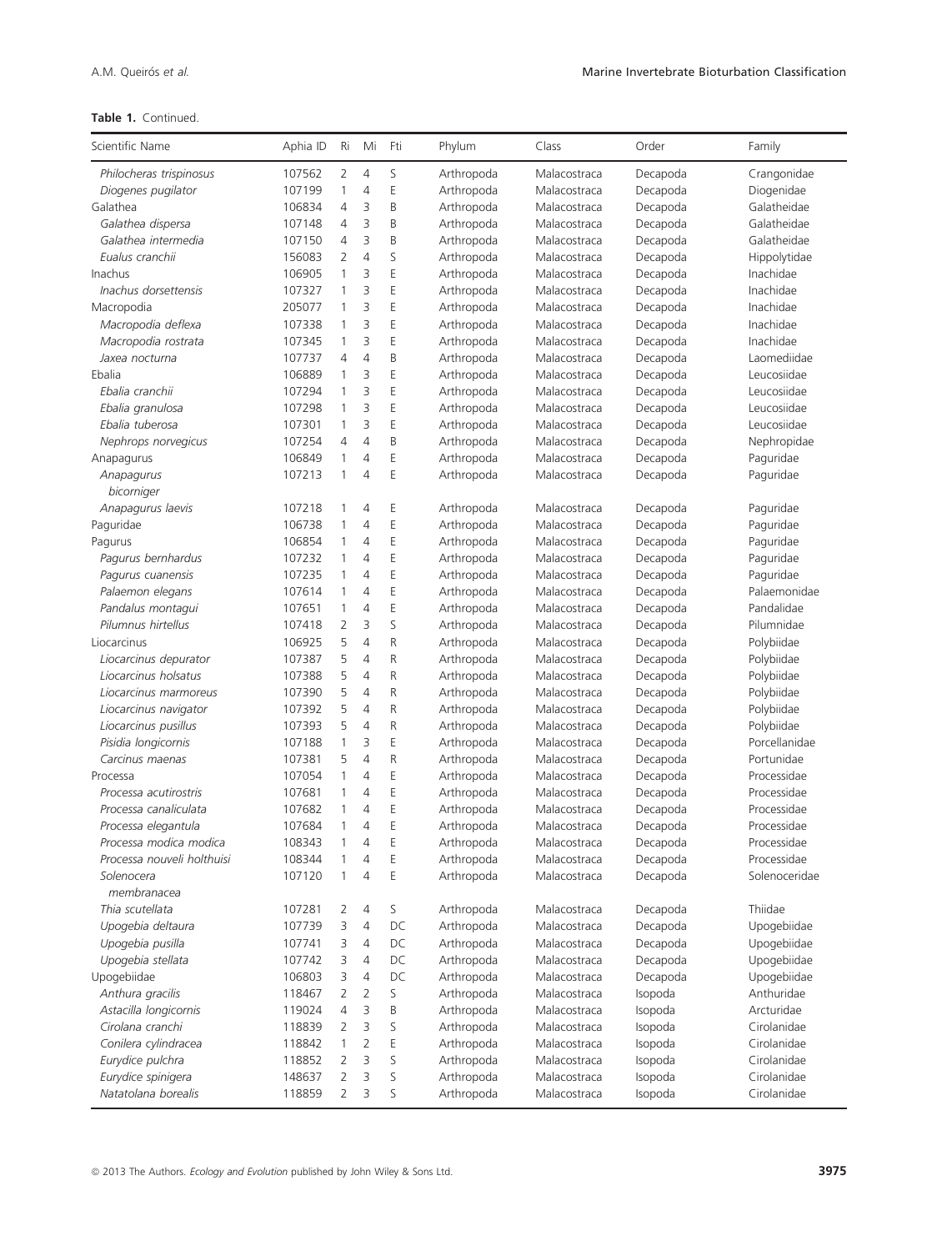**Table 1.** Continued.

| Scientific Name | Aphia ID | Ri | Mi | Fti | Phylum | Class | Order | Family |
|---|---|---|---|---|---|---|---|---|
| *Philocheras trispinosus* | 107562 | 2 | 4 | S | Arthropoda | Malacostraca | Decapoda | Crangonidae |
| *Diogenes pugilator* | 107199 | 1 | 4 | E | Arthropoda | Malacostraca | Decapoda | Diogenidae |
| Galathea | 106834 | 4 | 3 | B | Arthropoda | Malacostraca | Decapoda | Galatheidae |
| *Galathea dispersa* | 107148 | 4 | 3 | B | Arthropoda | Malacostraca | Decapoda | Galatheidae |
| *Galathea intermedia* | 107150 | 4 | 3 | B | Arthropoda | Malacostraca | Decapoda | Galatheidae |
| *Eualus cranchii* | 156083 | 2 | 4 | S | Arthropoda | Malacostraca | Decapoda | Hippolytidae |
| Inachus | 106905 | 1 | 3 | E | Arthropoda | Malacostraca | Decapoda | Inachidae |
| *Inachus dorsettensis* | 107327 | 1 | 3 | E | Arthropoda | Malacostraca | Decapoda | Inachidae |
| Macropodia | 205077 | 1 | 3 | E | Arthropoda | Malacostraca | Decapoda | Inachidae |
| *Macropodia deflexa* | 107338 | 1 | 3 | E | Arthropoda | Malacostraca | Decapoda | Inachidae |
| *Macropodia rostrata* | 107345 | 1 | 3 | E | Arthropoda | Malacostraca | Decapoda | Inachidae |
| *Jaxea nocturna* | 107737 | 4 | 4 | B | Arthropoda | Malacostraca | Decapoda | Laomediidae |
| Ebalia | 106889 | 1 | 3 | E | Arthropoda | Malacostraca | Decapoda | Leucosiidae |
| *Ebalia cranchii* | 107294 | 1 | 3 | E | Arthropoda | Malacostraca | Decapoda | Leucosiidae |
| *Ebalia granulosa* | 107298 | 1 | 3 | E | Arthropoda | Malacostraca | Decapoda | Leucosiidae |
| *Ebalia tuberosa* | 107301 | 1 | 3 | E | Arthropoda | Malacostraca | Decapoda | Leucosiidae |
| *Nephrops norvegicus* | 107254 | 4 | 4 | B | Arthropoda | Malacostraca | Decapoda | Nephropidae |
| Anapagurus | 106849 | 1 | 4 | E | Arthropoda | Malacostraca | Decapoda | Paguridae |
| *Anapagurus bicorniger* | 107213 | 1 | 4 | E | Arthropoda | Malacostraca | Decapoda | Paguridae |
| *Anapagurus laevis* | 107218 | 1 | 4 | E | Arthropoda | Malacostraca | Decapoda | Paguridae |
| Paguridae | 106738 | 1 | 4 | E | Arthropoda | Malacostraca | Decapoda | Paguridae |
| Pagurus | 106854 | 1 | 4 | E | Arthropoda | Malacostraca | Decapoda | Paguridae |
| *Pagurus bernhardus* | 107232 | 1 | 4 | E | Arthropoda | Malacostraca | Decapoda | Paguridae |
| *Pagurus cuanensis* | 107235 | 1 | 4 | E | Arthropoda | Malacostraca | Decapoda | Paguridae |
| *Palaemon elegans* | 107614 | 1 | 4 | E | Arthropoda | Malacostraca | Decapoda | Palaemonidae |
| *Pandalus montagui* | 107651 | 1 | 4 | E | Arthropoda | Malacostraca | Decapoda | Pandalidae |
| *Pilumnus hirtellus* | 107418 | 2 | 3 | S | Arthropoda | Malacostraca | Decapoda | Pilumnidae |
| Liocarcinus | 106925 | 5 | 4 | R | Arthropoda | Malacostraca | Decapoda | Polybiidae |
| *Liocarcinus depurator* | 107387 | 5 | 4 | R | Arthropoda | Malacostraca | Decapoda | Polybiidae |
| *Liocarcinus holsatus* | 107388 | 5 | 4 | R | Arthropoda | Malacostraca | Decapoda | Polybiidae |
| *Liocarcinus marmoreus* | 107390 | 5 | 4 | R | Arthropoda | Malacostraca | Decapoda | Polybiidae |
| *Liocarcinus navigator* | 107392 | 5 | 4 | R | Arthropoda | Malacostraca | Decapoda | Polybiidae |
| *Liocarcinus pusillus* | 107393 | 5 | 4 | R | Arthropoda | Malacostraca | Decapoda | Polybiidae |
| *Pisidia longicornis* | 107188 | 1 | 3 | E | Arthropoda | Malacostraca | Decapoda | Porcellanidae |
| *Carcinus maenas* | 107381 | 5 | 4 | R | Arthropoda | Malacostraca | Decapoda | Portunidae |
| Processa | 107054 | 1 | 4 | E | Arthropoda | Malacostraca | Decapoda | Processidae |
| *Processa acutirostris* | 107681 | 1 | 4 | E | Arthropoda | Malacostraca | Decapoda | Processidae |
| *Processa canaliculata* | 107682 | 1 | 4 | E | Arthropoda | Malacostraca | Decapoda | Processidae |
| *Processa elegantula* | 107684 | 1 | 4 | E | Arthropoda | Malacostraca | Decapoda | Processidae |
| *Processa modica modica* | 108343 | 1 | 4 | E | Arthropoda | Malacostraca | Decapoda | Processidae |
| *Processa nouveli holthuisi* | 108344 | 1 | 4 | E | Arthropoda | Malacostraca | Decapoda | Processidae |
| *Solenocera membranacea* | 107120 | 1 | 4 | E | Arthropoda | Malacostraca | Decapoda | Solenoceridae |
| *Thia scutellata* | 107281 | 2 | 4 | S | Arthropoda | Malacostraca | Decapoda | Thiidae |
| *Upogebia deltaura* | 107739 | 3 | 4 | DC | Arthropoda | Malacostraca | Decapoda | Upogebiidae |
| *Upogebia pusilla* | 107741 | 3 | 4 | DC | Arthropoda | Malacostraca | Decapoda | Upogebiidae |
| *Upogebia stellata* | 107742 | 3 | 4 | DC | Arthropoda | Malacostraca | Decapoda | Upogebiidae |
| Upogebiidae | 106803 | 3 | 4 | DC | Arthropoda | Malacostraca | Decapoda | Upogebiidae |
| *Anthura gracilis* | 118467 | 2 | 2 | S | Arthropoda | Malacostraca | Isopoda | Anthuridae |
| *Astacilla longicornis* | 119024 | 4 | 3 | B | Arthropoda | Malacostraca | Isopoda | Arcturidae |
| *Cirolana cranchi* | 118839 | 2 | 3 | S | Arthropoda | Malacostraca | Isopoda | Cirolanidae |
| *Conilera cylindracea* | 118842 | 1 | 2 | E | Arthropoda | Malacostraca | Isopoda | Cirolanidae |
| *Eurydice pulchra* | 118852 | 2 | 3 | S | Arthropoda | Malacostraca | Isopoda | Cirolanidae |
| *Eurydice spinigera* | 148637 | 2 | 3 | S | Arthropoda | Malacostraca | Isopoda | Cirolanidae |
| *Natatolana borealis* | 118859 | 2 | 3 | S | Arthropoda | Malacostraca | Isopoda | Cirolanidae |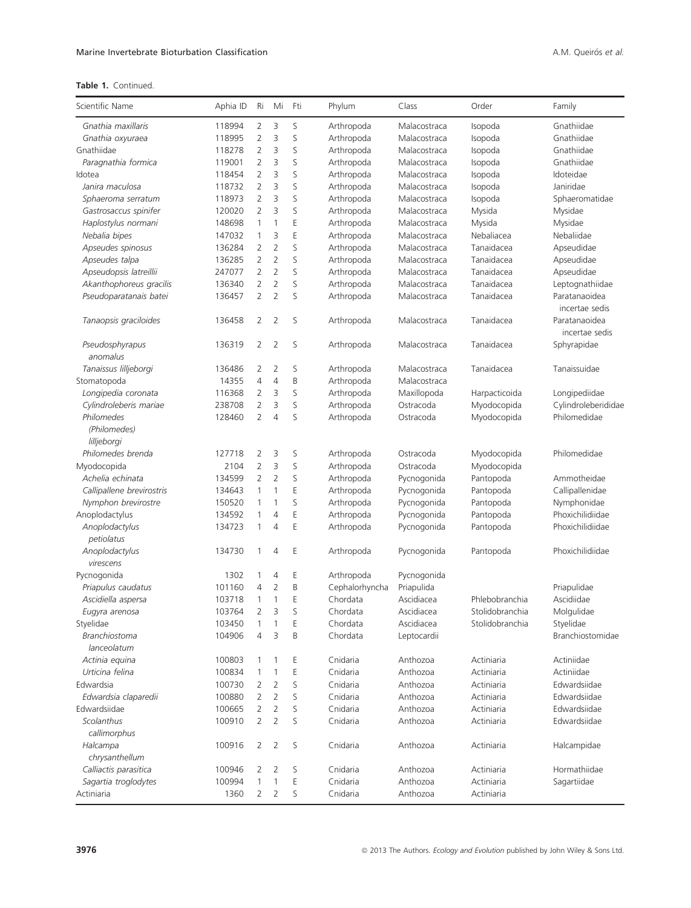**Table 1.** Continued.

| Scientific Name | Aphia ID | Ri | Mi | Fti | Phylum | Class | Order | Family |
|---|---|---|---|---|---|---|---|---|
| *Gnathia maxillaris* | 118994 | 2 | 3 | S | Arthropoda | Malacostraca | Isopoda | Gnathiidae |
| *Gnathia oxyuraea* | 118995 | 2 | 3 | S | Arthropoda | Malacostraca | Isopoda | Gnathiidae |
| Gnathiidae | 118278 | 2 | 3 | S | Arthropoda | Malacostraca | Isopoda | Gnathiidae |
| *Paragnathia formica* | 119001 | 2 | 3 | S | Arthropoda | Malacostraca | Isopoda | Gnathiidae |
| Idotea | 118454 | 2 | 3 | S | Arthropoda | Malacostraca | Isopoda | Idoteidae |
| *Janira maculosa* | 118732 | 2 | 3 | S | Arthropoda | Malacostraca | Isopoda | Janiridae |
| *Sphaeroma serratum* | 118973 | 2 | 3 | S | Arthropoda | Malacostraca | Isopoda | Sphaeromatidae |
| *Gastrosaccus spinifer* | 120020 | 2 | 3 | S | Arthropoda | Malacostraca | Mysida | Mysidae |
| *Haplostylus normani* | 148698 | 1 | 1 | E | Arthropoda | Malacostraca | Mysida | Mysidae |
| *Nebalia bipes* | 147032 | 1 | 3 | E | Arthropoda | Malacostraca | Nebaliacea | Nebaliidae |
| *Apseudes spinosus* | 136284 | 2 | 2 | S | Arthropoda | Malacostraca | Tanaidacea | Apseudidae |
| *Apseudes talpa* | 136285 | 2 | 2 | S | Arthropoda | Malacostraca | Tanaidacea | Apseudidae |
| *Apseudopsis latreillii* | 247077 | 2 | 2 | S | Arthropoda | Malacostraca | Tanaidacea | Apseudidae |
| *Akanthophoreus gracilis* | 136340 | 2 | 2 | S | Arthropoda | Malacostraca | Tanaidacea | Leptognathiidae |
| *Pseudoparatanais batei* | 136457 | 2 | 2 | S | Arthropoda | Malacostraca | Tanaidacea | Paratanaoidea incertae sedis |
| *Tanaopsis graciloides* | 136458 | 2 | 2 | S | Arthropoda | Malacostraca | Tanaidacea | Paratanaoidea incertae sedis |
| *Pseudosphyrapus anomalus* | 136319 | 2 | 2 | S | Arthropoda | Malacostraca | Tanaidacea | Sphyrapidae |
| *Tanaissus lilljeborgi* | 136486 | 2 | 2 | S | Arthropoda | Malacostraca | Tanaidacea | Tanaissuidae |
| Stomatopoda | 14355 | 4 | 4 | B | Arthropoda | Malacostraca | | |
| *Longipedia coronata* | 116368 | 2 | 3 | S | Arthropoda | Maxillopoda | Harpacticoida | Longipediidae |
| *Cylindroleberis mariae* | 238708 | 2 | 3 | S | Arthropoda | Ostracoda | Myodocopida | Cylindroleberididae |
| *Philomedes (Philomedes) lilljeborgi* | 128460 | 2 | 4 | S | Arthropoda | Ostracoda | Myodocopida | Philomedidae |
| *Philomedes brenda* | 127718 | 2 | 3 | S | Arthropoda | Ostracoda | Myodocopida | Philomedidae |
| Myodocopida | 2104 | 2 | 3 | S | Arthropoda | Ostracoda | Myodocopida | |
| *Achelia echinata* | 134599 | 2 | 2 | S | Arthropoda | Pycnogonida | Pantopoda | Ammotheidae |
| *Callipallene brevirostris* | 134643 | 1 | 1 | E | Arthropoda | Pycnogonida | Pantopoda | Callipallenidae |
| *Nymphon brevirostre* | 150520 | 1 | 1 | S | Arthropoda | Pycnogonida | Pantopoda | Nymphonidae |
| Anoplodactylus | 134592 | 1 | 4 | E | Arthropoda | Pycnogonida | Pantopoda | Phoxichilidiidae |
| *Anoplodactylus petiolatus* | 134723 | 1 | 4 | E | Arthropoda | Pycnogonida | Pantopoda | Phoxichilidiidae |
| *Anoplodactylus virescens* | 134730 | 1 | 4 | E | Arthropoda | Pycnogonida | Pantopoda | Phoxichilidiidae |
| Pycnogonida | 1302 | 1 | 4 | E | Arthropoda | Pycnogonida | | |
| *Priapulus caudatus* | 101160 | 4 | 2 | B | Cephalorhyncha | Priapulida | | Priapulidae |
| *Ascidiella aspersa* | 103718 | 1 | 1 | E | Chordata | Ascidiacea | Phlebobranchia | Ascidiidae |
| *Eugyra arenosa* | 103764 | 2 | 3 | S | Chordata | Ascidiacea | Stolidobranchia | Molgulidae |
| Styelidae | 103450 | 1 | 1 | E | Chordata | Ascidiacea | Stolidobranchia | Styelidae |
| *Branchiostoma lanceolatum* | 104906 | 4 | 3 | B | Chordata | Leptocardii | | Branchiostomidae |
| *Actinia equina* | 100803 | 1 | 1 | E | Cnidaria | Anthozoa | Actiniaria | Actiniidae |
| *Urticina felina* | 100834 | 1 | 1 | E | Cnidaria | Anthozoa | Actiniaria | Actiniidae |
| Edwardsia | 100730 | 2 | 2 | S | Cnidaria | Anthozoa | Actiniaria | Edwardsiidae |
| *Edwardsia claparedii* | 100880 | 2 | 2 | S | Cnidaria | Anthozoa | Actiniaria | Edwardsiidae |
| Edwardsiidae | 100665 | 2 | 2 | S | Cnidaria | Anthozoa | Actiniaria | Edwardsiidae |
| *Scolanthus callimorphus* | 100910 | 2 | 2 | S | Cnidaria | Anthozoa | Actiniaria | Edwardsiidae |
| *Halcampa chrysanthellum* | 100916 | 2 | 2 | S | Cnidaria | Anthozoa | Actiniaria | Halcampidae |
| *Calliactis parasitica* | 100946 | 2 | 2 | S | Cnidaria | Anthozoa | Actiniaria | Hormathiidae |
| *Sagartia troglodytes* | 100994 | 1 | 1 | E | Cnidaria | Anthozoa | Actiniaria | Sagartiidae |
| Actiniaria | 1360 | 2 | 2 | S | Cnidaria | Anthozoa | Actiniaria | |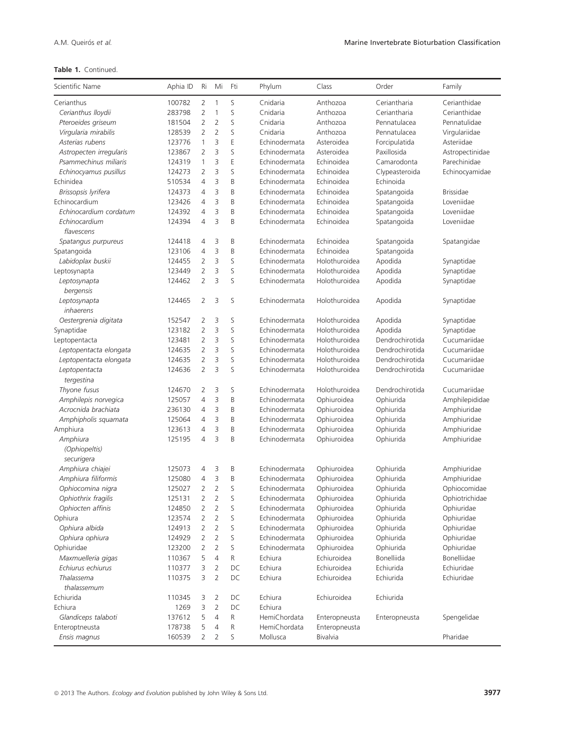**Table 1.** Continued.

| Scientific Name | Aphia ID | Ri | Mi | Fti | Phylum | Class | Order | Family |
|---|---|---|---|---|---|---|---|---|
| Cerianthus | 100782 | 2 | 1 | S | Cnidaria | Anthozoa | Ceriantharia | Cerianthidae |
| *Cerianthus lloydii* | 283798 | 2 | 1 | S | Cnidaria | Anthozoa | Ceriantharia | Cerianthidae |
| *Pteroeides griseum* | 181504 | 2 | 2 | S | Cnidaria | Anthozoa | Pennatulacea | Pennatulidae |
| *Virgularia mirabilis* | 128539 | 2 | 2 | S | Cnidaria | Anthozoa | Pennatulacea | Virgulariidae |
| *Asterias rubens* | 123776 | 1 | 3 | E | Echinodermata | Asteroidea | Forcipulatida | Asteriidae |
| *Astropecten irregularis* | 123867 | 2 | 3 | S | Echinodermata | Asteroidea | Paxillosida | Astropectinidae |
| *Psammechinus miliaris* | 124319 | 1 | 3 | E | Echinodermata | Echinoidea | Camarodonta | Parechinidae |
| *Echinocyamus pusillus* | 124273 | 2 | 3 | S | Echinodermata | Echinoidea | Clypeasteroida | Echinocyamidae |
| Echinidea | 510534 | 4 | 3 | B | Echinodermata | Echinoidea | Echinoida | |
| *Brissopsis lyrifera* | 124373 | 4 | 3 | B | Echinodermata | Echinoidea | Spatangoida | Brissidae |
| Echinocardium | 123426 | 4 | 3 | B | Echinodermata | Echinoidea | Spatangoida | Loveniidae |
| *Echinocardium cordatum* | 124392 | 4 | 3 | B | Echinodermata | Echinoidea | Spatangoida | Loveniidae |
| *Echinocardium flavescens* | 124394 | 4 | 3 | B | Echinodermata | Echinoidea | Spatangoida | Loveniidae |
| *Spatangus purpureus* | 124418 | 4 | 3 | B | Echinodermata | Echinoidea | Spatangoida | Spatangidae |
| Spatangoida | 123106 | 4 | 3 | B | Echinodermata | Echinoidea | Spatangoida | |
| *Labidoplax buskii* | 124455 | 2 | 3 | S | Echinodermata | Holothuroidea | Apodida | Synaptidae |
| Leptosynapta | 123449 | 2 | 3 | S | Echinodermata | Holothuroidea | Apodida | Synaptidae |
| *Leptosynapta bergensis* | 124462 | 2 | 3 | S | Echinodermata | Holothuroidea | Apodida | Synaptidae |
| *Leptosynapta inhaerens* | 124465 | 2 | 3 | S | Echinodermata | Holothuroidea | Apodida | Synaptidae |
| *Oestergrenia digitata* | 152547 | 2 | 3 | S | Echinodermata | Holothuroidea | Apodida | Synaptidae |
| Synaptidae | 123182 | 2 | 3 | S | Echinodermata | Holothuroidea | Apodida | Synaptidae |
| Leptopentacta | 123481 | 2 | 3 | S | Echinodermata | Holothuroidea | Dendrochirotida | Cucumariidae |
| *Leptopentacta elongata* | 124635 | 2 | 3 | S | Echinodermata | Holothuroidea | Dendrochirotida | Cucumariidae |
| *Leptopentacta elongata* | 124635 | 2 | 3 | S | Echinodermata | Holothuroidea | Dendrochirotida | Cucumariidae |
| *Leptopentacta tergestina* | 124636 | 2 | 3 | S | Echinodermata | Holothuroidea | Dendrochirotida | Cucumariidae |
| *Thyone fusus* | 124670 | 2 | 3 | S | Echinodermata | Holothuroidea | Dendrochirotida | Cucumariidae |
| *Amphilepis norvegica* | 125057 | 4 | 3 | B | Echinodermata | Ophiuroidea | Ophiurida | Amphilepididae |
| *Acrocnida brachiata* | 236130 | 4 | 3 | B | Echinodermata | Ophiuroidea | Ophiurida | Amphiuridae |
| *Amphipholis squamata* | 125064 | 4 | 3 | B | Echinodermata | Ophiuroidea | Ophiurida | Amphiuridae |
| Amphiura | 123613 | 4 | 3 | B | Echinodermata | Ophiuroidea | Ophiurida | Amphiuridae |
| *Amphiura (Ophiopeltis) securigera* | 125195 | 4 | 3 | B | Echinodermata | Ophiuroidea | Ophiurida | Amphiuridae |
| *Amphiura chiajei* | 125073 | 4 | 3 | B | Echinodermata | Ophiuroidea | Ophiurida | Amphiuridae |
| *Amphiura filiformis* | 125080 | 4 | 3 | B | Echinodermata | Ophiuroidea | Ophiurida | Amphiuridae |
| *Ophiocomina nigra* | 125027 | 2 | 2 | S | Echinodermata | Ophiuroidea | Ophiurida | Ophiocomidae |
| *Ophiothrix fragilis* | 125131 | 2 | 2 | S | Echinodermata | Ophiuroidea | Ophiurida | Ophiotrichidae |
| *Ophiocten affinis* | 124850 | 2 | 2 | S | Echinodermata | Ophiuroidea | Ophiurida | Ophiuridae |
| Ophiura | 123574 | 2 | 2 | S | Echinodermata | Ophiuroidea | Ophiurida | Ophiuridae |
| *Ophiura albida* | 124913 | 2 | 2 | S | Echinodermata | Ophiuroidea | Ophiurida | Ophiuridae |
| *Ophiura ophiura* | 124929 | 2 | 2 | S | Echinodermata | Ophiuroidea | Ophiurida | Ophiuridae |
| Ophiuridae | 123200 | 2 | 2 | S | Echinodermata | Ophiuroidea | Ophiurida | Ophiuridae |
| *Maxmuelleria gigas* | 110367 | 5 | 4 | R | Echiura | Echiuroidea | Bonelliida | Bonelliidae |
| *Echiurus echiurus* | 110377 | 3 | 2 | DC | Echiura | Echiuroidea | Echiurida | Echiuridae |
| *Thalassema thalassemum* | 110375 | 3 | 2 | DC | Echiura | Echiuroidea | Echiurida | Echiuridae |
| Echiurida | 110345 | 3 | 2 | DC | Echiura | Echiuroidea | Echiurida | |
| Echiura | 1269 | 3 | 2 | DC | Echiura | | | |
| *Glandiceps talaboti* | 137612 | 5 | 4 | R | HemiChordata | Enteropneusta | Enteropneusta | Spengelidae |
| Enteroptneusta | 178738 | 5 | 4 | R | HemiChordata | Enteropneusta | | |
| *Ensis magnus* | 160539 | 2 | 2 | S | Mollusca | Bivalvia | | Pharidae |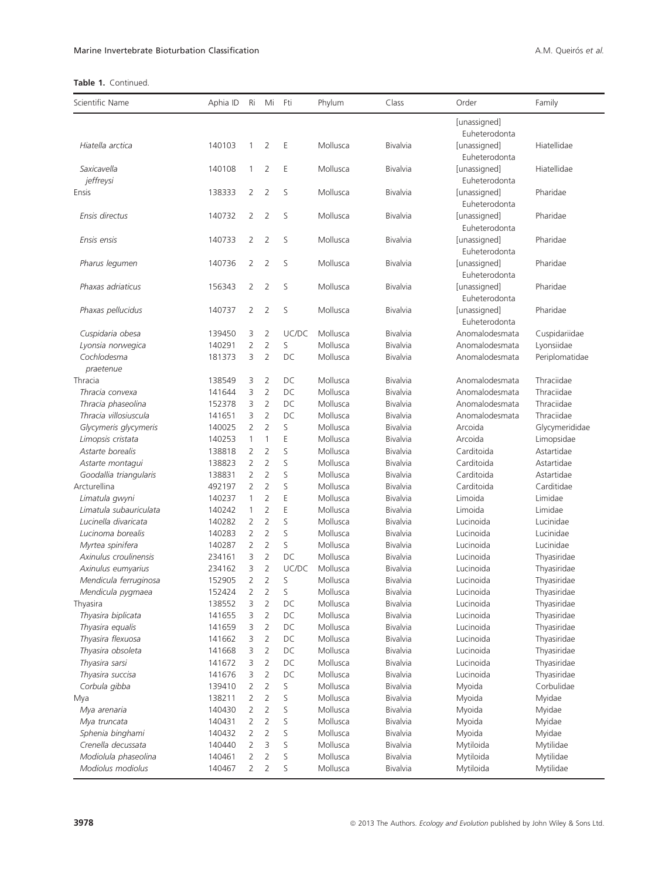**Table 1.** Continued.

| Scientific Name | Aphia ID | Ri | Mi | Fti | Phylum | Class | Order | Family |
|---|---|---|---|---|---|---|---|---|
| | | | | | | | [unassigned] Euheterodonta | |
| *Hiatella arctica* | 140103 | 1 | 2 | E | Mollusca | Bivalvia | [unassigned] Euheterodonta | Hiatellidae |
| *Saxicavella jeffreysi* | 140108 | 1 | 2 | E | Mollusca | Bivalvia | [unassigned] Euheterodonta | Hiatellidae |
| Ensis | 138333 | 2 | 2 | S | Mollusca | Bivalvia | [unassigned] Euheterodonta | Pharidae |
| *Ensis directus* | 140732 | 2 | 2 | S | Mollusca | Bivalvia | [unassigned] Euheterodonta | Pharidae |
| *Ensis ensis* | 140733 | 2 | 2 | S | Mollusca | Bivalvia | [unassigned] Euheterodonta | Pharidae |
| *Pharus legumen* | 140736 | 2 | 2 | S | Mollusca | Bivalvia | [unassigned] Euheterodonta | Pharidae |
| *Phaxas adriaticus* | 156343 | 2 | 2 | S | Mollusca | Bivalvia | [unassigned] Euheterodonta | Pharidae |
| *Phaxas pellucidus* | 140737 | 2 | 2 | S | Mollusca | Bivalvia | [unassigned] Euheterodonta | Pharidae |
| *Cuspidaria obesa* | 139450 | 3 | 2 | UC/DC | Mollusca | Bivalvia | Anomalodesmata | Cuspidariidae |
| *Lyonsia norwegica* | 140291 | 2 | 2 | S | Mollusca | Bivalvia | Anomalodesmata | Lyonsiidae |
| *Cochlodesma praetenue* | 181373 | 3 | 2 | DC | Mollusca | Bivalvia | Anomalodesmata | Periplomatidae |
| Thracia | 138549 | 3 | 2 | DC | Mollusca | Bivalvia | Anomalodesmata | Thraciidae |
| *Thracia convexa* | 141644 | 3 | 2 | DC | Mollusca | Bivalvia | Anomalodesmata | Thraciidae |
| *Thracia phaseolina* | 152378 | 3 | 2 | DC | Mollusca | Bivalvia | Anomalodesmata | Thraciidae |
| *Thracia villosiuscula* | 141651 | 3 | 2 | DC | Mollusca | Bivalvia | Anomalodesmata | Thraciidae |
| *Glycymeris glycymeris* | 140025 | 2 | 2 | S | Mollusca | Bivalvia | Arcoida | Glycymerididae |
| *Limopsis cristata* | 140253 | 1 | 1 | E | Mollusca | Bivalvia | Arcoida | Limopsidae |
| *Astarte borealis* | 138818 | 2 | 2 | S | Mollusca | Bivalvia | Carditoida | Astartidae |
| *Astarte montagui* | 138823 | 2 | 2 | S | Mollusca | Bivalvia | Carditoida | Astartidae |
| *Goodallia triangularis* | 138831 | 2 | 2 | S | Mollusca | Bivalvia | Carditoida | Astartidae |
| Arcturellina | 492197 | 2 | 2 | S | Mollusca | Bivalvia | Carditoida | Carditidae |
| *Limatula gwyni* | 140237 | 1 | 2 | E | Mollusca | Bivalvia | Limoida | Limidae |
| *Limatula subauriculata* | 140242 | 1 | 2 | E | Mollusca | Bivalvia | Limoida | Limidae |
| *Lucinella divaricata* | 140282 | 2 | 2 | S | Mollusca | Bivalvia | Lucinoida | Lucinidae |
| *Lucinoma borealis* | 140283 | 2 | 2 | S | Mollusca | Bivalvia | Lucinoida | Lucinidae |
| *Myrtea spinifera* | 140287 | 2 | 2 | S | Mollusca | Bivalvia | Lucinoida | Lucinidae |
| *Axinulus croulinensis* | 234161 | 3 | 2 | DC | Mollusca | Bivalvia | Lucinoida | Thyasiridae |
| *Axinulus eumyarius* | 234162 | 3 | 2 | UC/DC | Mollusca | Bivalvia | Lucinoida | Thyasiridae |
| *Mendicula ferruginosa* | 152905 | 2 | 2 | S | Mollusca | Bivalvia | Lucinoida | Thyasiridae |
| *Mendicula pygmaea* | 152424 | 2 | 2 | S | Mollusca | Bivalvia | Lucinoida | Thyasiridae |
| Thyasira | 138552 | 3 | 2 | DC | Mollusca | Bivalvia | Lucinoida | Thyasiridae |
| *Thyasira biplicata* | 141655 | 3 | 2 | DC | Mollusca | Bivalvia | Lucinoida | Thyasiridae |
| *Thyasira equalis* | 141659 | 3 | 2 | DC | Mollusca | Bivalvia | Lucinoida | Thyasiridae |
| *Thyasira flexuosa* | 141662 | 3 | 2 | DC | Mollusca | Bivalvia | Lucinoida | Thyasiridae |
| *Thyasira obsoleta* | 141668 | 3 | 2 | DC | Mollusca | Bivalvia | Lucinoida | Thyasiridae |
| *Thyasira sarsi* | 141672 | 3 | 2 | DC | Mollusca | Bivalvia | Lucinoida | Thyasiridae |
| *Thyasira succisa* | 141676 | 3 | 2 | DC | Mollusca | Bivalvia | Lucinoida | Thyasiridae |
| *Corbula gibba* | 139410 | 2 | 2 | S | Mollusca | Bivalvia | Myoida | Corbulidae |
| Mya | 138211 | 2 | 2 | S | Mollusca | Bivalvia | Myoida | Myidae |
| *Mya arenaria* | 140430 | 2 | 2 | S | Mollusca | Bivalvia | Myoida | Myidae |
| *Mya truncata* | 140431 | 2 | 2 | S | Mollusca | Bivalvia | Myoida | Myidae |
| *Sphenia binghami* | 140432 | 2 | 2 | S | Mollusca | Bivalvia | Myoida | Myidae |
| *Crenella decussata* | 140440 | 2 | 3 | S | Mollusca | Bivalvia | Mytiloida | Mytilidae |
| *Modiolula phaseolina* | 140461 | 2 | 2 | S | Mollusca | Bivalvia | Mytiloida | Mytilidae |
| *Modiolus modiolus* | 140467 | 2 | 2 | S | Mollusca | Bivalvia | Mytiloida | Mytilidae |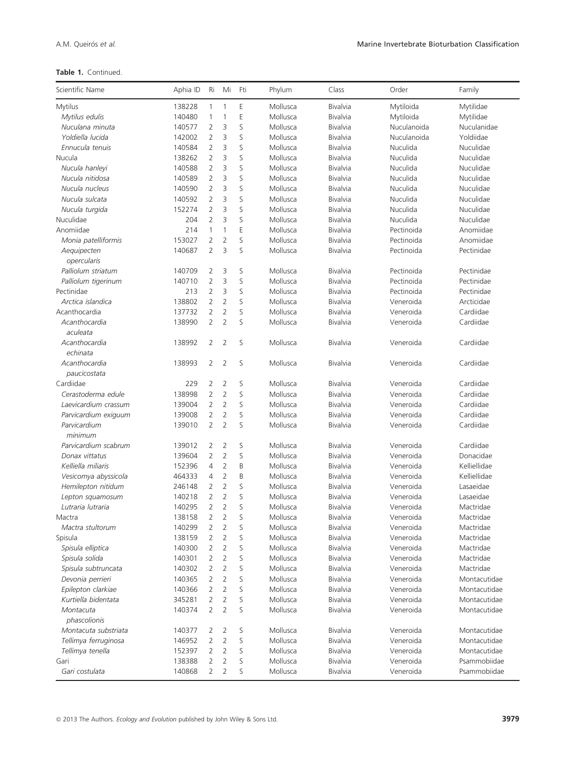**Table 1.** Continued.

| Scientific Name | Aphia ID | Ri | Mi | Fti | Phylum | Class | Order | Family |
|---|---|---|---|---|---|---|---|---|
| Mytilus | 138228 | 1 | 1 | E | Mollusca | Bivalvia | Mytiloida | Mytilidae |
| *Mytilus edulis* | 140480 | 1 | 1 | E | Mollusca | Bivalvia | Mytiloida | Mytilidae |
| *Nuculana minuta* | 140577 | 2 | 3 | S | Mollusca | Bivalvia | Nuculanoida | Nuculanidae |
| *Yoldiella lucida* | 142002 | 2 | 3 | S | Mollusca | Bivalvia | Nuculanoida | Yoldiidae |
| *Ennucula tenuis* | 140584 | 2 | 3 | S | Mollusca | Bivalvia | Nuculida | Nuculidae |
| Nucula | 138262 | 2 | 3 | S | Mollusca | Bivalvia | Nuculida | Nuculidae |
| *Nucula hanleyi* | 140588 | 2 | 3 | S | Mollusca | Bivalvia | Nuculida | Nuculidae |
| *Nucula nitidosa* | 140589 | 2 | 3 | S | Mollusca | Bivalvia | Nuculida | Nuculidae |
| *Nucula nucleus* | 140590 | 2 | 3 | S | Mollusca | Bivalvia | Nuculida | Nuculidae |
| *Nucula sulcata* | 140592 | 2 | 3 | S | Mollusca | Bivalvia | Nuculida | Nuculidae |
| *Nucula turgida* | 152274 | 2 | 3 | S | Mollusca | Bivalvia | Nuculida | Nuculidae |
| Nuculidae | 204 | 2 | 3 | S | Mollusca | Bivalvia | Nuculida | Nuculidae |
| Anomiidae | 214 | 1 | 1 | E | Mollusca | Bivalvia | Pectinoida | Anomiidae |
| *Monia patelliformis* | 153027 | 2 | 2 | S | Mollusca | Bivalvia | Pectinoida | Anomiidae |
| *Aequipecten opercularis* | 140687 | 2 | 3 | S | Mollusca | Bivalvia | Pectinoida | Pectinidae |
| *Palliolum striatum* | 140709 | 2 | 3 | S | Mollusca | Bivalvia | Pectinoida | Pectinidae |
| *Palliolum tigerinum* | 140710 | 2 | 3 | S | Mollusca | Bivalvia | Pectinoida | Pectinidae |
| Pectinidae | 213 | 2 | 3 | S | Mollusca | Bivalvia | Pectinoida | Pectinidae |
| *Arctica islandica* | 138802 | 2 | 2 | S | Mollusca | Bivalvia | Veneroida | Arcticidae |
| Acanthocardia | 137732 | 2 | 2 | S | Mollusca | Bivalvia | Veneroida | Cardiidae |
| *Acanthocardia aculeata* | 138990 | 2 | 2 | S | Mollusca | Bivalvia | Veneroida | Cardiidae |
| *Acanthocardia echinata* | 138992 | 2 | 2 | S | Mollusca | Bivalvia | Veneroida | Cardiidae |
| *Acanthocardia paucicostata* | 138993 | 2 | 2 | S | Mollusca | Bivalvia | Veneroida | Cardiidae |
| Cardiidae | 229 | 2 | 2 | S | Mollusca | Bivalvia | Veneroida | Cardiidae |
| *Cerastoderma edule* | 138998 | 2 | 2 | S | Mollusca | Bivalvia | Veneroida | Cardiidae |
| *Laevicardium crassum* | 139004 | 2 | 2 | S | Mollusca | Bivalvia | Veneroida | Cardiidae |
| *Parvicardium exiguum* | 139008 | 2 | 2 | S | Mollusca | Bivalvia | Veneroida | Cardiidae |
| *Parvicardium minimum* | 139010 | 2 | 2 | S | Mollusca | Bivalvia | Veneroida | Cardiidae |
| *Parvicardium scabrum* | 139012 | 2 | 2 | S | Mollusca | Bivalvia | Veneroida | Cardiidae |
| *Donax vittatus* | 139604 | 2 | 2 | S | Mollusca | Bivalvia | Veneroida | Donacidae |
| *Kelliella miliaris* | 152396 | 4 | 2 | B | Mollusca | Bivalvia | Veneroida | Kelliellidae |
| *Vesicomya abyssicola* | 464333 | 4 | 2 | B | Mollusca | Bivalvia | Veneroida | Kelliellidae |
| *Hemilepton nitidum* | 246148 | 2 | 2 | S | Mollusca | Bivalvia | Veneroida | Lasaeidae |
| *Lepton squamosum* | 140218 | 2 | 2 | S | Mollusca | Bivalvia | Veneroida | Lasaeidae |
| *Lutraria lutraria* | 140295 | 2 | 2 | S | Mollusca | Bivalvia | Veneroida | Mactridae |
| Mactra | 138158 | 2 | 2 | S | Mollusca | Bivalvia | Veneroida | Mactridae |
| *Mactra stultorum* | 140299 | 2 | 2 | S | Mollusca | Bivalvia | Veneroida | Mactridae |
| Spisula | 138159 | 2 | 2 | S | Mollusca | Bivalvia | Veneroida | Mactridae |
| *Spisula elliptica* | 140300 | 2 | 2 | S | Mollusca | Bivalvia | Veneroida | Mactridae |
| *Spisula solida* | 140301 | 2 | 2 | S | Mollusca | Bivalvia | Veneroida | Mactridae |
| *Spisula subtruncata* | 140302 | 2 | 2 | S | Mollusca | Bivalvia | Veneroida | Mactridae |
| *Devonia perrieri* | 140365 | 2 | 2 | S | Mollusca | Bivalvia | Veneroida | Montacutidae |
| *Epilepton clarkiae* | 140366 | 2 | 2 | S | Mollusca | Bivalvia | Veneroida | Montacutidae |
| *Kurtiella bidentata* | 345281 | 2 | 2 | S | Mollusca | Bivalvia | Veneroida | Montacutidae |
| *Montacuta phascolionis* | 140374 | 2 | 2 | S | Mollusca | Bivalvia | Veneroida | Montacutidae |
| *Montacuta substriata* | 140377 | 2 | 2 | S | Mollusca | Bivalvia | Veneroida | Montacutidae |
| *Tellimya ferruginosa* | 146952 | 2 | 2 | S | Mollusca | Bivalvia | Veneroida | Montacutidae |
| *Tellimya tenella* | 152397 | 2 | 2 | S | Mollusca | Bivalvia | Veneroida | Montacutidae |
| Gari | 138388 | 2 | 2 | S | Mollusca | Bivalvia | Veneroida | Psammobiidae |
| *Gari costulata* | 140868 | 2 | 2 | S | Mollusca | Bivalvia | Veneroida | Psammobiidae |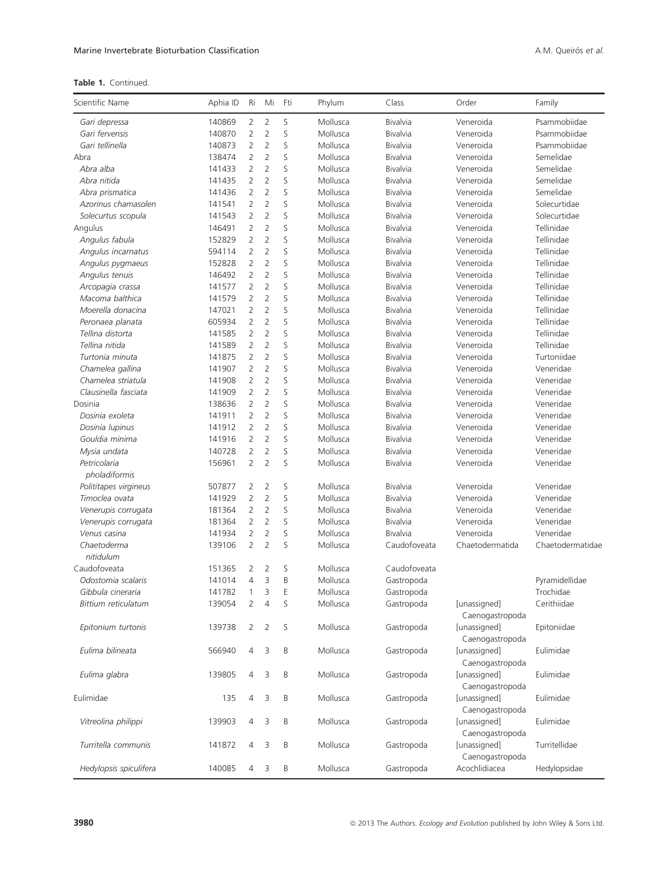**Table 1.** Continued.

| Scientific Name | Aphia ID | Ri | Mi | Fti | Phylum | Class | Order | Family |
|---|---|---|---|---|---|---|---|---|
| *Gari depressa* | 140869 | 2 | 2 | S | Mollusca | Bivalvia | Veneroida | Psammobiidae |
| *Gari fervensis* | 140870 | 2 | 2 | S | Mollusca | Bivalvia | Veneroida | Psammobiidae |
| *Gari tellinella* | 140873 | 2 | 2 | S | Mollusca | Bivalvia | Veneroida | Psammobiidae |
| Abra | 138474 | 2 | 2 | S | Mollusca | Bivalvia | Veneroida | Semelidae |
| *Abra alba* | 141433 | 2 | 2 | S | Mollusca | Bivalvia | Veneroida | Semelidae |
| *Abra nitida* | 141435 | 2 | 2 | S | Mollusca | Bivalvia | Veneroida | Semelidae |
| *Abra prismatica* | 141436 | 2 | 2 | S | Mollusca | Bivalvia | Veneroida | Semelidae |
| *Azorinus chamasolen* | 141541 | 2 | 2 | S | Mollusca | Bivalvia | Veneroida | Solecurtidae |
| *Solecurtus scopula* | 141543 | 2 | 2 | S | Mollusca | Bivalvia | Veneroida | Solecurtidae |
| Angulus | 146491 | 2 | 2 | S | Mollusca | Bivalvia | Veneroida | Tellinidae |
| *Angulus fabula* | 152829 | 2 | 2 | S | Mollusca | Bivalvia | Veneroida | Tellinidae |
| *Angulus incarnatus* | 594114 | 2 | 2 | S | Mollusca | Bivalvia | Veneroida | Tellinidae |
| *Angulus pygmaeus* | 152828 | 2 | 2 | S | Mollusca | Bivalvia | Veneroida | Tellinidae |
| *Angulus tenuis* | 146492 | 2 | 2 | S | Mollusca | Bivalvia | Veneroida | Tellinidae |
| *Arcopagia crassa* | 141577 | 2 | 2 | S | Mollusca | Bivalvia | Veneroida | Tellinidae |
| *Macoma balthica* | 141579 | 2 | 2 | S | Mollusca | Bivalvia | Veneroida | Tellinidae |
| *Moerella donacina* | 147021 | 2 | 2 | S | Mollusca | Bivalvia | Veneroida | Tellinidae |
| *Peronaea planata* | 605934 | 2 | 2 | S | Mollusca | Bivalvia | Veneroida | Tellinidae |
| *Tellina distorta* | 141585 | 2 | 2 | S | Mollusca | Bivalvia | Veneroida | Tellinidae |
| *Tellina nitida* | 141589 | 2 | 2 | S | Mollusca | Bivalvia | Veneroida | Tellinidae |
| *Turtonia minuta* | 141875 | 2 | 2 | S | Mollusca | Bivalvia | Veneroida | Turtoniidae |
| *Chamelea gallina* | 141907 | 2 | 2 | S | Mollusca | Bivalvia | Veneroida | Veneridae |
| *Chamelea striatula* | 141908 | 2 | 2 | S | Mollusca | Bivalvia | Veneroida | Veneridae |
| *Clausinella fasciata* | 141909 | 2 | 2 | S | Mollusca | Bivalvia | Veneroida | Veneridae |
| Dosinia | 138636 | 2 | 2 | S | Mollusca | Bivalvia | Veneroida | Veneridae |
| *Dosinia exoleta* | 141911 | 2 | 2 | S | Mollusca | Bivalvia | Veneroida | Veneridae |
| *Dosinia lupinus* | 141912 | 2 | 2 | S | Mollusca | Bivalvia | Veneroida | Veneridae |
| *Gouldia minima* | 141916 | 2 | 2 | S | Mollusca | Bivalvia | Veneroida | Veneridae |
| *Mysia undata* | 140728 | 2 | 2 | S | Mollusca | Bivalvia | Veneroida | Veneridae |
| *Petricolaria pholadiformis* | 156961 | 2 | 2 | S | Mollusca | Bivalvia | Veneroida | Veneridae |
| *Polititapes virgineus* | 507877 | 2 | 2 | S | Mollusca | Bivalvia | Veneroida | Veneridae |
| *Timoclea ovata* | 141929 | 2 | 2 | S | Mollusca | Bivalvia | Veneroida | Veneridae |
| *Venerupis corrugata* | 181364 | 2 | 2 | S | Mollusca | Bivalvia | Veneroida | Veneridae |
| *Venerupis corrugata* | 181364 | 2 | 2 | S | Mollusca | Bivalvia | Veneroida | Veneridae |
| *Venus casina* | 141934 | 2 | 2 | S | Mollusca | Bivalvia | Veneroida | Veneridae |
| *Chaetoderma nitidulum* | 139106 | 2 | 2 | S | Mollusca | Caudofoveata | Chaetodermatida | Chaetodermatidae |
| Caudofoveata | 151365 | 2 | 2 | S | Mollusca | Caudofoveata | | |
| *Odostomia scalaris* | 141014 | 4 | 3 | B | Mollusca | Gastropoda | | Pyramidellidae |
| *Gibbula cineraria* | 141782 | 1 | 3 | E | Mollusca | Gastropoda | | Trochidae |
| *Bittium reticulatum* | 139054 | 2 | 4 | S | Mollusca | Gastropoda | [unassigned] Caenogastropoda | Cerithiidae |
| *Epitonium turtonis* | 139738 | 2 | 2 | S | Mollusca | Gastropoda | [unassigned] Caenogastropoda | Epitoniidae |
| *Eulima bilineata* | 566940 | 4 | 3 | B | Mollusca | Gastropoda | [unassigned] Caenogastropoda | Eulimidae |
| *Eulima glabra* | 139805 | 4 | 3 | B | Mollusca | Gastropoda | [unassigned] Caenogastropoda | Eulimidae |
| Eulimidae | 135 | 4 | 3 | B | Mollusca | Gastropoda | [unassigned] Caenogastropoda | Eulimidae |
| *Vitreolina philippi* | 139903 | 4 | 3 | B | Mollusca | Gastropoda | [unassigned] Caenogastropoda | Eulimidae |
| *Turritella communis* | 141872 | 4 | 3 | B | Mollusca | Gastropoda | [unassigned] Caenogastropoda | Turritellidae |
| *Hedylopsis spiculifera* | 140085 | 4 | 3 | B | Mollusca | Gastropoda | Acochlidiacea | Hedylopsidae |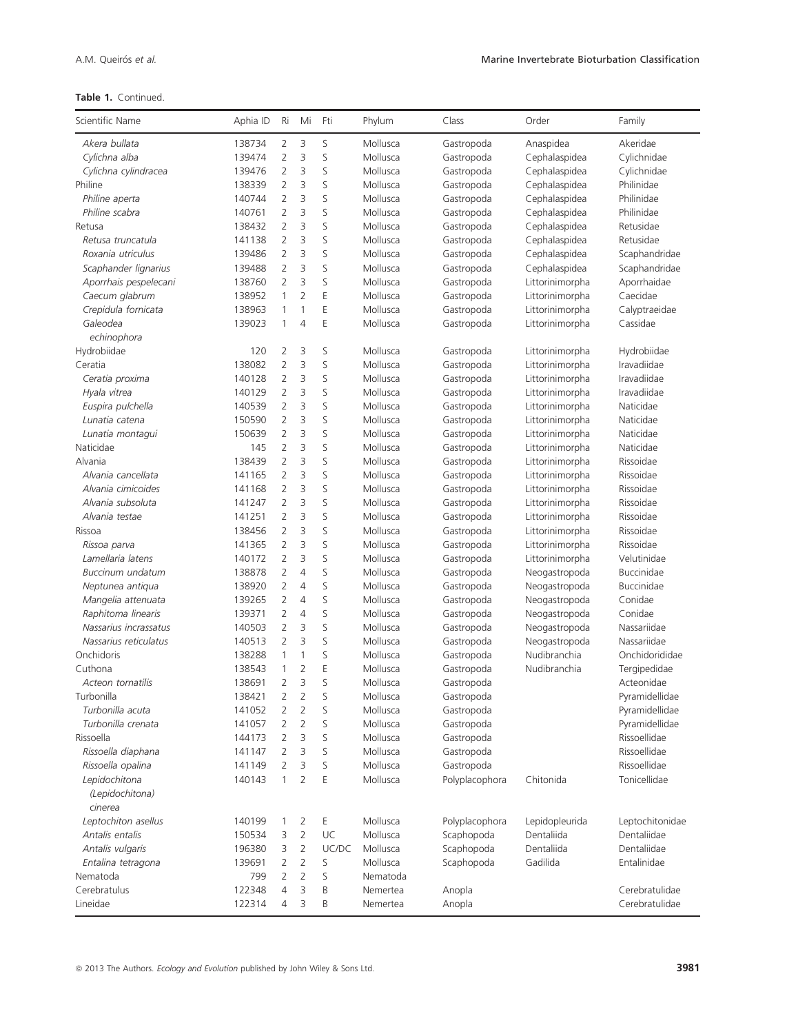**Table 1.** Continued.

| Scientific Name | Aphia ID | Ri | Mi | Fti | Phylum | Class | Order | Family |
|---|---|---|---|---|---|---|---|---|
| *Akera bullata* | 138734 | 2 | 3 | S | Mollusca | Gastropoda | Anaspidea | Akeridae |
| *Cylichna alba* | 139474 | 2 | 3 | S | Mollusca | Gastropoda | Cephalaspidea | Cylichnidae |
| *Cylichna cylindracea* | 139476 | 2 | 3 | S | Mollusca | Gastropoda | Cephalaspidea | Cylichnidae |
| Philine | 138339 | 2 | 3 | S | Mollusca | Gastropoda | Cephalaspidea | Philinidae |
| *Philine aperta* | 140744 | 2 | 3 | S | Mollusca | Gastropoda | Cephalaspidea | Philinidae |
| *Philine scabra* | 140761 | 2 | 3 | S | Mollusca | Gastropoda | Cephalaspidea | Philinidae |
| Retusa | 138432 | 2 | 3 | S | Mollusca | Gastropoda | Cephalaspidea | Retusidae |
| *Retusa truncatula* | 141138 | 2 | 3 | S | Mollusca | Gastropoda | Cephalaspidea | Retusidae |
| *Roxania utriculus* | 139486 | 2 | 3 | S | Mollusca | Gastropoda | Cephalaspidea | Scaphandridae |
| *Scaphander lignarius* | 139488 | 2 | 3 | S | Mollusca | Gastropoda | Cephalaspidea | Scaphandridae |
| *Aporrhais pespelecani* | 138760 | 2 | 3 | S | Mollusca | Gastropoda | Littorinimorpha | Aporrhaidae |
| *Caecum glabrum* | 138952 | 1 | 2 | E | Mollusca | Gastropoda | Littorinimorpha | Caecidae |
| *Crepidula fornicata* | 138963 | 1 | 1 | E | Mollusca | Gastropoda | Littorinimorpha | Calyptraeidae |
| *Galeodea echinophora* | 139023 | 1 | 4 | E | Mollusca | Gastropoda | Littorinimorpha | Cassidae |
| Hydrobiidae | 120 | 2 | 3 | S | Mollusca | Gastropoda | Littorinimorpha | Hydrobiidae |
| Ceratia | 138082 | 2 | 3 | S | Mollusca | Gastropoda | Littorinimorpha | Iravadiidae |
| *Ceratia proxima* | 140128 | 2 | 3 | S | Mollusca | Gastropoda | Littorinimorpha | Iravadiidae |
| *Hyala vitrea* | 140129 | 2 | 3 | S | Mollusca | Gastropoda | Littorinimorpha | Iravadiidae |
| *Euspira pulchella* | 140539 | 2 | 3 | S | Mollusca | Gastropoda | Littorinimorpha | Naticidae |
| *Lunatia catena* | 150590 | 2 | 3 | S | Mollusca | Gastropoda | Littorinimorpha | Naticidae |
| *Lunatia montagui* | 150639 | 2 | 3 | S | Mollusca | Gastropoda | Littorinimorpha | Naticidae |
| Naticidae | 145 | 2 | 3 | S | Mollusca | Gastropoda | Littorinimorpha | Naticidae |
| Alvania | 138439 | 2 | 3 | S | Mollusca | Gastropoda | Littorinimorpha | Rissoidae |
| *Alvania cancellata* | 141165 | 2 | 3 | S | Mollusca | Gastropoda | Littorinimorpha | Rissoidae |
| *Alvania cimicoides* | 141168 | 2 | 3 | S | Mollusca | Gastropoda | Littorinimorpha | Rissoidae |
| *Alvania subsoluta* | 141247 | 2 | 3 | S | Mollusca | Gastropoda | Littorinimorpha | Rissoidae |
| *Alvania testae* | 141251 | 2 | 3 | S | Mollusca | Gastropoda | Littorinimorpha | Rissoidae |
| Rissoa | 138456 | 2 | 3 | S | Mollusca | Gastropoda | Littorinimorpha | Rissoidae |
| *Rissoa parva* | 141365 | 2 | 3 | S | Mollusca | Gastropoda | Littorinimorpha | Rissoidae |
| *Lamellaria latens* | 140172 | 2 | 3 | S | Mollusca | Gastropoda | Littorinimorpha | Velutinidae |
| *Buccinum undatum* | 138878 | 2 | 4 | S | Mollusca | Gastropoda | Neogastropoda | Buccinidae |
| *Neptunea antiqua* | 138920 | 2 | 4 | S | Mollusca | Gastropoda | Neogastropoda | Buccinidae |
| *Mangelia attenuata* | 139265 | 2 | 4 | S | Mollusca | Gastropoda | Neogastropoda | Conidae |
| *Raphitoma linearis* | 139371 | 2 | 4 | S | Mollusca | Gastropoda | Neogastropoda | Conidae |
| *Nassarius incrassatus* | 140503 | 2 | 3 | S | Mollusca | Gastropoda | Neogastropoda | Nassariidae |
| *Nassarius reticulatus* | 140513 | 2 | 3 | S | Mollusca | Gastropoda | Neogastropoda | Nassariidae |
| Onchidoris | 138288 | 1 | 1 | S | Mollusca | Gastropoda | Nudibranchia | Onchidorididae |
| Cuthona | 138543 | 1 | 2 | E | Mollusca | Gastropoda | Nudibranchia | Tergipedidae |
| *Acteon tornatilis* | 138691 | 2 | 3 | S | Mollusca | Gastropoda | | Acteonidae |
| Turbonilla | 138421 | 2 | 2 | S | Mollusca | Gastropoda | | Pyramidellidae |
| *Turbonilla acuta* | 141052 | 2 | 2 | S | Mollusca | Gastropoda | | Pyramidellidae |
| *Turbonilla crenata* | 141057 | 2 | 2 | S | Mollusca | Gastropoda | | Pyramidellidae |
| Rissoella | 144173 | 2 | 3 | S | Mollusca | Gastropoda | | Rissoellidae |
| *Rissoella diaphana* | 141147 | 2 | 3 | S | Mollusca | Gastropoda | | Rissoellidae |
| *Rissoella opalina* | 141149 | 2 | 3 | S | Mollusca | Gastropoda | | Rissoellidae |
| *Lepidochitona (Lepidochitona) cinerea* | 140143 | 1 | 2 | E | Mollusca | Polyplacophora | Chitonida | Tonicellidae |
| *Leptochiton asellus* | 140199 | 1 | 2 | E | Mollusca | Polyplacophora | Lepidopleurida | Leptochitonidae |
| *Antalis entalis* | 150534 | 3 | 2 | UC | Mollusca | Scaphopoda | Dentaliida | Dentaliidae |
| *Antalis vulgaris* | 196380 | 3 | 2 | UC/DC | Mollusca | Scaphopoda | Dentaliida | Dentaliidae |
| *Entalina tetragona* | 139691 | 2 | 2 | S | Mollusca | Scaphopoda | Gadilida | Entalinidae |
| Nematoda | 799 | 2 | 2 | S | Nematoda | | | |
| Cerebratulus | 122348 | 4 | 3 | B | Nemertea | Anopla | | Cerebratulidae |
| Lineidae | 122314 | 4 | 3 | B | Nemertea | Anopla | | Cerebratulidae |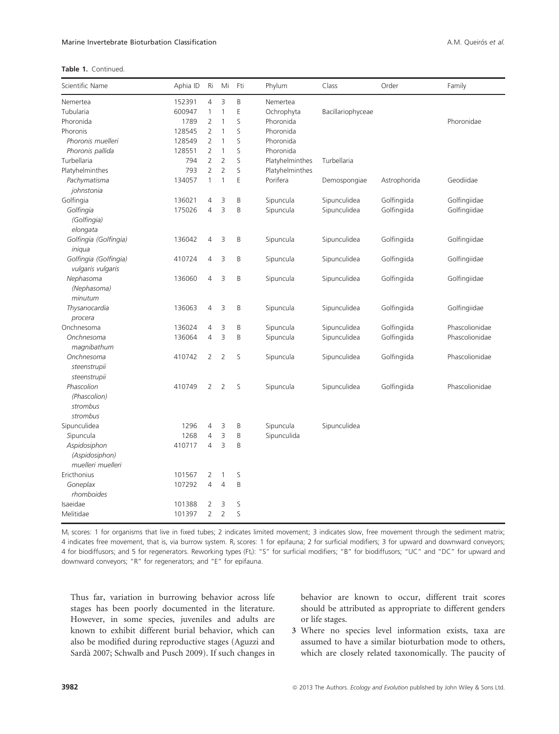**Table 1.** Continued.

| Scientific Name | Aphia ID | Ri | Mi | Fti | Phylum | Class | Order | Family |
|---|---|---|---|---|---|---|---|---|
| Nemertea | 152391 | 4 | 3 | B | Nemertea | | | |
| Tubularia | 600947 | 1 | 1 | E | Ochrophyta | Bacillariophyceae | | |
| Phoronida | 1789 | 2 | 1 | S | Phoronida | | | Phoronidae |
| Phoronis | 128545 | 2 | 1 | S | Phoronida | | | |
| *Phoronis muelleri* | 128549 | 2 | 1 | S | Phoronida | | | |
| *Phoronis pallida* | 128551 | 2 | 1 | S | Phoronida | | | |
| Turbellaria | 794 | 2 | 2 | S | Platyhelminthes | Turbellaria | | |
| Platyhelminthes | 793 | 2 | 2 | S | Platyhelminthes | | | |
| *Pachymatisma johnstonia* | 134057 | 1 | 1 | E | Porifera | Demospongiae | Astrophorida | Geodiidae |
| Golfingia | 136021 | 4 | 3 | B | Sipuncula | Sipunculidea | Golfingiida | Golfingiidae |
| *Golfingia (Golfingia) elongata* | 175026 | 4 | 3 | B | Sipuncula | Sipunculidea | Golfingiida | Golfingiidae |
| *Golfingia (Golfingia) iniqua* | 136042 | 4 | 3 | B | Sipuncula | Sipunculidea | Golfingiida | Golfingiidae |
| *Golfingia (Golfingia) vulgaris vulgaris* | 410724 | 4 | 3 | B | Sipuncula | Sipunculidea | Golfingiida | Golfingiidae |
| *Nephasoma (Nephasoma) minutum* | 136060 | 4 | 3 | B | Sipuncula | Sipunculidea | Golfingiida | Golfingiidae |
| *Thysanocardia procera* | 136063 | 4 | 3 | B | Sipuncula | Sipunculidea | Golfingiida | Golfingiidae |
| Onchnesoma | 136024 | 4 | 3 | B | Sipuncula | Sipunculidea | Golfingiida | Phascolionidae |
| *Onchnesoma magnibathum* | 136064 | 4 | 3 | B | Sipuncula | Sipunculidea | Golfingiida | Phascolionidae |
| *Onchnesoma steenstrupii steenstrupii* | 410742 | 2 | 2 | S | Sipuncula | Sipunculidea | Golfingiida | Phascolionidae |
| *Phascolion (Phascolion) strombus strombus* | 410749 | 2 | 2 | S | Sipuncula | Sipunculidea | Golfingiida | Phascolionidae |
| Sipunculidea | 1296 | 4 | 3 | B | Sipuncula | Sipunculidea | | |
| Sipuncula | 1268 | 4 | 3 | B | Sipunculida | | | |
| *Aspidosiphon (Aspidosiphon) muelleri muelleri* | 410717 | 4 | 3 | B | | | | |
| Ericthonius | 101567 | 2 | 1 | S | | | | |
| *Goneplax rhomboides* | 107292 | 4 | 4 | B | | | | |
| Isaeidae | 101388 | 2 | 3 | S | | | | |
| Melitidae | 101397 | 2 | 2 | S | | | | |

$M_i$ scores: 1 for organisms that live in fixed tubes; 2 indicates limited movement; 3 indicates slow, free movement through the sediment matrix; 4 indicates free movement, that is, via burrow system. $R_i$ scores: 1 for epifauna; 2 for surficial modifiers; 3 for upward and downward conveyors; 4 for biodiffusors; and 5 for regenerators. Reworking types ($Ft_i$): "S" for surficial modifiers; "B" for biodiffusors; "UC" and "DC" for upward and downward conveyors; "R" for regenerators; and "E" for epifauna.

Thus far, variation in burrowing behavior across life stages has been poorly documented in the literature. However, in some species, juveniles and adults are known to exhibit different burial behavior, which can also be modified during reproductive stages (Aguzzi and Sardà 2007; Schwalb and Pusch 2009). If such changes in behavior are known to occur, different trait scores should be attributed as appropriate to different genders or life stages.

3 Where no species level information exists, taxa are assumed to have a similar bioturbation mode to others, which are closely related taxonomically. The paucity of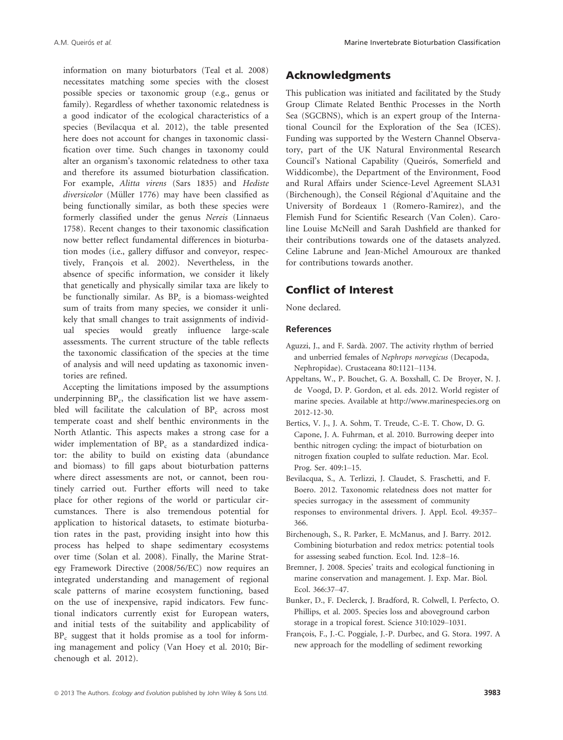information on many bioturbators (Teal et al. 2008) necessitates matching some species with the closest possible species or taxonomic group (e.g., genus or family). Regardless of whether taxonomic relatedness is a good indicator of the ecological characteristics of a species (Bevilacqua et al. 2012), the table presented here does not account for changes in taxonomic classification over time. Such changes in taxonomy could alter an organism's taxonomic relatedness to other taxa and therefore its assumed bioturbation classification. For example, *Alitta virens* (Sars 1835) and *Hediste diversicolor* (Müller 1776) may have been classified as being functionally similar, as both these species were formerly classified under the genus *Nereis* (Linnaeus 1758). Recent changes to their taxonomic classification now better reflect fundamental differences in bioturbation modes (i.e., gallery diffusor and conveyor, respectively, François et al. 2002). Nevertheless, in the absence of specific information, we consider it likely that genetically and physically similar taxa are likely to be functionally similar. As $BP_c$ is a biomass-weighted sum of traits from many species, we consider it unlikely that small changes to trait assignments of individual species would greatly influence large-scale assessments. The current structure of the table reflects the taxonomic classification of the species at the time of analysis and will need updating as taxonomic inventories are refined.

Accepting the limitations imposed by the assumptions underpinning $BP_c$, the classification list we have assembled will facilitate the calculation of $BP_c$ across most temperate coast and shelf benthic environments in the North Atlantic. This aspects makes a strong case for a wider implementation of $BP_c$ as a standardized indicator: the ability to build on existing data (abundance and biomass) to fill gaps about bioturbation patterns where direct assessments are not, or cannot, been routinely carried out. Further efforts will need to take place for other regions of the world or particular circumstances. There is also tremendous potential for application to historical datasets, to estimate bioturbation rates in the past, providing insight into how this process has helped to shape sedimentary ecosystems over time (Solan et al. 2008). Finally, the Marine Strategy Framework Directive (2008/56/EC) now requires an integrated understanding and management of regional scale patterns of marine ecosystem functioning, based on the use of inexpensive, rapid indicators. Few functional indicators currently exist for European waters, and initial tests of the suitability and applicability of $BP_c$ suggest that it holds promise as a tool for informing management and policy (Van Hoey et al. 2010; Birchenough et al. 2012).

## Acknowledgments

This publication was initiated and facilitated by the Study Group Climate Related Benthic Processes in the North Sea (SGCBNS), which is an expert group of the International Council for the Exploration of the Sea (ICES). Funding was supported by the Western Channel Observatory, part of the UK Natural Environmental Research Council's National Capability (Queirós, Somerfield and Widdicombe), the Department of the Environment, Food and Rural Affairs under Science-Level Agreement SLA31 (Birchenough), the Conseil Régional d'Aquitaine and the University of Bordeaux 1 (Romero-Ramirez), and the Flemish Fund for Scientific Research (Van Colen). Caroline Louise McNeill and Sarah Dashfield are thanked for their contributions towards one of the datasets analyzed. Celine Labrune and Jean-Michel Amouroux are thanked for contributions towards another.

## Conflict of Interest

None declared.

### References

Aguzzi, J., and F. Sardà. 2007. The activity rhythm of berried and unberried females of *Nephrops norvegicus* (Decapoda, Nephropidae). Crustaceana 80:1121–1134.

Appeltans, W., P. Bouchet, G. A. Boxshall, C. De Broyer, N. J. de Voogd, D. P. Gordon, et al. eds. 2012. World register of marine species. Available at http://www.marinespecies.org on 2012-12-30.

Bertics, V. J., J. A. Sohm, T. Treude, C.-E. T. Chow, D. G. Capone, J. A. Fuhrman, et al. 2010. Burrowing deeper into benthic nitrogen cycling: the impact of bioturbation on nitrogen fixation coupled to sulfate reduction. Mar. Ecol. Prog. Ser. 409:1–15.

Bevilacqua, S., A. Terlizzi, J. Claudet, S. Fraschetti, and F. Boero. 2012. Taxonomic relatedness does not matter for species surrogacy in the assessment of community responses to environmental drivers. J. Appl. Ecol. 49:357–366.

Birchenough, S., R. Parker, E. McManus, and J. Barry. 2012. Combining bioturbation and redox metrics: potential tools for assessing seabed function. Ecol. Ind. 12:8–16.

Bremner, J. 2008. Species' traits and ecological functioning in marine conservation and management. J. Exp. Mar. Biol. Ecol. 366:37–47.

Bunker, D., F. Declerck, J. Bradford, R. Colwell, I. Perfecto, O. Phillips, et al. 2005. Species loss and aboveground carbon storage in a tropical forest. Science 310:1029–1031.

François, F., J.-C. Poggiale, J.-P. Durbec, and G. Stora. 1997. A new approach for the modelling of sediment reworking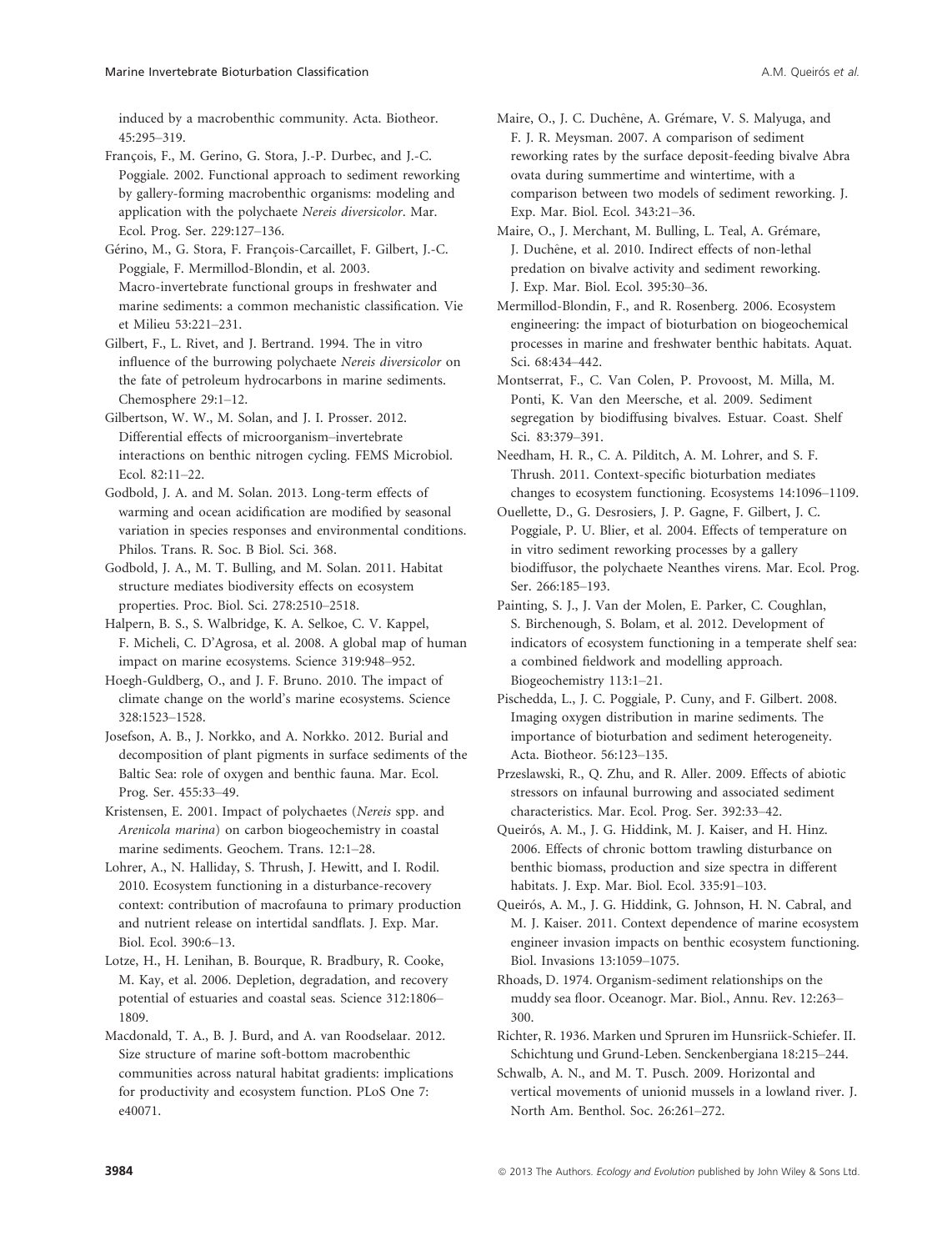induced by a macrobenthic community. Acta. Biotheor. 45:295–319.

François, F., M. Gerino, G. Stora, J.-P. Durbec, and J.-C. Poggiale. 2002. Functional approach to sediment reworking by gallery-forming macrobenthic organisms: modeling and application with the polychaete *Nereis diversicolor*. Mar. Ecol. Prog. Ser. 229:127–136.

Gérino, M., G. Stora, F. François-Carcaillet, F. Gilbert, J.-C. Poggiale, F. Mermillod-Blondin, et al. 2003. Macro-invertebrate functional groups in freshwater and marine sediments: a common mechanistic classification. Vie et Milieu 53:221–231.

Gilbert, F., L. Rivet, and J. Bertrand. 1994. The in vitro influence of the burrowing polychaete *Nereis diversicolor* on the fate of petroleum hydrocarbons in marine sediments. Chemosphere 29:1–12.

Gilbertson, W. W., M. Solan, and J. I. Prosser. 2012. Differential effects of microorganism–invertebrate interactions on benthic nitrogen cycling. FEMS Microbiol. Ecol. 82:11–22.

Godbold, J. A. and M. Solan. 2013. Long-term effects of warming and ocean acidification are modified by seasonal variation in species responses and environmental conditions. Philos. Trans. R. Soc. B Biol. Sci. 368.

Godbold, J. A., M. T. Bulling, and M. Solan. 2011. Habitat structure mediates biodiversity effects on ecosystem properties. Proc. Biol. Sci. 278:2510–2518.

Halpern, B. S., S. Walbridge, K. A. Selkoe, C. V. Kappel, F. Micheli, C. D'Agrosa, et al. 2008. A global map of human impact on marine ecosystems. Science 319:948–952.

Hoegh-Guldberg, O., and J. F. Bruno. 2010. The impact of climate change on the world's marine ecosystems. Science 328:1523–1528.

Josefson, A. B., J. Norkko, and A. Norkko. 2012. Burial and decomposition of plant pigments in surface sediments of the Baltic Sea: role of oxygen and benthic fauna. Mar. Ecol. Prog. Ser. 455:33–49.

Kristensen, E. 2001. Impact of polychaetes (*Nereis* spp. and *Arenicola marina*) on carbon biogeochemistry in coastal marine sediments. Geochem. Trans. 12:1–28.

Lohrer, A., N. Halliday, S. Thrush, J. Hewitt, and I. Rodil. 2010. Ecosystem functioning in a disturbance-recovery context: contribution of macrofauna to primary production and nutrient release on intertidal sandflats. J. Exp. Mar. Biol. Ecol. 390:6–13.

Lotze, H., H. Lenihan, B. Bourque, R. Bradbury, R. Cooke, M. Kay, et al. 2006. Depletion, degradation, and recovery potential of estuaries and coastal seas. Science 312:1806–1809.

Macdonald, T. A., B. J. Burd, and A. van Roodselaar. 2012. Size structure of marine soft-bottom macrobenthic communities across natural habitat gradients: implications for productivity and ecosystem function. PLoS One 7: e40071.

Maire, O., J. C. Duchêne, A. Grémare, V. S. Malyuga, and F. J. R. Meysman. 2007. A comparison of sediment reworking rates by the surface deposit-feeding bivalve Abra ovata during summertime and wintertime, with a comparison between two models of sediment reworking. J. Exp. Mar. Biol. Ecol. 343:21–36.

Maire, O., J. Merchant, M. Bulling, L. Teal, A. Grémare, J. Duchêne, et al. 2010. Indirect effects of non-lethal predation on bivalve activity and sediment reworking. J. Exp. Mar. Biol. Ecol. 395:30–36.

Mermillod-Blondin, F., and R. Rosenberg. 2006. Ecosystem engineering: the impact of bioturbation on biogeochemical processes in marine and freshwater benthic habitats. Aquat. Sci. 68:434–442.

Montserrat, F., C. Van Colen, P. Provoost, M. Milla, M. Ponti, K. Van den Meersche, et al. 2009. Sediment segregation by biodiffusing bivalves. Estuar. Coast. Shelf Sci. 83:379–391.

Needham, H. R., C. A. Pilditch, A. M. Lohrer, and S. F. Thrush. 2011. Context-specific bioturbation mediates changes to ecosystem functioning. Ecosystems 14:1096–1109.

Ouellette, D., G. Desrosiers, J. P. Gagne, F. Gilbert, J. C. Poggiale, P. U. Blier, et al. 2004. Effects of temperature on in vitro sediment reworking processes by a gallery biodiffusor, the polychaete Neanthes virens. Mar. Ecol. Prog. Ser. 266:185–193.

Painting, S. J., J. Van der Molen, E. Parker, C. Coughlan, S. Birchenough, S. Bolam, et al. 2012. Development of indicators of ecosystem functioning in a temperate shelf sea: a combined fieldwork and modelling approach. Biogeochemistry 113:1–21.

Pischedda, L., J. C. Poggiale, P. Cuny, and F. Gilbert. 2008. Imaging oxygen distribution in marine sediments. The importance of bioturbation and sediment heterogeneity. Acta. Biotheor. 56:123–135.

Przeslawski, R., Q. Zhu, and R. Aller. 2009. Effects of abiotic stressors on infaunal burrowing and associated sediment characteristics. Mar. Ecol. Prog. Ser. 392:33–42.

Queirós, A. M., J. G. Hiddink, M. J. Kaiser, and H. Hinz. 2006. Effects of chronic bottom trawling disturbance on benthic biomass, production and size spectra in different habitats. J. Exp. Mar. Biol. Ecol. 335:91–103.

Queirós, A. M., J. G. Hiddink, G. Johnson, H. N. Cabral, and M. J. Kaiser. 2011. Context dependence of marine ecosystem engineer invasion impacts on benthic ecosystem functioning. Biol. Invasions 13:1059–1075.

Rhoads, D. 1974. Organism-sediment relationships on the muddy sea floor. Oceanogr. Mar. Biol., Annu. Rev. 12:263–300.

Richter, R. 1936. Marken und Spruren im Hunsriick-Schiefer. II. Schichtung und Grund-Leben. Senckenbergiana 18:215–244.

Schwalb, A. N., and M. T. Pusch. 2009. Horizontal and vertical movements of unionid mussels in a lowland river. J. North Am. Benthol. Soc. 26:261–272.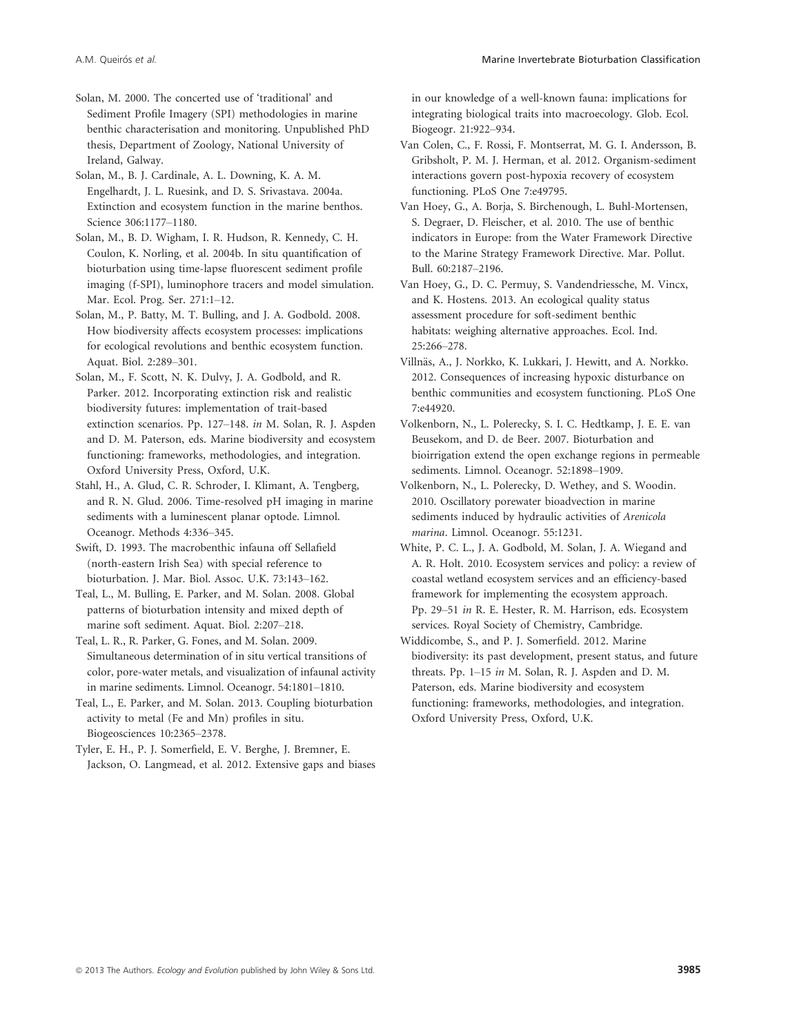Solan, M. 2000. The concerted use of 'traditional' and Sediment Profile Imagery (SPI) methodologies in marine benthic characterisation and monitoring. Unpublished PhD thesis, Department of Zoology, National University of Ireland, Galway.

Solan, M., B. J. Cardinale, A. L. Downing, K. A. M. Engelhardt, J. L. Ruesink, and D. S. Srivastava. 2004a. Extinction and ecosystem function in the marine benthos. Science 306:1177–1180.

Solan, M., B. D. Wigham, I. R. Hudson, R. Kennedy, C. H. Coulon, K. Norling, et al. 2004b. In situ quantification of bioturbation using time-lapse fluorescent sediment profile imaging (f-SPI), luminophore tracers and model simulation. Mar. Ecol. Prog. Ser. 271:1–12.

Solan, M., P. Batty, M. T. Bulling, and J. A. Godbold. 2008. How biodiversity affects ecosystem processes: implications for ecological revolutions and benthic ecosystem function. Aquat. Biol. 2:289–301.

Solan, M., F. Scott, N. K. Dulvy, J. A. Godbold, and R. Parker. 2012. Incorporating extinction risk and realistic biodiversity futures: implementation of trait-based extinction scenarios. Pp. 127–148. *in* M. Solan, R. J. Aspden and D. M. Paterson, eds. Marine biodiversity and ecosystem functioning: frameworks, methodologies, and integration. Oxford University Press, Oxford, U.K.

Stahl, H., A. Glud, C. R. Schroder, I. Klimant, A. Tengberg, and R. N. Glud. 2006. Time-resolved pH imaging in marine sediments with a luminescent planar optode. Limnol. Oceanogr. Methods 4:336–345.

Swift, D. 1993. The macrobenthic infauna off Sellafield (north-eastern Irish Sea) with special reference to bioturbation. J. Mar. Biol. Assoc. U.K. 73:143–162.

Teal, L., M. Bulling, E. Parker, and M. Solan. 2008. Global patterns of bioturbation intensity and mixed depth of marine soft sediment. Aquat. Biol. 2:207–218.

Teal, L. R., R. Parker, G. Fones, and M. Solan. 2009. Simultaneous determination of in situ vertical transitions of color, pore-water metals, and visualization of infaunal activity in marine sediments. Limnol. Oceanogr. 54:1801–1810.

Teal, L., E. Parker, and M. Solan. 2013. Coupling bioturbation activity to metal (Fe and Mn) profiles in situ. Biogeosciences 10:2365–2378.

Tyler, E. H., P. J. Somerfield, E. V. Berghe, J. Bremner, E. Jackson, O. Langmead, et al. 2012. Extensive gaps and biases in our knowledge of a well-known fauna: implications for integrating biological traits into macroecology. Glob. Ecol. Biogeogr. 21:922–934.

Van Colen, C., F. Rossi, F. Montserrat, M. G. I. Andersson, B. Gribsholt, P. M. J. Herman, et al. 2012. Organism-sediment interactions govern post-hypoxia recovery of ecosystem functioning. PLoS One 7:e49795.

Van Hoey, G., A. Borja, S. Birchenough, L. Buhl-Mortensen, S. Degraer, D. Fleischer, et al. 2010. The use of benthic indicators in Europe: from the Water Framework Directive to the Marine Strategy Framework Directive. Mar. Pollut. Bull. 60:2187–2196.

Van Hoey, G., D. C. Permuy, S. Vandendriessche, M. Vincx, and K. Hostens. 2013. An ecological quality status assessment procedure for soft-sediment benthic habitats: weighing alternative approaches. Ecol. Ind. 25:266–278.

Villnäs, A., J. Norkko, K. Lukkari, J. Hewitt, and A. Norkko. 2012. Consequences of increasing hypoxic disturbance on benthic communities and ecosystem functioning. PLoS One 7:e44920.

Volkenborn, N., L. Polerecky, S. I. C. Hedtkamp, J. E. E. van Beusekom, and D. de Beer. 2007. Bioturbation and bioirrigation extend the open exchange regions in permeable sediments. Limnol. Oceanogr. 52:1898–1909.

Volkenborn, N., L. Polerecky, D. Wethey, and S. Woodin. 2010. Oscillatory porewater bioadvection in marine sediments induced by hydraulic activities of *Arenicola marina*. Limnol. Oceanogr. 55:1231.

White, P. C. L., J. A. Godbold, M. Solan, J. A. Wiegand and A. R. Holt. 2010. Ecosystem services and policy: a review of coastal wetland ecosystem services and an efficiency-based framework for implementing the ecosystem approach. Pp. 29–51 *in* R. E. Hester, R. M. Harrison, eds. Ecosystem services. Royal Society of Chemistry, Cambridge.

Widdicombe, S., and P. J. Somerfield. 2012. Marine biodiversity: its past development, present status, and future threats. Pp. 1–15 *in* M. Solan, R. J. Aspden and D. M. Paterson, eds. Marine biodiversity and ecosystem functioning: frameworks, methodologies, and integration. Oxford University Press, Oxford, U.K.